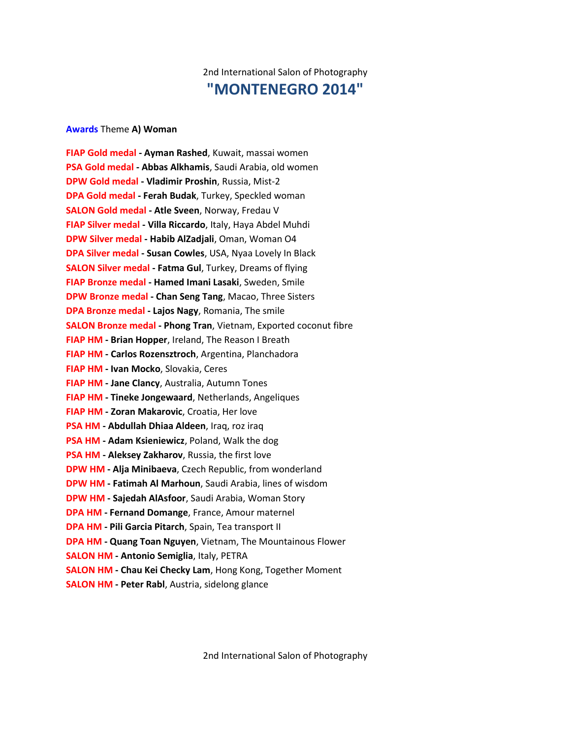2nd International Salon of Photography

# "MONTENEGRO 2014"

**Awards** Theme **A) Woman**

**FIAP Gold medal - Ayman Rashed**, Kuwait, massai women
**PSA Gold medal - Abbas Alkhamis**, Saudi Arabia, old women
**DPW Gold medal - Vladimir Proshin**, Russia, Mist-2
**DPA Gold medal - Ferah Budak**, Turkey, Speckled woman
**SALON Gold medal - Atle Sveen**, Norway, Fredau V
**FIAP Silver medal - Villa Riccardo**, Italy, Haya Abdel Muhdi
**DPW Silver medal - Habib AlZadjali**, Oman, Woman O4
**DPA Silver medal - Susan Cowles**, USA, Nyaa Lovely In Black
**SALON Silver medal - Fatma Gul**, Turkey, Dreams of flying
**FIAP Bronze medal - Hamed Imani Lasaki**, Sweden, Smile
**DPW Bronze medal - Chan Seng Tang**, Macao, Three Sisters
**DPA Bronze medal - Lajos Nagy**, Romania, The smile
**SALON Bronze medal - Phong Tran**, Vietnam, Exported coconut fibre
**FIAP HM - Brian Hopper**, Ireland, The Reason I Breath
**FIAP HM - Carlos Rozensztroch**, Argentina, Planchadora
**FIAP HM - Ivan Mocko**, Slovakia, Ceres
**FIAP HM - Jane Clancy**, Australia, Autumn Tones
**FIAP HM - Tineke Jongewaard**, Netherlands, Angeliques
**FIAP HM - Zoran Makarovic**, Croatia, Her love
**PSA HM - Abdullah Dhiaa Aldeen**, Iraq, roz iraq
**PSA HM - Adam Ksieniewicz**, Poland, Walk the dog
**PSA HM - Aleksey Zakharov**, Russia, the first love
**DPW HM - Alja Minibaeva**, Czech Republic, from wonderland
**DPW HM - Fatimah Al Marhoun**, Saudi Arabia, lines of wisdom
**DPW HM - Sajedah AlAsfoor**, Saudi Arabia, Woman Story
**DPA HM - Fernand Domange**, France, Amour maternel
**DPA HM - Pili Garcia Pitarch**, Spain, Tea transport II
**DPA HM - Quang Toan Nguyen**, Vietnam, The Mountainous Flower
**SALON HM - Antonio Semiglia**, Italy, PETRA
**SALON HM - Chau Kei Checky Lam**, Hong Kong, Together Moment
**SALON HM - Peter Rabl**, Austria, sidelong glance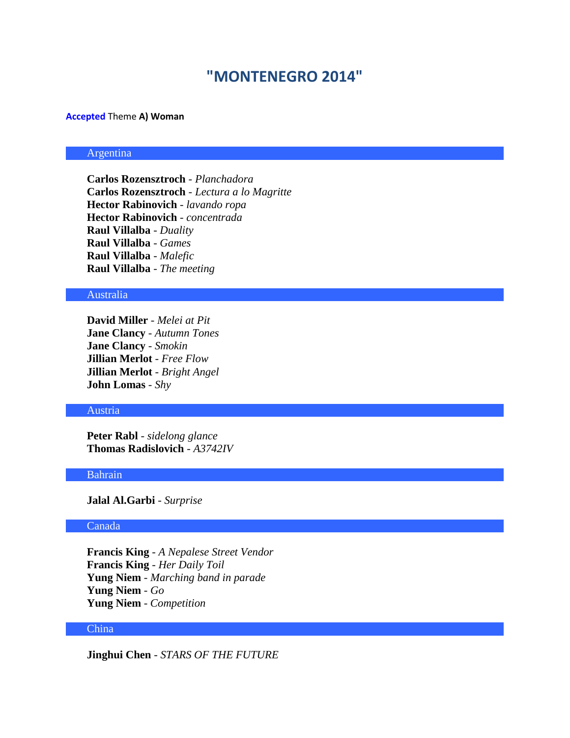# "MONTENEGRO 2014"

**Accepted** Theme **A) Woman**

## Argentina

**Carlos Rozensztroch** - *Planchadora*
**Carlos Rozensztroch** - *Lectura a lo Magritte*
**Hector Rabinovich** - *lavando ropa*
**Hector Rabinovich** - *concentrada*
**Raul Villalba** - *Duality*
**Raul Villalba** - *Games*
**Raul Villalba** - *Malefic*
**Raul Villalba** - *The meeting*

## Australia

**David Miller** - *Melei at Pit*
**Jane Clancy** - *Autumn Tones*
**Jane Clancy** - *Smokin*
**Jillian Merlot** - *Free Flow*
**Jillian Merlot** - *Bright Angel*
**John Lomas** - *Shy*

## Austria

**Peter Rabl** - *sidelong glance*
**Thomas Radislovich** - *A3742IV*

## Bahrain

**Jalal Al.Garbi** - *Surprise*

## Canada

**Francis King** - *A Nepalese Street Vendor*
**Francis King** - *Her Daily Toil*
**Yung Niem** - *Marching band in parade*
**Yung Niem** - *Go*
**Yung Niem** - *Competition*

## China

**Jinghui Chen** - *STARS OF THE FUTURE*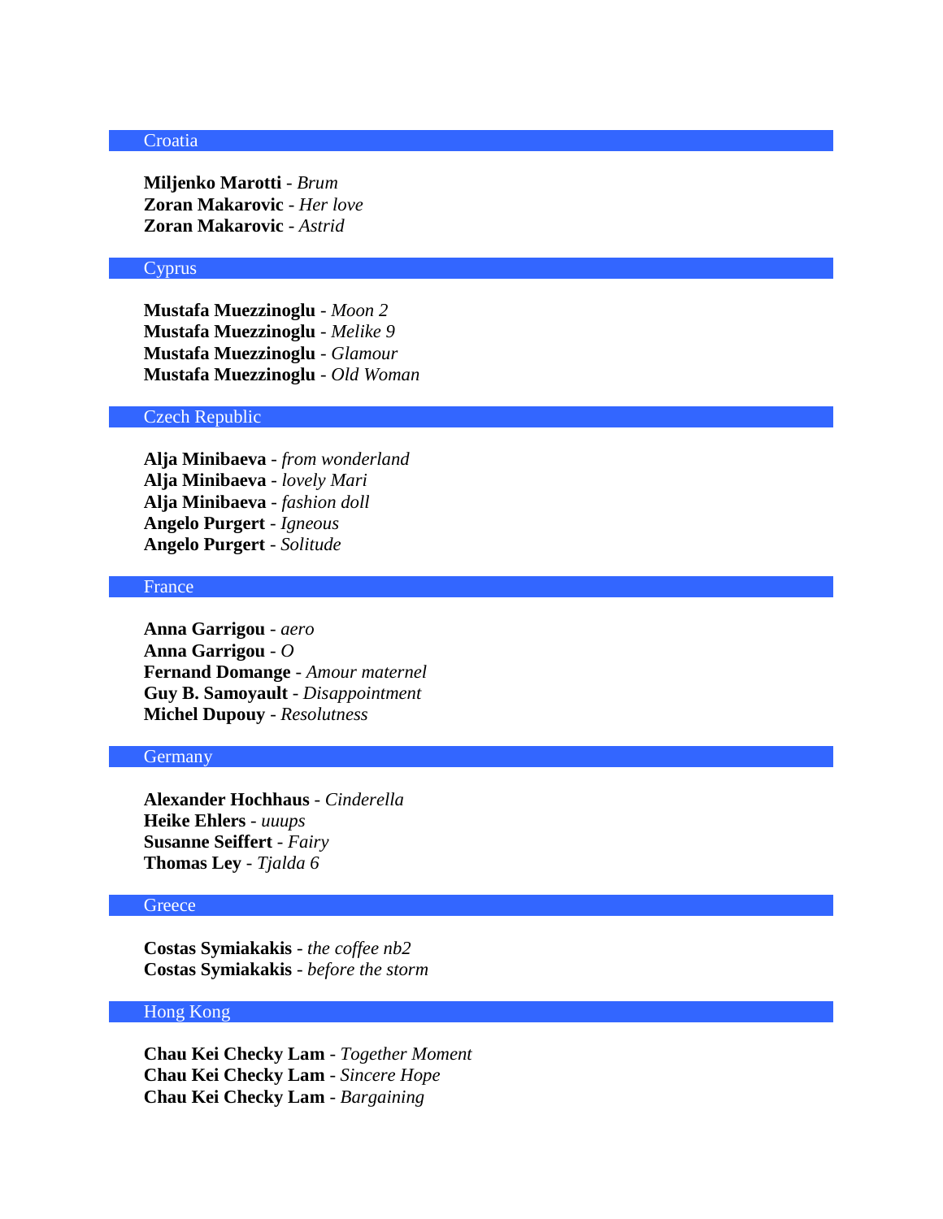## Croatia

**Miljenko Marotti** - *Brum*
**Zoran Makarovic** - *Her love*
**Zoran Makarovic** - *Astrid*

## Cyprus

**Mustafa Muezzinoglu** - *Moon 2*
**Mustafa Muezzinoglu** - *Melike 9*
**Mustafa Muezzinoglu** - *Glamour*
**Mustafa Muezzinoglu** - *Old Woman*

## Czech Republic

**Alja Minibaeva** - *from wonderland*
**Alja Minibaeva** - *lovely Mari*
**Alja Minibaeva** - *fashion doll*
**Angelo Purgert** - *Igneous*
**Angelo Purgert** - *Solitude*

## France

**Anna Garrigou** - *aero*
**Anna Garrigou** - *O*
**Fernand Domange** - *Amour maternel*
**Guy B. Samoyault** - *Disappointment*
**Michel Dupouy** - *Resolutness*

## Germany

**Alexander Hochhaus** - *Cinderella*
**Heike Ehlers** - *uuups*
**Susanne Seiffert** - *Fairy*
**Thomas Ley** - *Tjalda 6*

## Greece

**Costas Symiakakis** - *the coffee nb2*
**Costas Symiakakis** - *before the storm*

## Hong Kong

**Chau Kei Checky Lam** - *Together Moment*
**Chau Kei Checky Lam** - *Sincere Hope*
**Chau Kei Checky Lam** - *Bargaining*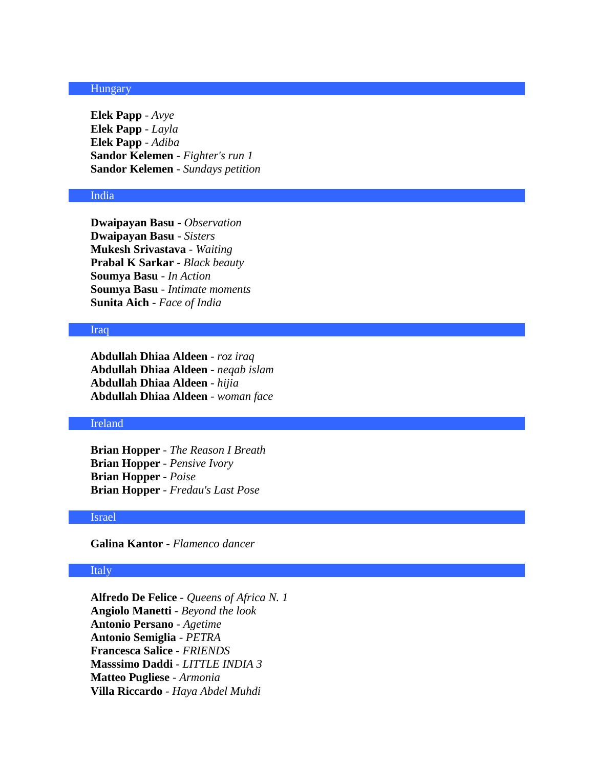## Hungary

**Elek Papp** - *Avye*
**Elek Papp** - *Layla*
**Elek Papp** - *Adiba*
**Sandor Kelemen** - *Fighter's run 1*
**Sandor Kelemen** - *Sundays petition*

## India

**Dwaipayan Basu** - *Observation*
**Dwaipayan Basu** - *Sisters*
**Mukesh Srivastava** - *Waiting*
**Prabal K Sarkar** - *Black beauty*
**Soumya Basu** - *In Action*
**Soumya Basu** - *Intimate moments*
**Sunita Aich** - *Face of India*

## Iraq

**Abdullah Dhiaa Aldeen** - *roz iraq*
**Abdullah Dhiaa Aldeen** - *neqab islam*
**Abdullah Dhiaa Aldeen** - *hijia*
**Abdullah Dhiaa Aldeen** - *woman face*

## Ireland

**Brian Hopper** - *The Reason I Breath*
**Brian Hopper** - *Pensive Ivory*
**Brian Hopper** - *Poise*
**Brian Hopper** - *Fredau's Last Pose*

## Israel

**Galina Kantor** - *Flamenco dancer*

## Italy

**Alfredo De Felice** - *Queens of Africa N. 1*
**Angiolo Manetti** - *Beyond the look*
**Antonio Persano** - *Agetime*
**Antonio Semiglia** - *PETRA*
**Francesca Salice** - *FRIENDS*
**Masssimo Daddi** - *LITTLE INDIA 3*
**Matteo Pugliese** - *Armonia*
**Villa Riccardo** - *Haya Abdel Muhdi*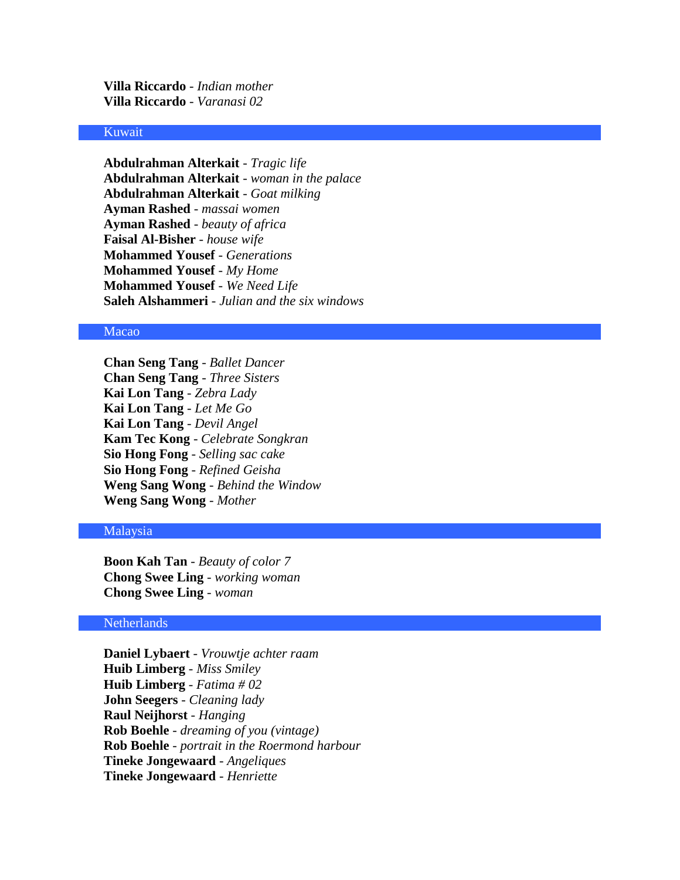**Villa Riccardo** - *Indian mother*
**Villa Riccardo** - *Varanasi 02*

## Kuwait

**Abdulrahman Alterkait** - *Tragic life*
**Abdulrahman Alterkait** - *woman in the palace*
**Abdulrahman Alterkait** - *Goat milking*
**Ayman Rashed** - *massai women*
**Ayman Rashed** - *beauty of africa*
**Faisal Al-Bisher** - *house wife*
**Mohammed Yousef** - *Generations*
**Mohammed Yousef** - *My Home*
**Mohammed Yousef** - *We Need Life*
**Saleh Alshammeri** - *Julian and the six windows*

## Macao

**Chan Seng Tang** - *Ballet Dancer*
**Chan Seng Tang** - *Three Sisters*
**Kai Lon Tang** - *Zebra Lady*
**Kai Lon Tang** - *Let Me Go*
**Kai Lon Tang** - *Devil Angel*
**Kam Tec Kong** - *Celebrate Songkran*
**Sio Hong Fong** - *Selling sac cake*
**Sio Hong Fong** - *Refined Geisha*
**Weng Sang Wong** - *Behind the Window*
**Weng Sang Wong** - *Mother*

## Malaysia

**Boon Kah Tan** - *Beauty of color 7*
**Chong Swee Ling** - *working woman*
**Chong Swee Ling** - *woman*

## Netherlands

**Daniel Lybaert** - *Vrouwtje achter raam*
**Huib Limberg** - *Miss Smiley*
**Huib Limberg** - *Fatima # 02*
**John Seegers** - *Cleaning lady*
**Raul Neijhorst** - *Hanging*
**Rob Boehle** - *dreaming of you (vintage)*
**Rob Boehle** - *portrait in the Roermond harbour*
**Tineke Jongewaard** - *Angeliques*
**Tineke Jongewaard** - *Henriette*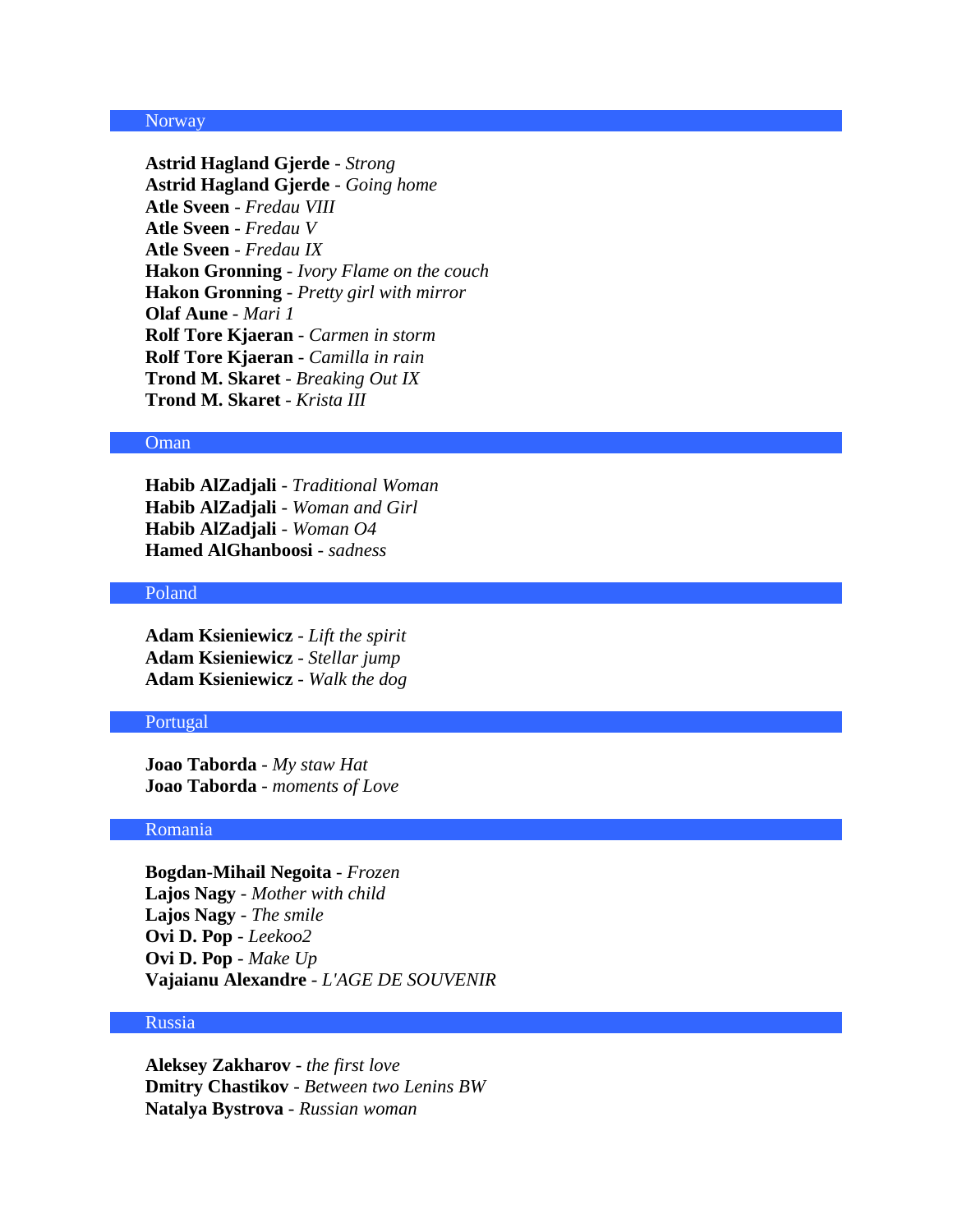## Norway

**Astrid Hagland Gjerde** - *Strong*
**Astrid Hagland Gjerde** - *Going home*
**Atle Sveen** - *Fredau VIII*
**Atle Sveen** - *Fredau V*
**Atle Sveen** - *Fredau IX*
**Hakon Gronning** - *Ivory Flame on the couch*
**Hakon Gronning** - *Pretty girl with mirror*
**Olaf Aune** - *Mari 1*
**Rolf Tore Kjaeran** - *Carmen in storm*
**Rolf Tore Kjaeran** - *Camilla in rain*
**Trond M. Skaret** - *Breaking Out IX*
**Trond M. Skaret** - *Krista III*

## Oman

**Habib AlZadjali** - *Traditional Woman*
**Habib AlZadjali** - *Woman and Girl*
**Habib AlZadjali** - *Woman O4*
**Hamed AlGhanboosi** - *sadness*

## Poland

**Adam Ksieniewicz** - *Lift the spirit*
**Adam Ksieniewicz** - *Stellar jump*
**Adam Ksieniewicz** - *Walk the dog*

## Portugal

**Joao Taborda** - *My staw Hat*
**Joao Taborda** - *moments of Love*

## Romania

**Bogdan-Mihail Negoita** - *Frozen*
**Lajos Nagy** - *Mother with child*
**Lajos Nagy** - *The smile*
**Ovi D. Pop** - *Leekoo2*
**Ovi D. Pop** - *Make Up*
**Vajaianu Alexandre** - *L'AGE DE SOUVENIR*

## Russia

**Aleksey Zakharov** - *the first love*
**Dmitry Chastikov** - *Between two Lenins BW*
**Natalya Bystrova** - *Russian woman*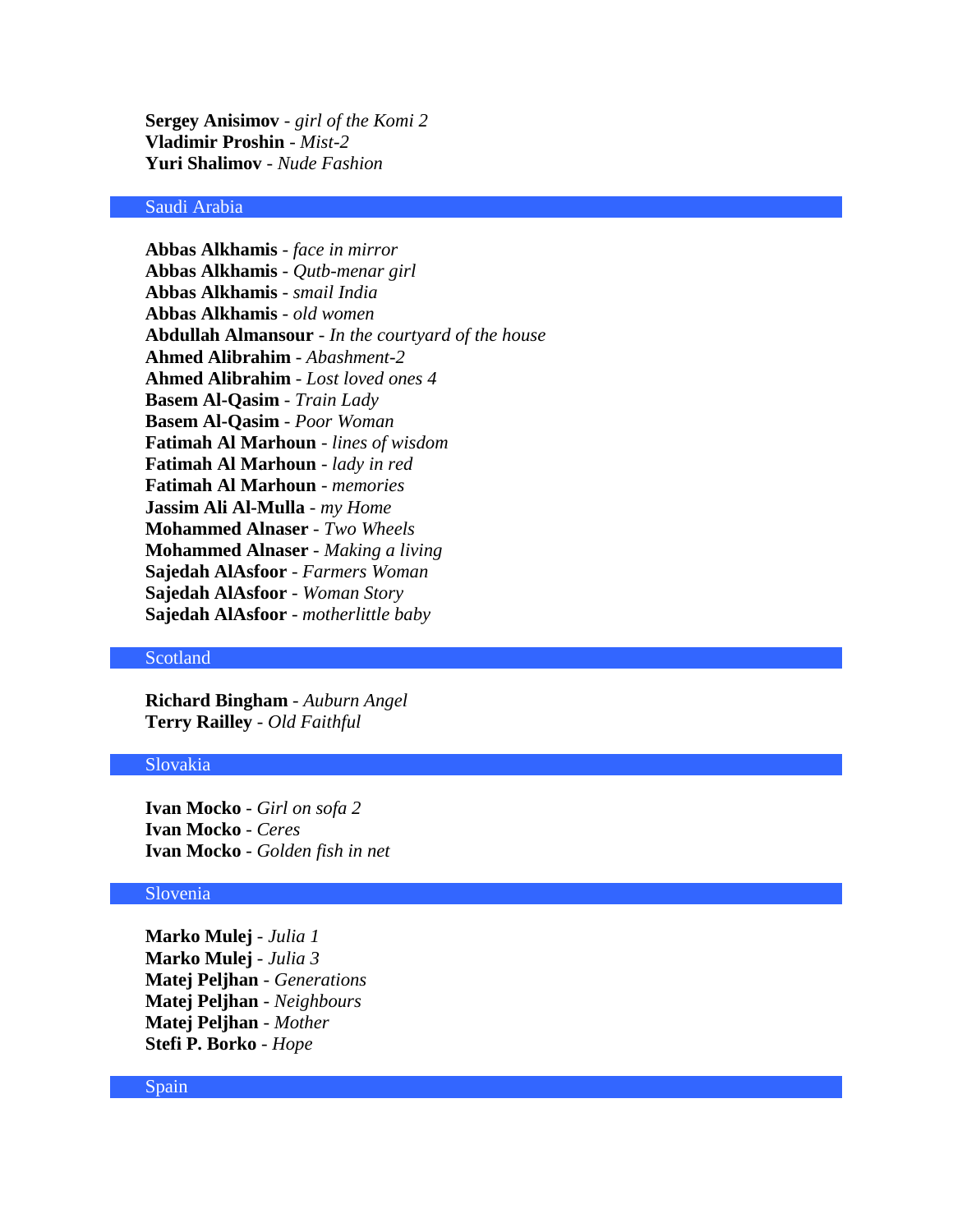**Sergey Anisimov** - *girl of the Komi 2*
**Vladimir Proshin** - *Mist-2*
**Yuri Shalimov** - *Nude Fashion*

## Saudi Arabia

**Abbas Alkhamis** - *face in mirror*
**Abbas Alkhamis** - *Qutb-menar girl*
**Abbas Alkhamis** - *smail India*
**Abbas Alkhamis** - *old women*
**Abdullah Almansour** - *In the courtyard of the house*
**Ahmed Alibrahim** - *Abashment-2*
**Ahmed Alibrahim** - *Lost loved ones 4*
**Basem Al-Qasim** - *Train Lady*
**Basem Al-Qasim** - *Poor Woman*
**Fatimah Al Marhoun** - *lines of wisdom*
**Fatimah Al Marhoun** - *lady in red*
**Fatimah Al Marhoun** - *memories*
**Jassim Ali Al-Mulla** - *my Home*
**Mohammed Alnaser** - *Two Wheels*
**Mohammed Alnaser** - *Making a living*
**Sajedah AlAsfoor** - *Farmers Woman*
**Sajedah AlAsfoor** - *Woman Story*
**Sajedah AlAsfoor** - *motherlittle baby*

## Scotland

**Richard Bingham** - *Auburn Angel*
**Terry Railley** - *Old Faithful*

## Slovakia

**Ivan Mocko** - *Girl on sofa 2*
**Ivan Mocko** - *Ceres*
**Ivan Mocko** - *Golden fish in net*

## Slovenia

**Marko Mulej** - *Julia 1*
**Marko Mulej** - *Julia 3*
**Matej Peljhan** - *Generations*
**Matej Peljhan** - *Neighbours*
**Matej Peljhan** - *Mother*
**Stefi P. Borko** - *Hope*

## Spain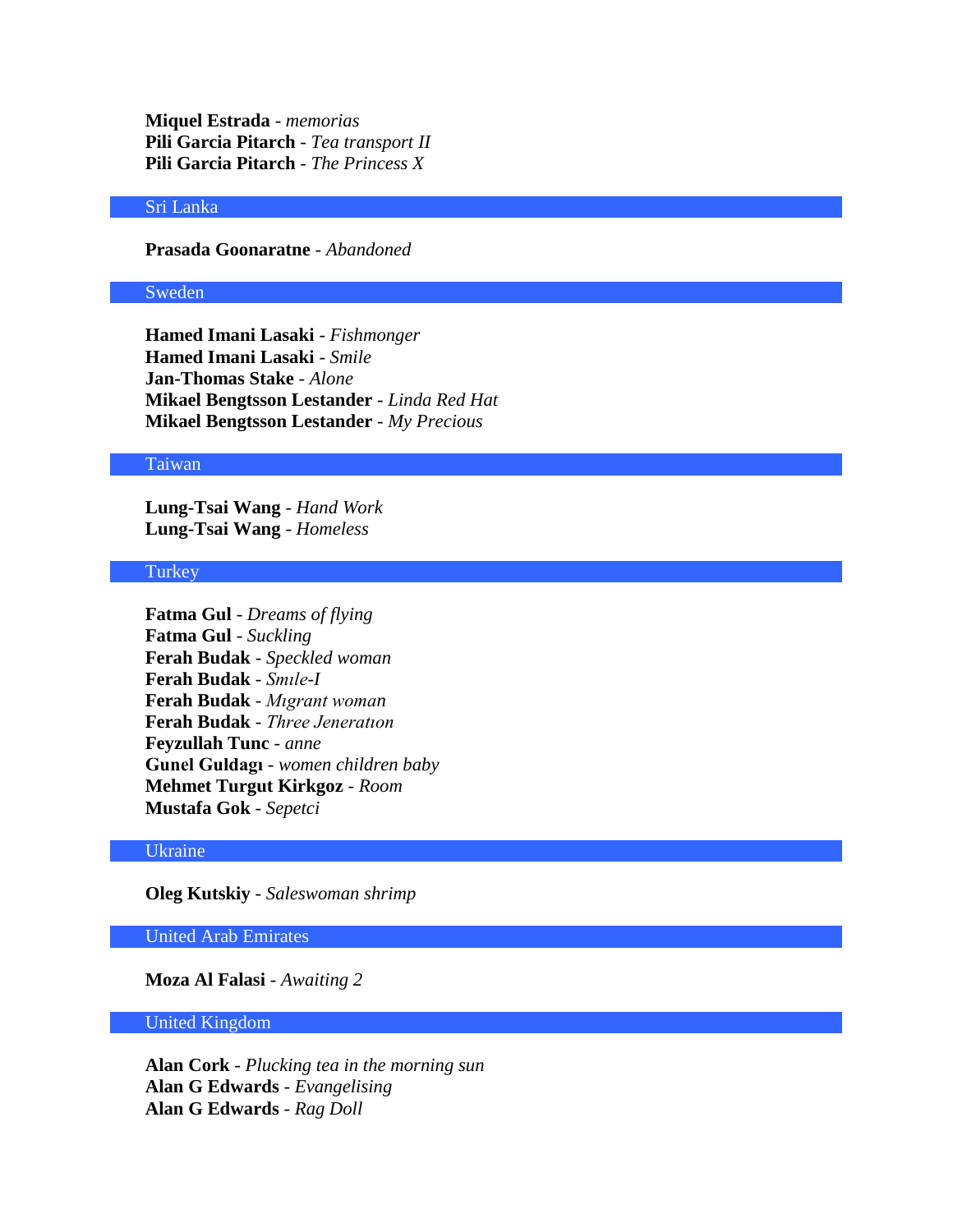**Miquel Estrada** - *memorias*
**Pili Garcia Pitarch** - *Tea transport II*
**Pili Garcia Pitarch** - *The Princess X*

## Sri Lanka

**Prasada Goonaratne** - *Abandoned*

## Sweden

**Hamed Imani Lasaki** - *Fishmonger*
**Hamed Imani Lasaki** - *Smile*
**Jan-Thomas Stake** - *Alone*
**Mikael Bengtsson Lestander** - *Linda Red Hat*
**Mikael Bengtsson Lestander** - *My Precious*

## Taiwan

**Lung-Tsai Wang** - *Hand Work*
**Lung-Tsai Wang** - *Homeless*

## Turkey

**Fatma Gul** - *Dreams of flying*
**Fatma Gul** - *Suckling*
**Ferah Budak** - *Speckled woman*
**Ferah Budak** - *Smıle-I*
**Ferah Budak** - *Mıgrant woman*
**Ferah Budak** - *Three Jeneratıon*
**Feyzullah Tunc** - *anne*
**Gunel Guldagı** - *women children baby*
**Mehmet Turgut Kirkgoz** - *Room*
**Mustafa Gok** - *Sepetci*

## Ukraine

**Oleg Kutskiy** - *Saleswoman shrimp*

## United Arab Emirates

**Moza Al Falasi** - *Awaiting 2*

## United Kingdom

**Alan Cork** - *Plucking tea in the morning sun*
**Alan G Edwards** - *Evangelising*
**Alan G Edwards** - *Rag Doll*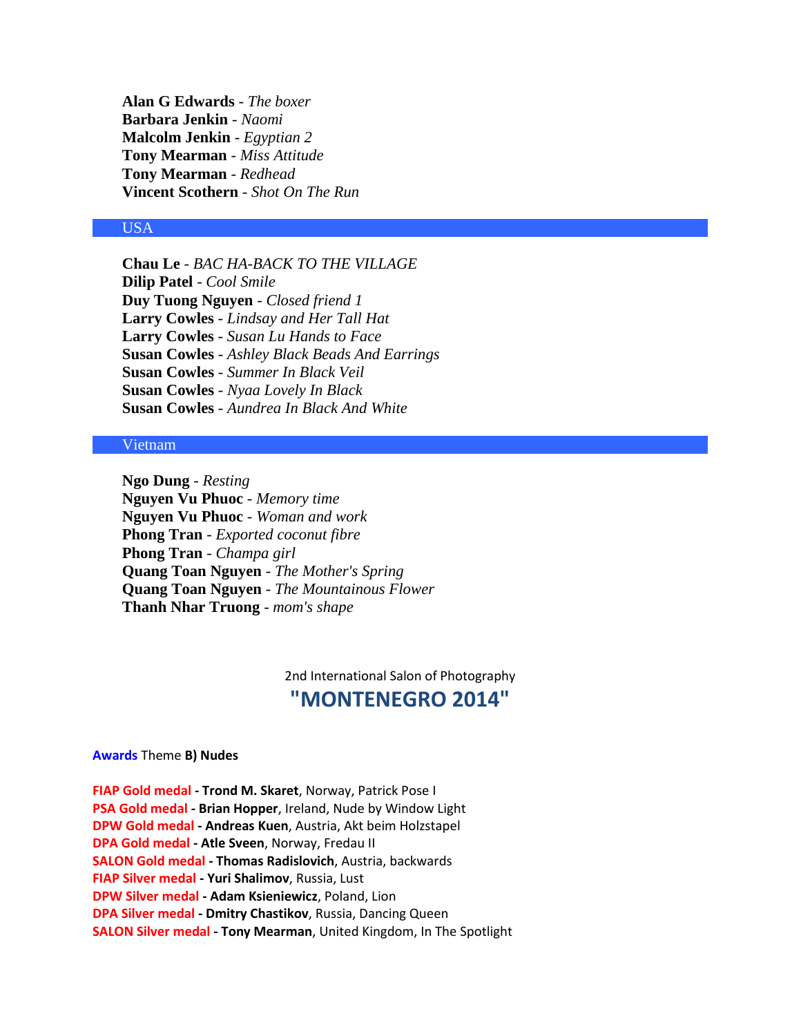**Alan G Edwards** - *The boxer*
**Barbara Jenkin** - *Naomi*
**Malcolm Jenkin** - *Egyptian 2*
**Tony Mearman** - *Miss Attitude*
**Tony Mearman** - *Redhead*
**Vincent Scothern** - *Shot On The Run*

## USA

**Chau Le** - *BAC HA-BACK TO THE VILLAGE*
**Dilip Patel** - *Cool Smile*
**Duy Tuong Nguyen** - *Closed friend 1*
**Larry Cowles** - *Lindsay and Her Tall Hat*
**Larry Cowles** - *Susan Lu Hands to Face*
**Susan Cowles** - *Ashley Black Beads And Earrings*
**Susan Cowles** - *Summer In Black Veil*
**Susan Cowles** - *Nyaa Lovely In Black*
**Susan Cowles** - *Aundrea In Black And White*

## Vietnam

**Ngo Dung** - *Resting*
**Nguyen Vu Phuoc** - *Memory time*
**Nguyen Vu Phuoc** - *Woman and work*
**Phong Tran** - *Exported coconut fibre*
**Phong Tran** - *Champa girl*
**Quang Toan Nguyen** - *The Mother's Spring*
**Quang Toan Nguyen** - *The Mountainous Flower*
**Thanh Nhar Truong** - *mom's shape*

2nd International Salon of Photography

# "MONTENEGRO 2014"

**Awards** Theme **B) Nudes**

**FIAP Gold medal - Trond M. Skaret**, Norway, Patrick Pose I
**PSA Gold medal - Brian Hopper**, Ireland, Nude by Window Light
**DPW Gold medal - Andreas Kuen**, Austria, Akt beim Holzstapel
**DPA Gold medal - Atle Sveen**, Norway, Fredau II
**SALON Gold medal - Thomas Radislovich**, Austria, backwards
**FIAP Silver medal - Yuri Shalimov**, Russia, Lust
**DPW Silver medal - Adam Ksieniewicz**, Poland, Lion
**DPA Silver medal - Dmitry Chastikov**, Russia, Dancing Queen
**SALON Silver medal - Tony Mearman**, United Kingdom, In The Spotlight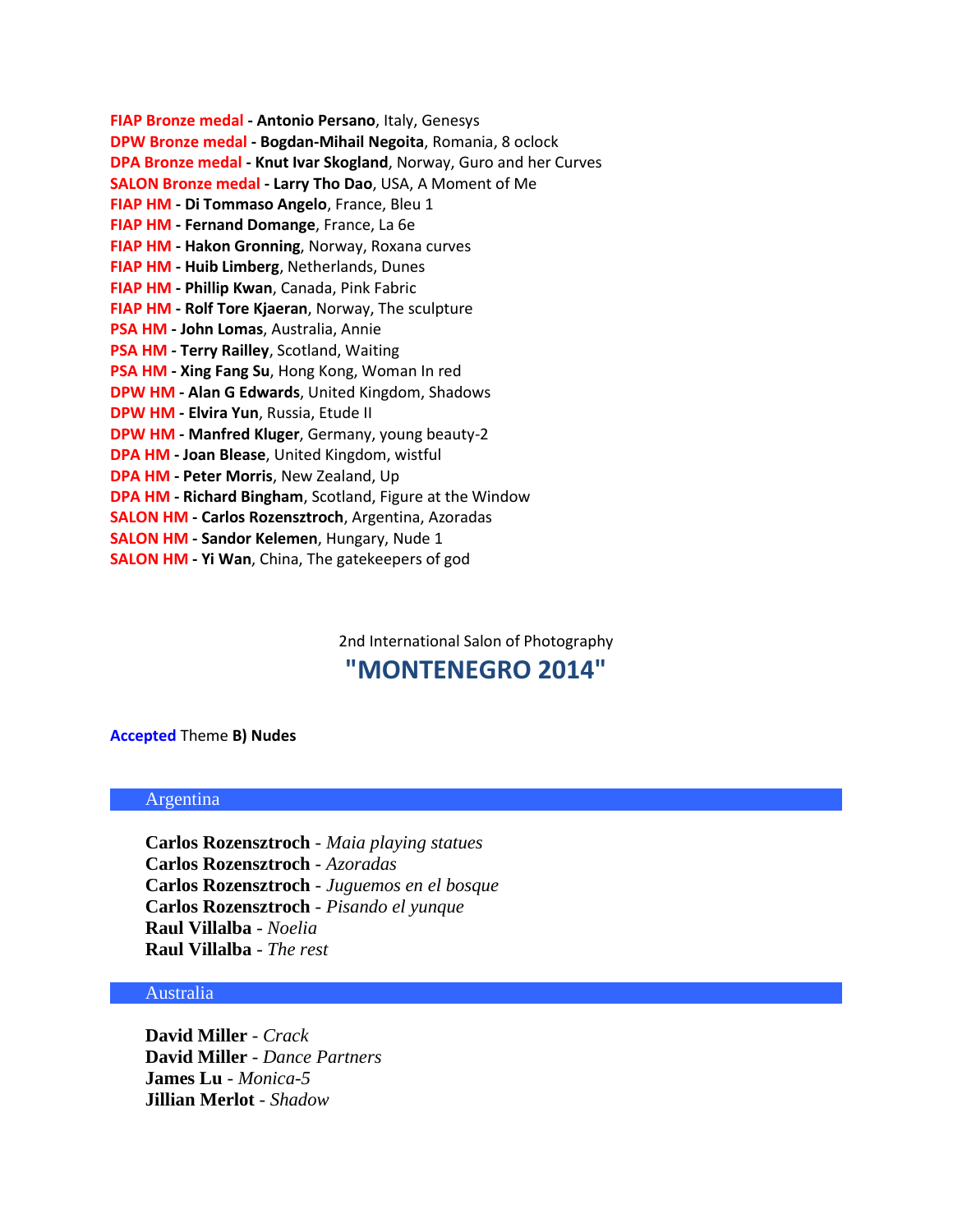**FIAP Bronze medal - Antonio Persano**, Italy, Genesys
**DPW Bronze medal - Bogdan-Mihail Negoita**, Romania, 8 oclock
**DPA Bronze medal - Knut Ivar Skogland**, Norway, Guro and her Curves
**SALON Bronze medal - Larry Tho Dao**, USA, A Moment of Me
**FIAP HM - Di Tommaso Angelo**, France, Bleu 1
**FIAP HM - Fernand Domange**, France, La 6e
**FIAP HM - Hakon Gronning**, Norway, Roxana curves
**FIAP HM - Huib Limberg**, Netherlands, Dunes
**FIAP HM - Phillip Kwan**, Canada, Pink Fabric
**FIAP HM - Rolf Tore Kjaeran**, Norway, The sculpture
**PSA HM - John Lomas**, Australia, Annie
**PSA HM - Terry Railley**, Scotland, Waiting
**PSA HM - Xing Fang Su**, Hong Kong, Woman In red
**DPW HM - Alan G Edwards**, United Kingdom, Shadows
**DPW HM - Elvira Yun**, Russia, Etude II
**DPW HM - Manfred Kluger**, Germany, young beauty-2
**DPA HM - Joan Blease**, United Kingdom, wistful
**DPA HM - Peter Morris**, New Zealand, Up
**DPA HM - Richard Bingham**, Scotland, Figure at the Window
**SALON HM - Carlos Rozensztroch**, Argentina, Azoradas
**SALON HM - Sandor Kelemen**, Hungary, Nude 1
**SALON HM - Yi Wan**, China, The gatekeepers of god

2nd International Salon of Photography

# "MONTENEGRO 2014"

**Accepted** Theme **B) Nudes**

## Argentina

**Carlos Rozensztroch** - *Maia playing statues*
**Carlos Rozensztroch** - *Azoradas*
**Carlos Rozensztroch** - *Juguemos en el bosque*
**Carlos Rozensztroch** - *Pisando el yunque*
**Raul Villalba** - *Noelia*
**Raul Villalba** - *The rest*

## Australia

**David Miller** - *Crack*
**David Miller** - *Dance Partners*
**James Lu** - *Monica-5*
**Jillian Merlot** - *Shadow*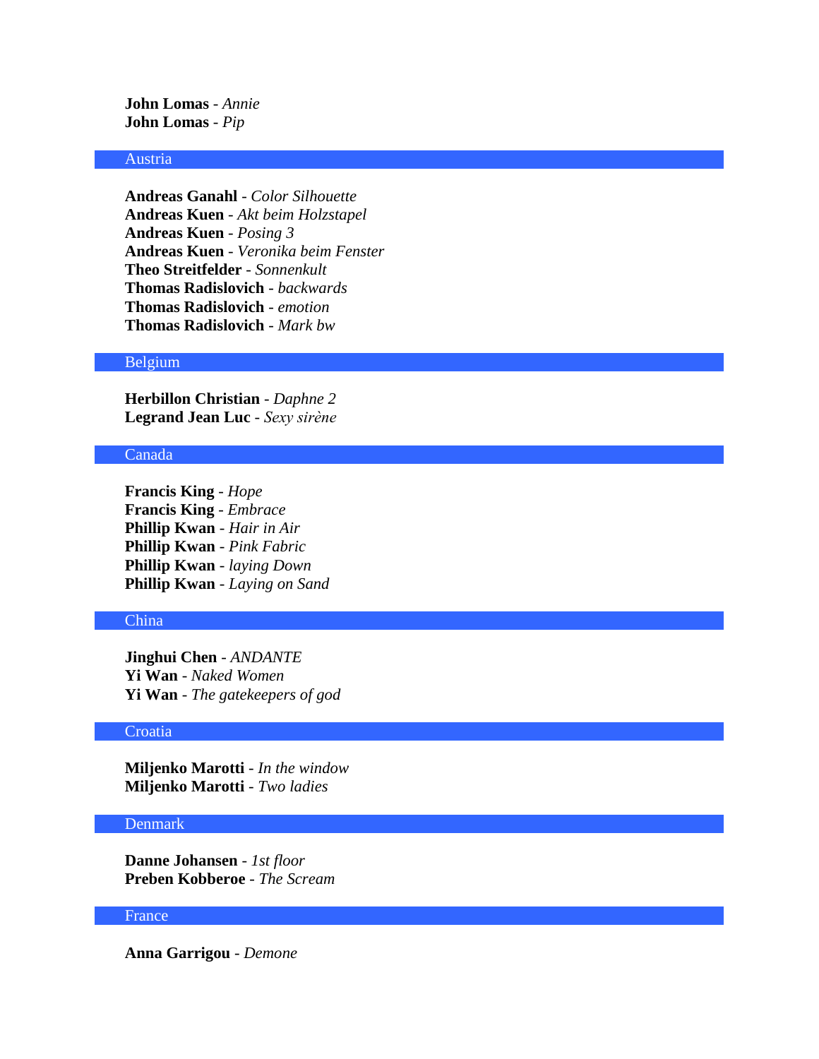**John Lomas** - *Annie*
**John Lomas** - *Pip*

## Austria

**Andreas Ganahl** - *Color Silhouette*
**Andreas Kuen** - *Akt beim Holzstapel*
**Andreas Kuen** - *Posing 3*
**Andreas Kuen** - *Veronika beim Fenster*
**Theo Streitfelder** - *Sonnenkult*
**Thomas Radislovich** - *backwards*
**Thomas Radislovich** - *emotion*
**Thomas Radislovich** - *Mark bw*

## Belgium

**Herbillon Christian** - *Daphne 2*
**Legrand Jean Luc** - *Sexy sirène*

## Canada

**Francis King** - *Hope*
**Francis King** - *Embrace*
**Phillip Kwan** - *Hair in Air*
**Phillip Kwan** - *Pink Fabric*
**Phillip Kwan** - *laying Down*
**Phillip Kwan** - *Laying on Sand*

## China

**Jinghui Chen** - *ANDANTE*
**Yi Wan** - *Naked Women*
**Yi Wan** - *The gatekeepers of god*

## Croatia

**Miljenko Marotti** - *In the window*
**Miljenko Marotti** - *Two ladies*

## Denmark

**Danne Johansen** - *1st floor*
**Preben Kobberoe** - *The Scream*

## France

**Anna Garrigou** - *Demone*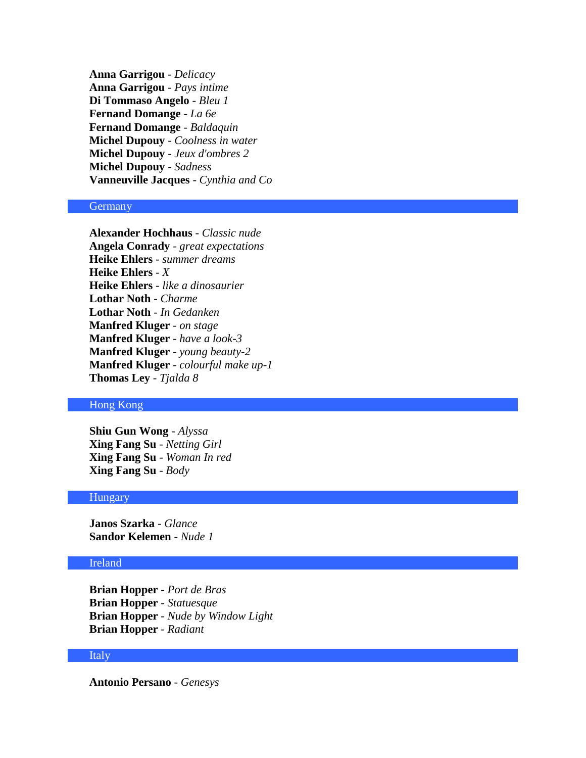**Anna Garrigou** - *Delicacy*
**Anna Garrigou** - *Pays intime*
**Di Tommaso Angelo** - *Bleu 1*
**Fernand Domange** - *La 6e*
**Fernand Domange** - *Baldaquin*
**Michel Dupouy** - *Coolness in water*
**Michel Dupouy** - *Jeux d'ombres 2*
**Michel Dupouy** - *Sadness*
**Vanneuville Jacques** - *Cynthia and Co*

## Germany

**Alexander Hochhaus** - *Classic nude*
**Angela Conrady** - *great expectations*
**Heike Ehlers** - *summer dreams*
**Heike Ehlers** - *X*
**Heike Ehlers** - *like a dinosaurier*
**Lothar Noth** - *Charme*
**Lothar Noth** - *In Gedanken*
**Manfred Kluger** - *on stage*
**Manfred Kluger** - *have a look-3*
**Manfred Kluger** - *young beauty-2*
**Manfred Kluger** - *colourful make up-1*
**Thomas Ley** - *Tjalda 8*

## Hong Kong

**Shiu Gun Wong** - *Alyssa*
**Xing Fang Su** - *Netting Girl*
**Xing Fang Su** - *Woman In red*
**Xing Fang Su** - *Body*

## Hungary

**Janos Szarka** - *Glance*
**Sandor Kelemen** - *Nude 1*

## Ireland

**Brian Hopper** - *Port de Bras*
**Brian Hopper** - *Statuesque*
**Brian Hopper** - *Nude by Window Light*
**Brian Hopper** - *Radiant*

## Italy

**Antonio Persano** - *Genesys*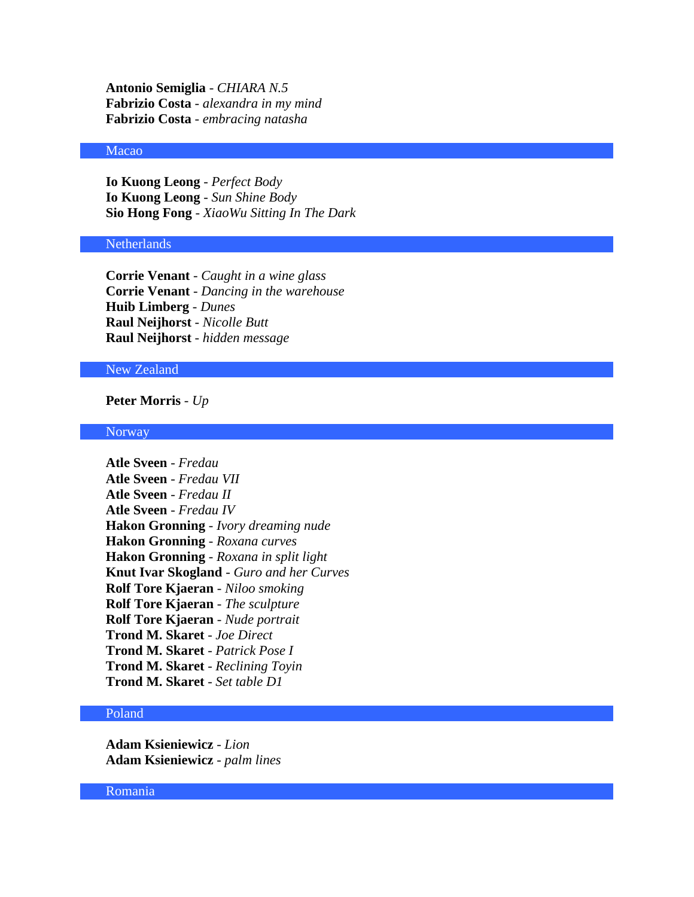**Antonio Semiglia** - *CHIARA N.5*
**Fabrizio Costa** - *alexandra in my mind*
**Fabrizio Costa** - *embracing natasha*

## Macao

**Io Kuong Leong** - *Perfect Body*
**Io Kuong Leong** - *Sun Shine Body*
**Sio Hong Fong** - *XiaoWu Sitting In The Dark*

## Netherlands

**Corrie Venant** - *Caught in a wine glass*
**Corrie Venant** - *Dancing in the warehouse*
**Huib Limberg** - *Dunes*
**Raul Neijhorst** - *Nicolle Butt*
**Raul Neijhorst** - *hidden message*

## New Zealand

**Peter Morris** - *Up*

## Norway

**Atle Sveen** - *Fredau*
**Atle Sveen** - *Fredau VII*
**Atle Sveen** - *Fredau II*
**Atle Sveen** - *Fredau IV*
**Hakon Gronning** - *Ivory dreaming nude*
**Hakon Gronning** - *Roxana curves*
**Hakon Gronning** - *Roxana in split light*
**Knut Ivar Skogland** - *Guro and her Curves*
**Rolf Tore Kjaeran** - *Niloo smoking*
**Rolf Tore Kjaeran** - *The sculpture*
**Rolf Tore Kjaeran** - *Nude portrait*
**Trond M. Skaret** - *Joe Direct*
**Trond M. Skaret** - *Patrick Pose I*
**Trond M. Skaret** - *Reclining Toyin*
**Trond M. Skaret** - *Set table D1*

## Poland

**Adam Ksieniewicz** - *Lion*
**Adam Ksieniewicz** - *palm lines*

## Romania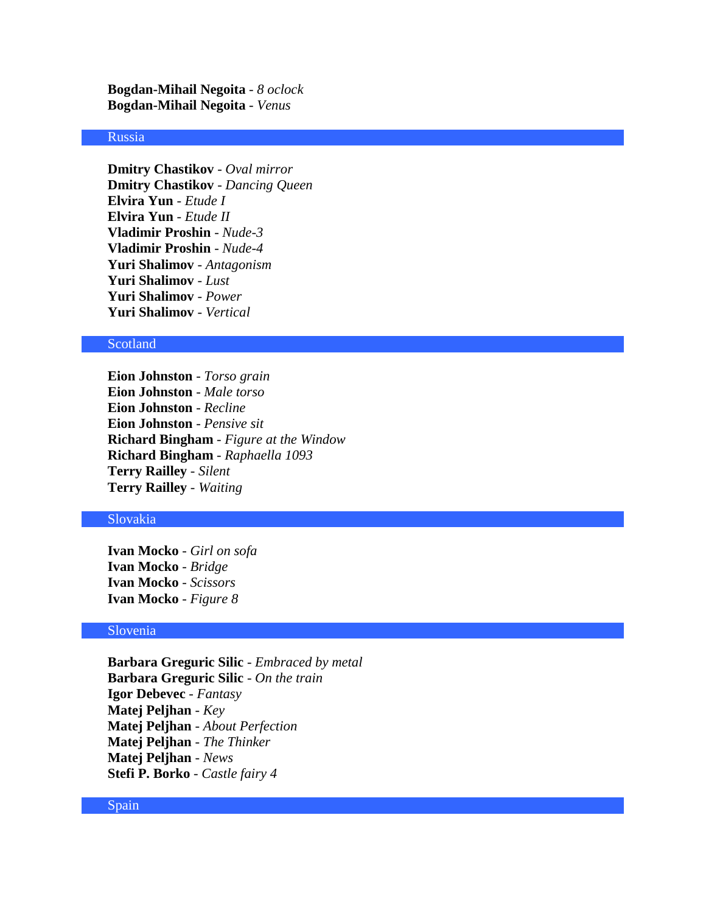**Bogdan-Mihail Negoita** - *8 oclock*
**Bogdan-Mihail Negoita** - *Venus*

## Russia

**Dmitry Chastikov** - *Oval mirror*
**Dmitry Chastikov** - *Dancing Queen*
**Elvira Yun** - *Etude I*
**Elvira Yun** - *Etude II*
**Vladimir Proshin** - *Nude-3*
**Vladimir Proshin** - *Nude-4*
**Yuri Shalimov** - *Antagonism*
**Yuri Shalimov** - *Lust*
**Yuri Shalimov** - *Power*
**Yuri Shalimov** - *Vertical*

## Scotland

**Eion Johnston** - *Torso grain*
**Eion Johnston** - *Male torso*
**Eion Johnston** - *Recline*
**Eion Johnston** - *Pensive sit*
**Richard Bingham** - *Figure at the Window*
**Richard Bingham** - *Raphaella 1093*
**Terry Railley** - *Silent*
**Terry Railley** - *Waiting*

## Slovakia

**Ivan Mocko** - *Girl on sofa*
**Ivan Mocko** - *Bridge*
**Ivan Mocko** - *Scissors*
**Ivan Mocko** - *Figure 8*

## Slovenia

**Barbara Greguric Silic** - *Embraced by metal*
**Barbara Greguric Silic** - *On the train*
**Igor Debevec** - *Fantasy*
**Matej Peljhan** - *Key*
**Matej Peljhan** - *About Perfection*
**Matej Peljhan** - *The Thinker*
**Matej Peljhan** - *News*
**Stefi P. Borko** - *Castle fairy 4*

## Spain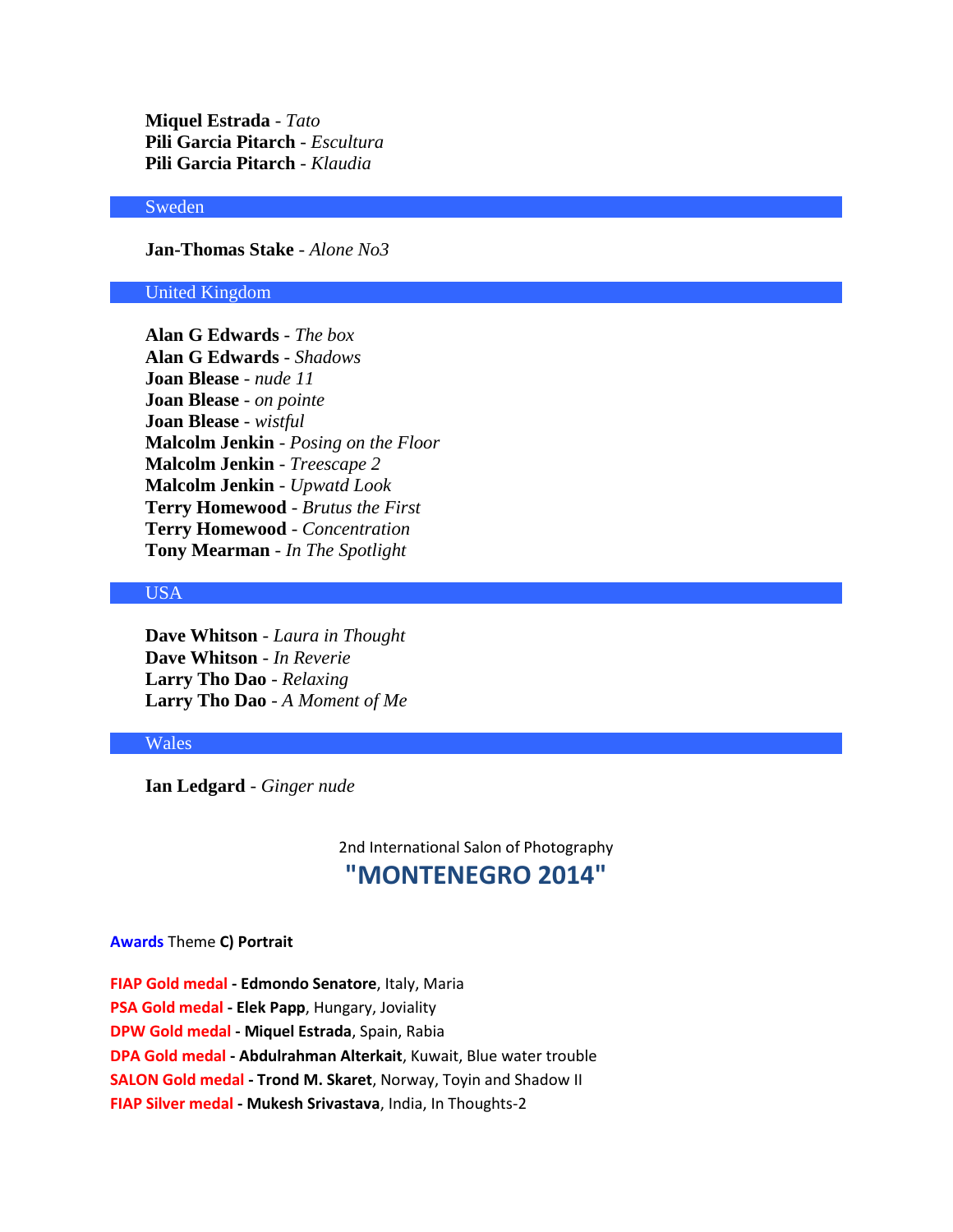**Miquel Estrada** - *Tato*
**Pili Garcia Pitarch** - *Escultura*
**Pili Garcia Pitarch** - *Klaudia*

## Sweden

**Jan-Thomas Stake** - *Alone No3*

## United Kingdom

**Alan G Edwards** - *The box*
**Alan G Edwards** - *Shadows*
**Joan Blease** - *nude 11*
**Joan Blease** - *on pointe*
**Joan Blease** - *wistful*
**Malcolm Jenkin** - *Posing on the Floor*
**Malcolm Jenkin** - *Treescape 2*
**Malcolm Jenkin** - *Upwatd Look*
**Terry Homewood** - *Brutus the First*
**Terry Homewood** - *Concentration*
**Tony Mearman** - *In The Spotlight*

## USA

**Dave Whitson** - *Laura in Thought*
**Dave Whitson** - *In Reverie*
**Larry Tho Dao** - *Relaxing*
**Larry Tho Dao** - *A Moment of Me*

## Wales

**Ian Ledgard** - *Ginger nude*

2nd International Salon of Photography

# "MONTENEGRO 2014"

**Awards** Theme **C) Portrait**

**FIAP Gold medal - Edmondo Senatore**, Italy, Maria
**PSA Gold medal - Elek Papp**, Hungary, Joviality
**DPW Gold medal - Miquel Estrada**, Spain, Rabia
**DPA Gold medal - Abdulrahman Alterkait**, Kuwait, Blue water trouble
**SALON Gold medal - Trond M. Skaret**, Norway, Toyin and Shadow II
**FIAP Silver medal - Mukesh Srivastava**, India, In Thoughts-2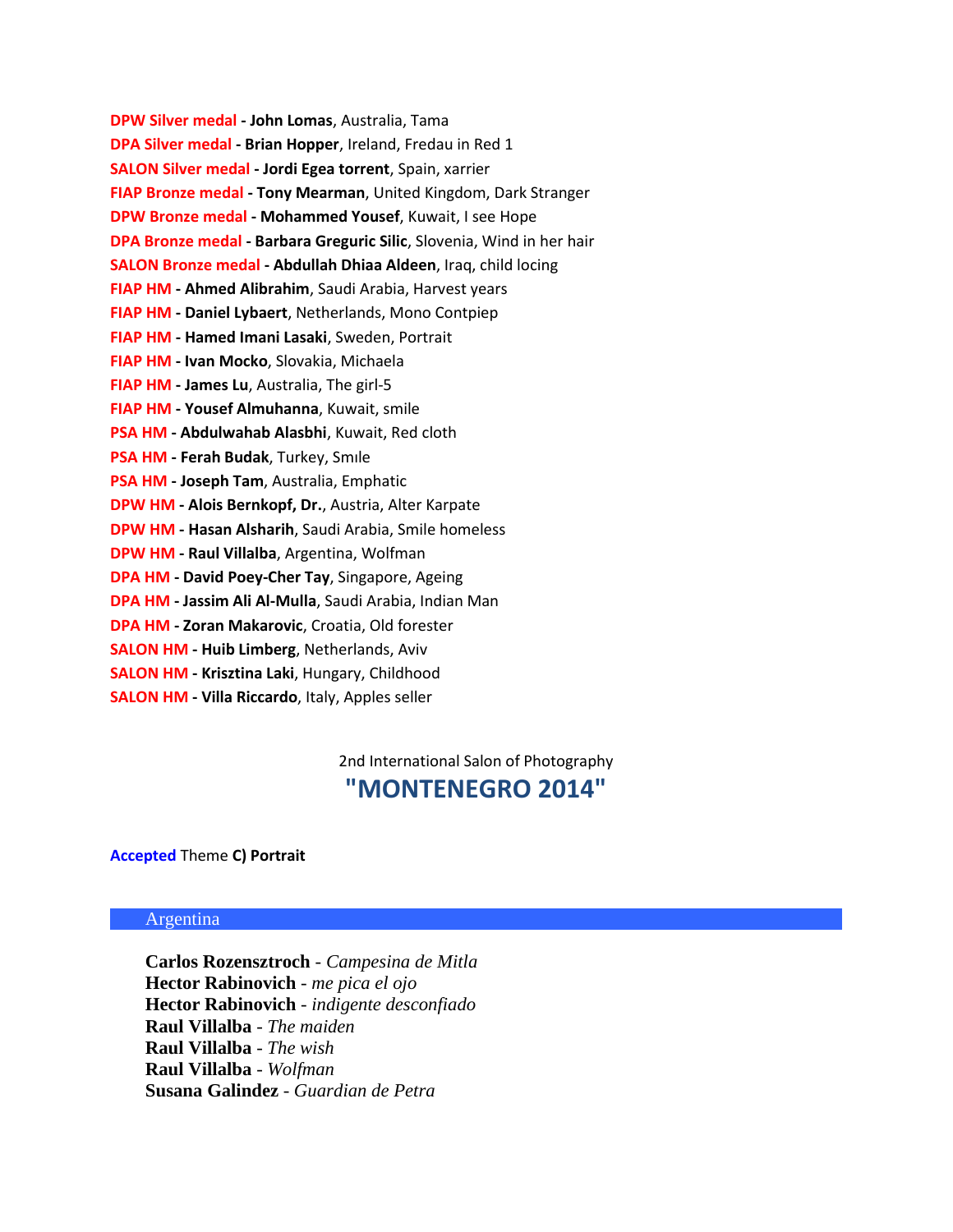**DPW Silver medal - John Lomas**, Australia, Tama
**DPA Silver medal - Brian Hopper**, Ireland, Fredau in Red 1
**SALON Silver medal - Jordi Egea torrent**, Spain, xarrier
**FIAP Bronze medal - Tony Mearman**, United Kingdom, Dark Stranger
**DPW Bronze medal - Mohammed Yousef**, Kuwait, I see Hope
**DPA Bronze medal - Barbara Greguric Silic**, Slovenia, Wind in her hair
**SALON Bronze medal - Abdullah Dhiaa Aldeen**, Iraq, child locing
**FIAP HM - Ahmed Alibrahim**, Saudi Arabia, Harvest years
**FIAP HM - Daniel Lybaert**, Netherlands, Mono Contpiep
**FIAP HM - Hamed Imani Lasaki**, Sweden, Portrait
**FIAP HM - Ivan Mocko**, Slovakia, Michaela
**FIAP HM - James Lu**, Australia, The girl-5
**FIAP HM - Yousef Almuhanna**, Kuwait, smile
**PSA HM - Abdulwahab Alasbhi**, Kuwait, Red cloth
**PSA HM - Ferah Budak**, Turkey, Smıle
**PSA HM - Joseph Tam**, Australia, Emphatic
**DPW HM - Alois Bernkopf, Dr.**, Austria, Alter Karpate
**DPW HM - Hasan Alsharih**, Saudi Arabia, Smile homeless
**DPW HM - Raul Villalba**, Argentina, Wolfman
**DPA HM - David Poey-Cher Tay**, Singapore, Ageing
**DPA HM - Jassim Ali Al-Mulla**, Saudi Arabia, Indian Man
**DPA HM - Zoran Makarovic**, Croatia, Old forester
**SALON HM - Huib Limberg**, Netherlands, Aviv
**SALON HM - Krisztina Laki**, Hungary, Childhood
**SALON HM - Villa Riccardo**, Italy, Apples seller

2nd International Salon of Photography

# "MONTENEGRO 2014"

**Accepted** Theme **C) Portrait**

## Argentina

**Carlos Rozensztroch** - *Campesina de Mitla*
**Hector Rabinovich** - *me pica el ojo*
**Hector Rabinovich** - *indigente desconfiado*
**Raul Villalba** - *The maiden*
**Raul Villalba** - *The wish*
**Raul Villalba** - *Wolfman*
**Susana Galindez** - *Guardian de Petra*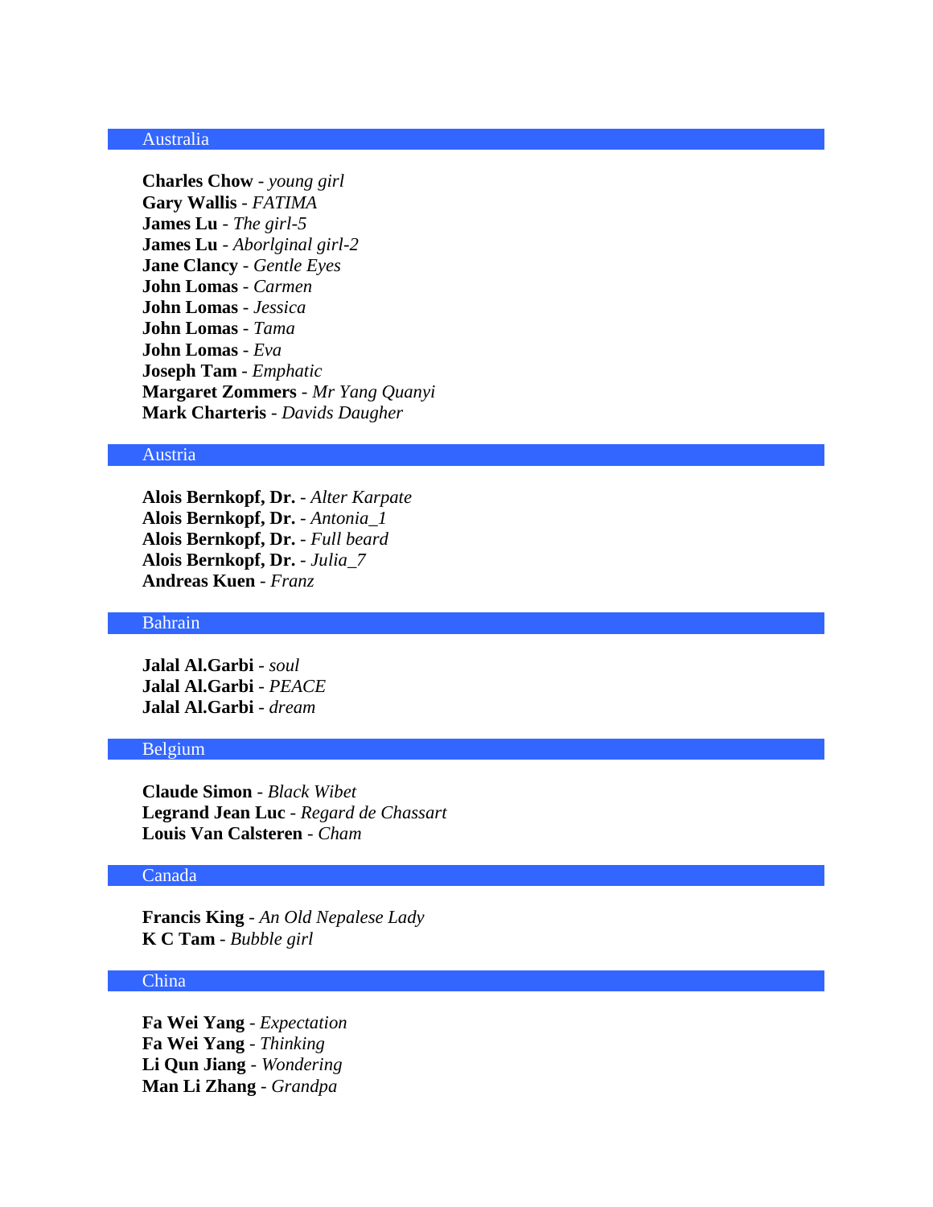## Australia

**Charles Chow** - *young girl*
**Gary Wallis** - *FATIMA*
**James Lu** - *The girl-5*
**James Lu** - *Aborlginal girl-2*
**Jane Clancy** - *Gentle Eyes*
**John Lomas** - *Carmen*
**John Lomas** - *Jessica*
**John Lomas** - *Tama*
**John Lomas** - *Eva*
**Joseph Tam** - *Emphatic*
**Margaret Zommers** - *Mr Yang Quanyi*
**Mark Charteris** - *Davids Daugher*

## Austria

**Alois Bernkopf, Dr.** - *Alter Karpate*
**Alois Bernkopf, Dr.** - *Antonia_1*
**Alois Bernkopf, Dr.** - *Full beard*
**Alois Bernkopf, Dr.** - *Julia_7*
**Andreas Kuen** - *Franz*

## Bahrain

**Jalal Al.Garbi** - *soul*
**Jalal Al.Garbi** - *PEACE*
**Jalal Al.Garbi** - *dream*

## Belgium

**Claude Simon** - *Black Wibet*
**Legrand Jean Luc** - *Regard de Chassart*
**Louis Van Calsteren** - *Cham*

## Canada

**Francis King** - *An Old Nepalese Lady*
**K C Tam** - *Bubble girl*

## China

**Fa Wei Yang** - *Expectation*
**Fa Wei Yang** - *Thinking*
**Li Qun Jiang** - *Wondering*
**Man Li Zhang** - *Grandpa*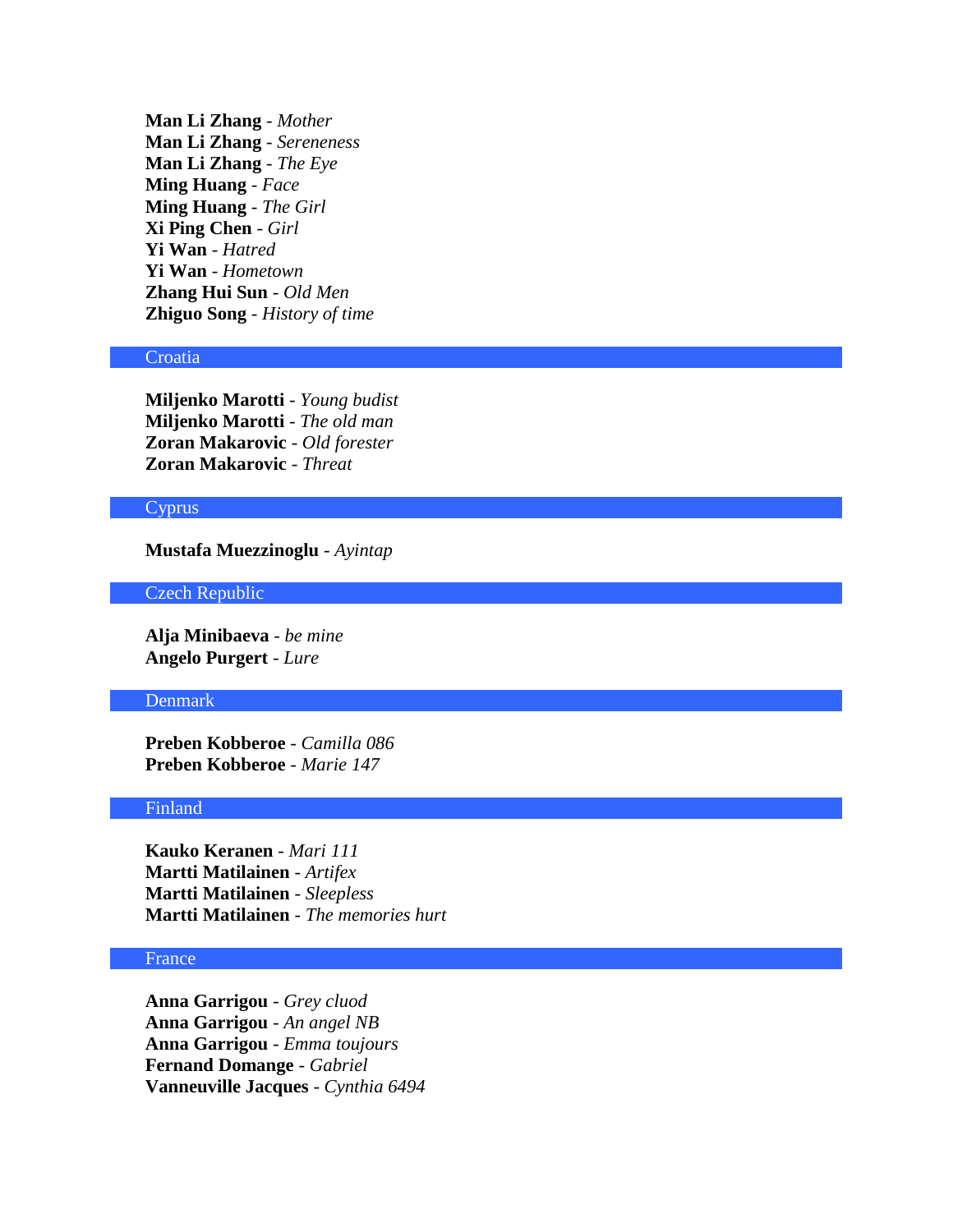**Man Li Zhang** - *Mother*
**Man Li Zhang** - *Sereneness*
**Man Li Zhang** - *The Eye*
**Ming Huang** - *Face*
**Ming Huang** - *The Girl*
**Xi Ping Chen** - *Girl*
**Yi Wan** - *Hatred*
**Yi Wan** - *Hometown*
**Zhang Hui Sun** - *Old Men*
**Zhiguo Song** - *History of time*

## Croatia

**Miljenko Marotti** - *Young budist*
**Miljenko Marotti** - *The old man*
**Zoran Makarovic** - *Old forester*
**Zoran Makarovic** - *Threat*

## Cyprus

**Mustafa Muezzinoglu** - *Ayintap*

## Czech Republic

**Alja Minibaeva** - *be mine*
**Angelo Purgert** - *Lure*

## Denmark

**Preben Kobberoe** - *Camilla 086*
**Preben Kobberoe** - *Marie 147*

## Finland

**Kauko Keranen** - *Mari 111*
**Martti Matilainen** - *Artifex*
**Martti Matilainen** - *Sleepless*
**Martti Matilainen** - *The memories hurt*

## France

**Anna Garrigou** - *Grey cluod*
**Anna Garrigou** - *An angel NB*
**Anna Garrigou** - *Emma toujours*
**Fernand Domange** - *Gabriel*
**Vanneuville Jacques** - *Cynthia 6494*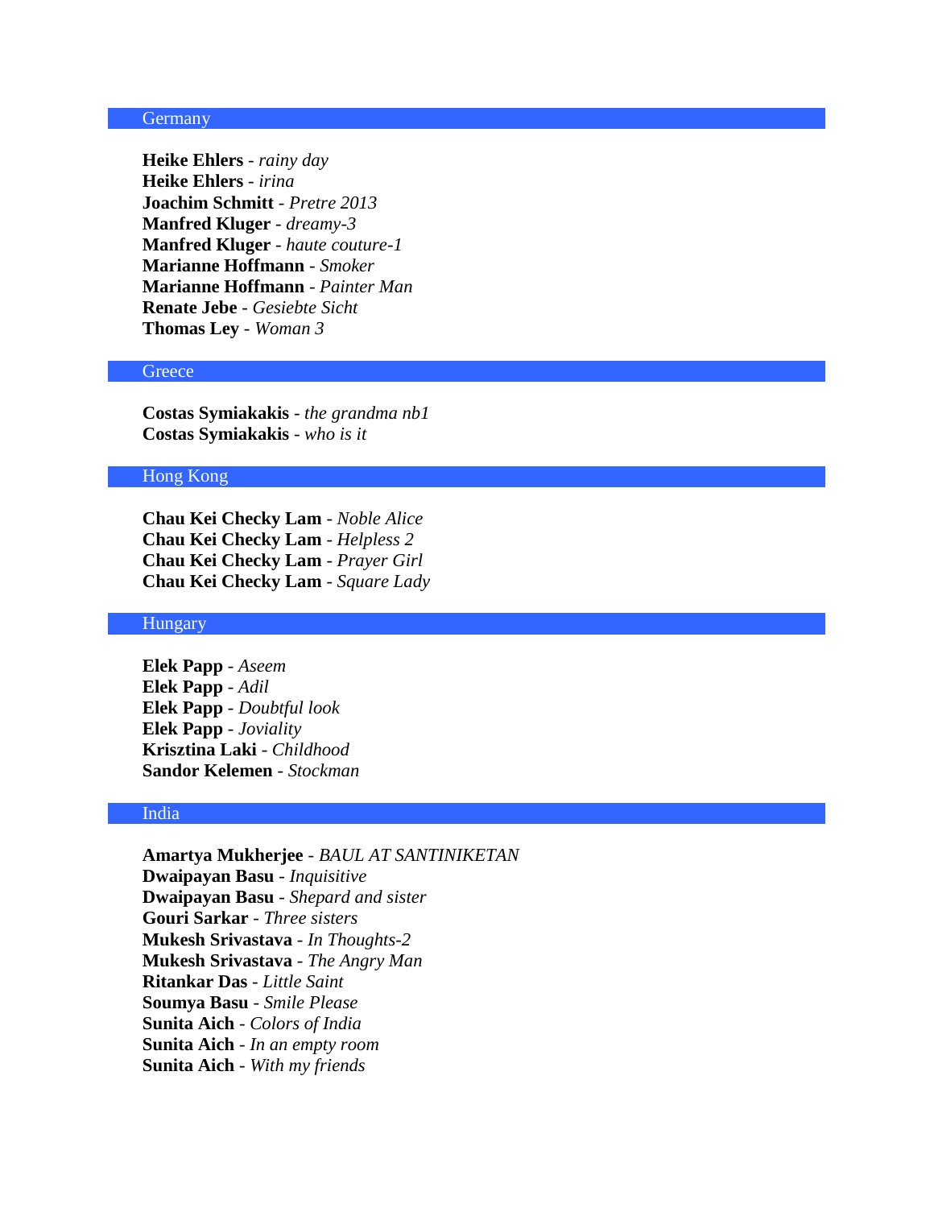## Germany

**Heike Ehlers** - *rainy day*
**Heike Ehlers** - *irina*
**Joachim Schmitt** - *Pretre 2013*
**Manfred Kluger** - *dreamy-3*
**Manfred Kluger** - *haute couture-1*
**Marianne Hoffmann** - *Smoker*
**Marianne Hoffmann** - *Painter Man*
**Renate Jebe** - *Gesiebte Sicht*
**Thomas Ley** - *Woman 3*

## Greece

**Costas Symiakakis** - *the grandma nb1*
**Costas Symiakakis** - *who is it*

## Hong Kong

**Chau Kei Checky Lam** - *Noble Alice*
**Chau Kei Checky Lam** - *Helpless 2*
**Chau Kei Checky Lam** - *Prayer Girl*
**Chau Kei Checky Lam** - *Square Lady*

## Hungary

**Elek Papp** - *Aseem*
**Elek Papp** - *Adil*
**Elek Papp** - *Doubtful look*
**Elek Papp** - *Joviality*
**Krisztina Laki** - *Childhood*
**Sandor Kelemen** - *Stockman*

## India

**Amartya Mukherjee** - *BAUL AT SANTINIKETAN*
**Dwaipayan Basu** - *Inquisitive*
**Dwaipayan Basu** - *Shepard and sister*
**Gouri Sarkar** - *Three sisters*
**Mukesh Srivastava** - *In Thoughts-2*
**Mukesh Srivastava** - *The Angry Man*
**Ritankar Das** - *Little Saint*
**Soumya Basu** - *Smile Please*
**Sunita Aich** - *Colors of India*
**Sunita Aich** - *In an empty room*
**Sunita Aich** - *With my friends*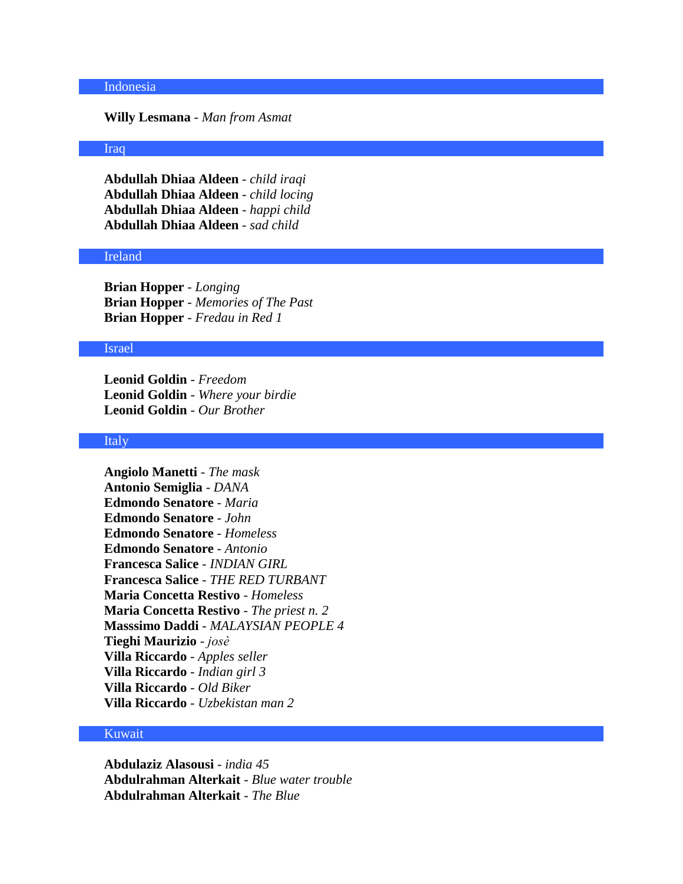## Indonesia

**Willy Lesmana** - *Man from Asmat*

## Iraq

**Abdullah Dhiaa Aldeen** - *child iraqi*
**Abdullah Dhiaa Aldeen** - *child locing*
**Abdullah Dhiaa Aldeen** - *happi child*
**Abdullah Dhiaa Aldeen** - *sad child*

## Ireland

**Brian Hopper** - *Longing*
**Brian Hopper** - *Memories of The Past*
**Brian Hopper** - *Fredau in Red 1*

## Israel

**Leonid Goldin** - *Freedom*
**Leonid Goldin** - *Where your birdie*
**Leonid Goldin** - *Our Brother*

## Italy

**Angiolo Manetti** - *The mask*
**Antonio Semiglia** - *DANA*
**Edmondo Senatore** - *Maria*
**Edmondo Senatore** - *John*
**Edmondo Senatore** - *Homeless*
**Edmondo Senatore** - *Antonio*
**Francesca Salice** - *INDIAN GIRL*
**Francesca Salice** - *THE RED TURBANT*
**Maria Concetta Restivo** - *Homeless*
**Maria Concetta Restivo** - *The priest n. 2*
**Masssimo Daddi** - *MALAYSIAN PEOPLE 4*
**Tieghi Maurizio** - *josè*
**Villa Riccardo** - *Apples seller*
**Villa Riccardo** - *Indian girl 3*
**Villa Riccardo** - *Old Biker*
**Villa Riccardo** - *Uzbekistan man 2*

## Kuwait

**Abdulaziz Alasousi** - *india 45*
**Abdulrahman Alterkait** - *Blue water trouble*
**Abdulrahman Alterkait** - *The Blue*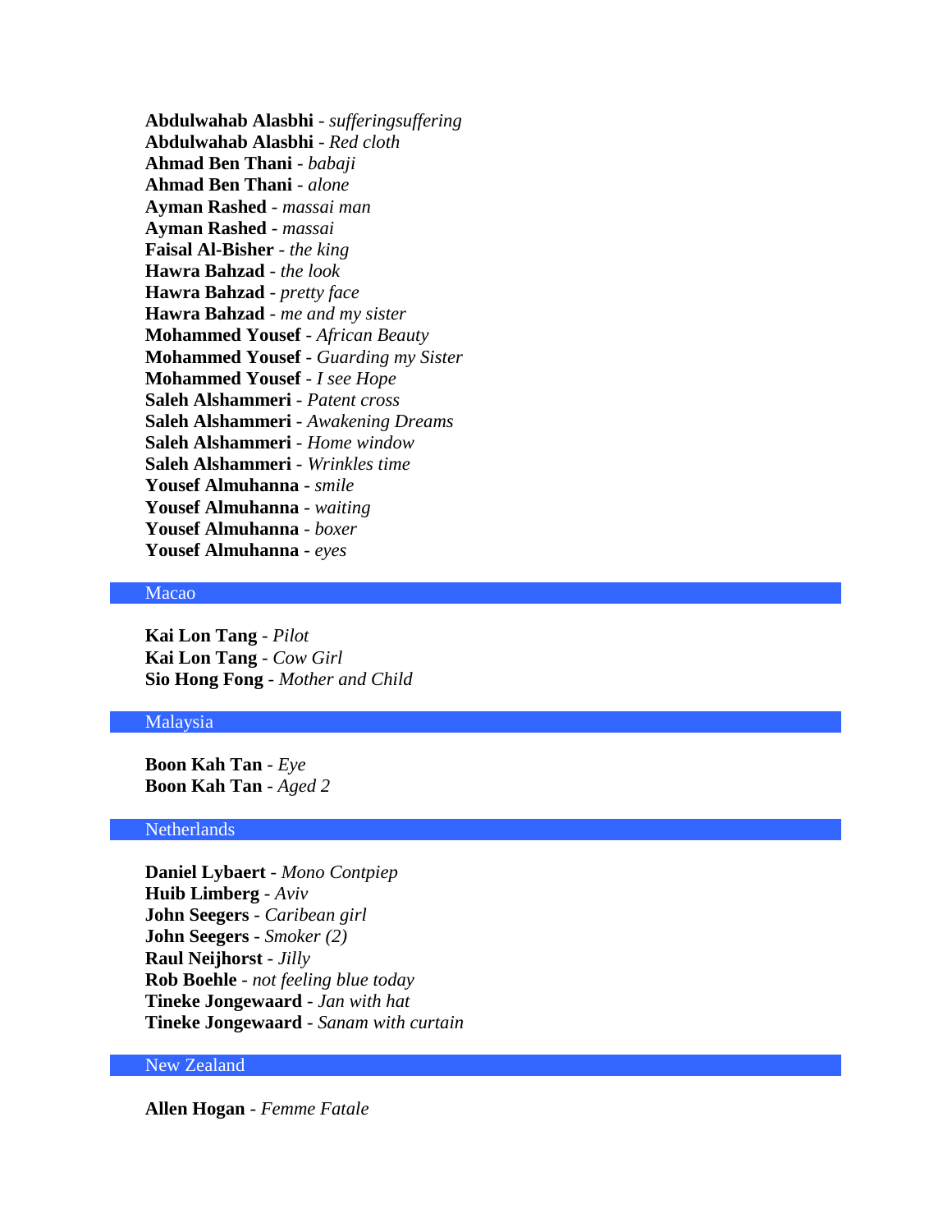**Abdulwahab Alasbhi** - *sufferingsuffering*
**Abdulwahab Alasbhi** - *Red cloth*
**Ahmad Ben Thani** - *babaji*
**Ahmad Ben Thani** - *alone*
**Ayman Rashed** - *massai man*
**Ayman Rashed** - *massai*
**Faisal Al-Bisher** - *the king*
**Hawra Bahzad** - *the look*
**Hawra Bahzad** - *pretty face*
**Hawra Bahzad** - *me and my sister*
**Mohammed Yousef** - *African Beauty*
**Mohammed Yousef** - *Guarding my Sister*
**Mohammed Yousef** - *I see Hope*
**Saleh Alshammeri** - *Patent cross*
**Saleh Alshammeri** - *Awakening Dreams*
**Saleh Alshammeri** - *Home window*
**Saleh Alshammeri** - *Wrinkles time*
**Yousef Almuhanna** - *smile*
**Yousef Almuhanna** - *waiting*
**Yousef Almuhanna** - *boxer*
**Yousef Almuhanna** - *eyes*

## Macao

**Kai Lon Tang** - *Pilot*
**Kai Lon Tang** - *Cow Girl*
**Sio Hong Fong** - *Mother and Child*

## Malaysia

**Boon Kah Tan** - *Eye*
**Boon Kah Tan** - *Aged 2*

## Netherlands

**Daniel Lybaert** - *Mono Contpiep*
**Huib Limberg** - *Aviv*
**John Seegers** - *Caribean girl*
**John Seegers** - *Smoker (2)*
**Raul Neijhorst** - *Jilly*
**Rob Boehle** - *not feeling blue today*
**Tineke Jongewaard** - *Jan with hat*
**Tineke Jongewaard** - *Sanam with curtain*

## New Zealand

**Allen Hogan** - *Femme Fatale*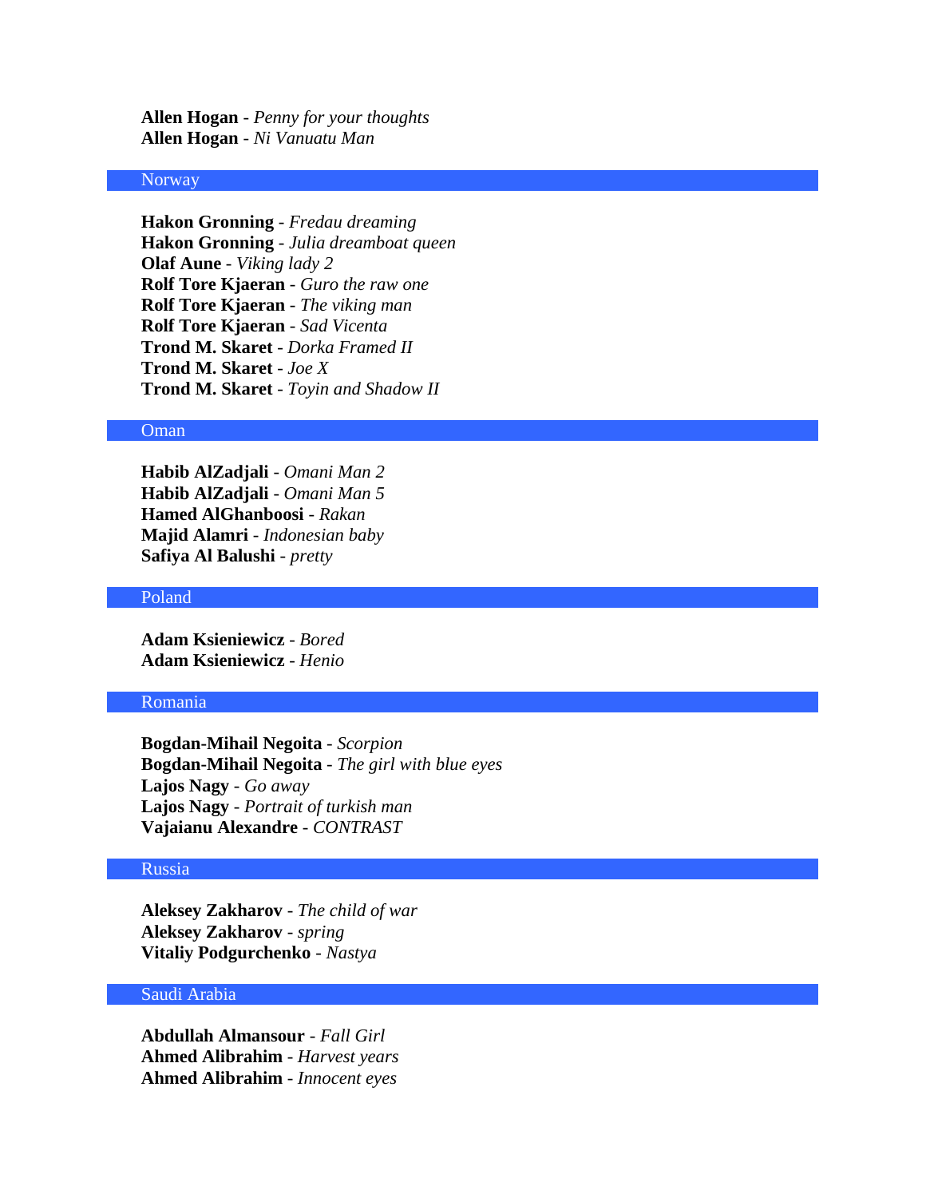**Allen Hogan** - *Penny for your thoughts*
**Allen Hogan** - *Ni Vanuatu Man*

## Norway

**Hakon Gronning** - *Fredau dreaming*
**Hakon Gronning** - *Julia dreamboat queen*
**Olaf Aune** - *Viking lady 2*
**Rolf Tore Kjaeran** - *Guro the raw one*
**Rolf Tore Kjaeran** - *The viking man*
**Rolf Tore Kjaeran** - *Sad Vicenta*
**Trond M. Skaret** - *Dorka Framed II*
**Trond M. Skaret** - *Joe X*
**Trond M. Skaret** - *Toyin and Shadow II*

## Oman

**Habib AlZadjali** - *Omani Man 2*
**Habib AlZadjali** - *Omani Man 5*
**Hamed AlGhanboosi** - *Rakan*
**Majid Alamri** - *Indonesian baby*
**Safiya Al Balushi** - *pretty*

## Poland

**Adam Ksieniewicz** - *Bored*
**Adam Ksieniewicz** - *Henio*

## Romania

**Bogdan-Mihail Negoita** - *Scorpion*
**Bogdan-Mihail Negoita** - *The girl with blue eyes*
**Lajos Nagy** - *Go away*
**Lajos Nagy** - *Portrait of turkish man*
**Vajaianu Alexandre** - *CONTRAST*

## Russia

**Aleksey Zakharov** - *The child of war*
**Aleksey Zakharov** - *spring*
**Vitaliy Podgurchenko** - *Nastya*

## Saudi Arabia

**Abdullah Almansour** - *Fall Girl*
**Ahmed Alibrahim** - *Harvest years*
**Ahmed Alibrahim** - *Innocent eyes*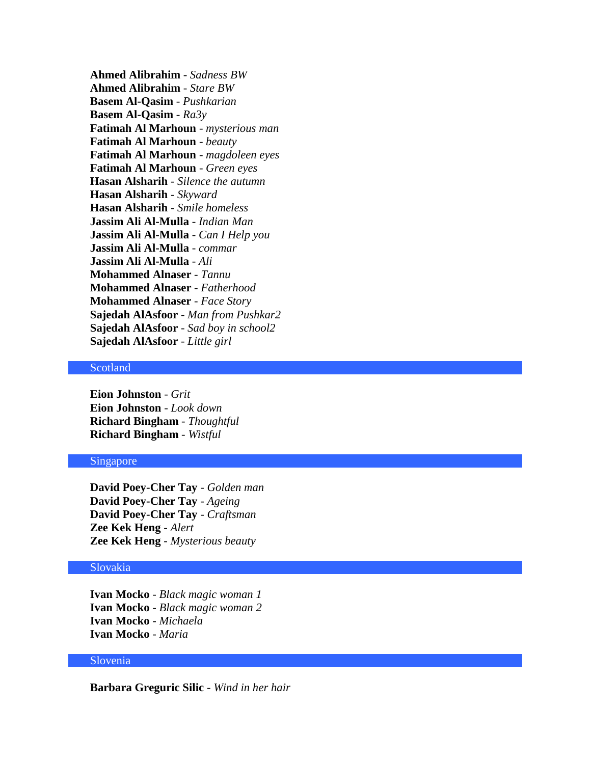**Ahmed Alibrahim** - *Sadness BW*
**Ahmed Alibrahim** - *Stare BW*
**Basem Al-Qasim** - *Pushkarian*
**Basem Al-Qasim** - *Ra3y*
**Fatimah Al Marhoun** - *mysterious man*
**Fatimah Al Marhoun** - *beauty*
**Fatimah Al Marhoun** - *magdoleen eyes*
**Fatimah Al Marhoun** - *Green eyes*
**Hasan Alsharih** - *Silence the autumn*
**Hasan Alsharih** - *Skyward*
**Hasan Alsharih** - *Smile homeless*
**Jassim Ali Al-Mulla** - *Indian Man*
**Jassim Ali Al-Mulla** - *Can I Help you*
**Jassim Ali Al-Mulla** - *commar*
**Jassim Ali Al-Mulla** - *Ali*
**Mohammed Alnaser** - *Tannu*
**Mohammed Alnaser** - *Fatherhood*
**Mohammed Alnaser** - *Face Story*
**Sajedah AlAsfoor** - *Man from Pushkar2*
**Sajedah AlAsfoor** - *Sad boy in school2*
**Sajedah AlAsfoor** - *Little girl*

## Scotland

**Eion Johnston** - *Grit*
**Eion Johnston** - *Look down*
**Richard Bingham** - *Thoughtful*
**Richard Bingham** - *Wistful*

## Singapore

**David Poey-Cher Tay** - *Golden man*
**David Poey-Cher Tay** - *Ageing*
**David Poey-Cher Tay** - *Craftsman*
**Zee Kek Heng** - *Alert*
**Zee Kek Heng** - *Mysterious beauty*

## Slovakia

**Ivan Mocko** - *Black magic woman 1*
**Ivan Mocko** - *Black magic woman 2*
**Ivan Mocko** - *Michaela*
**Ivan Mocko** - *Maria*

## Slovenia

**Barbara Greguric Silic** - *Wind in her hair*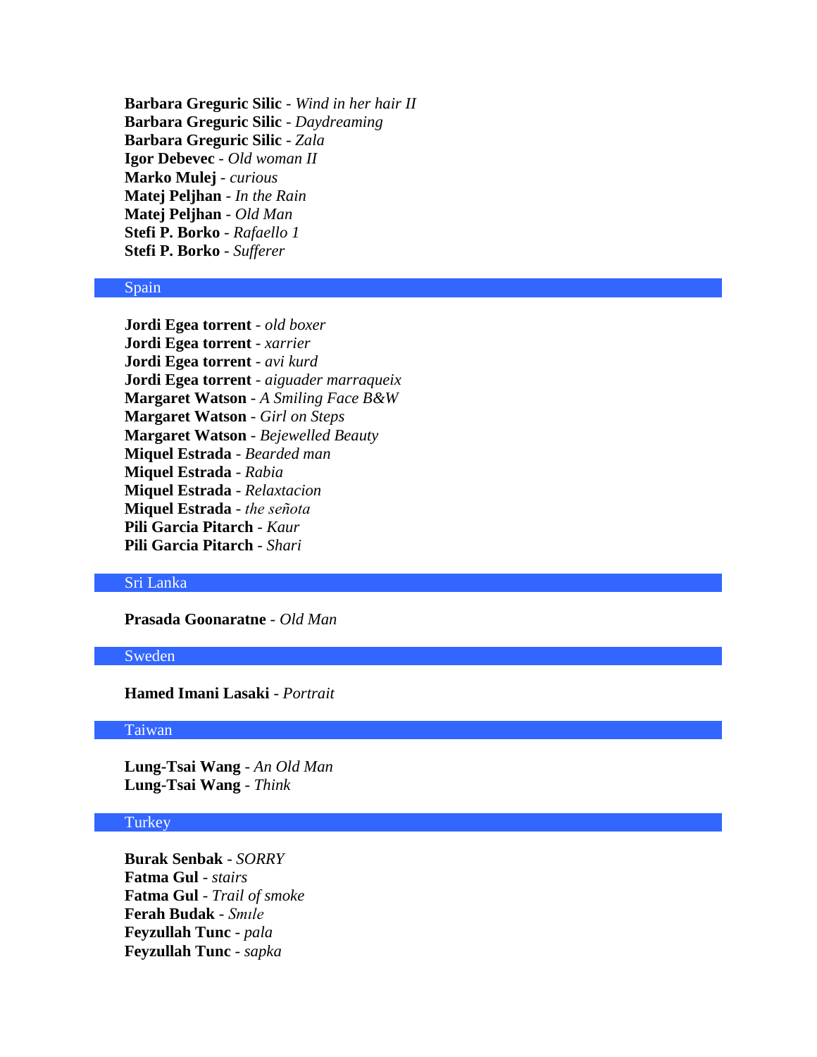**Barbara Greguric Silic** - *Wind in her hair II*
**Barbara Greguric Silic** - *Daydreaming*
**Barbara Greguric Silic** - *Zala*
**Igor Debevec** - *Old woman II*
**Marko Mulej** - *curious*
**Matej Peljhan** - *In the Rain*
**Matej Peljhan** - *Old Man*
**Stefi P. Borko** - *Rafaello 1*
**Stefi P. Borko** - *Sufferer*

## Spain

**Jordi Egea torrent** - *old boxer*
**Jordi Egea torrent** - *xarrier*
**Jordi Egea torrent** - *avi kurd*
**Jordi Egea torrent** - *aiguader marraqueix*
**Margaret Watson** - *A Smiling Face B&W*
**Margaret Watson** - *Girl on Steps*
**Margaret Watson** - *Bejewelled Beauty*
**Miquel Estrada** - *Bearded man*
**Miquel Estrada** - *Rabia*
**Miquel Estrada** - *Relaxtacion*
**Miquel Estrada** - *the señota*
**Pili Garcia Pitarch** - *Kaur*
**Pili Garcia Pitarch** - *Shari*

## Sri Lanka

**Prasada Goonaratne** - *Old Man*

## Sweden

**Hamed Imani Lasaki** - *Portrait*

## Taiwan

**Lung-Tsai Wang** - *An Old Man*
**Lung-Tsai Wang** - *Think*

## Turkey

**Burak Senbak** - *SORRY*
**Fatma Gul** - *stairs*
**Fatma Gul** - *Trail of smoke*
**Ferah Budak** - *Smıle*
**Feyzullah Tunc** - *pala*
**Feyzullah Tunc** - *sapka*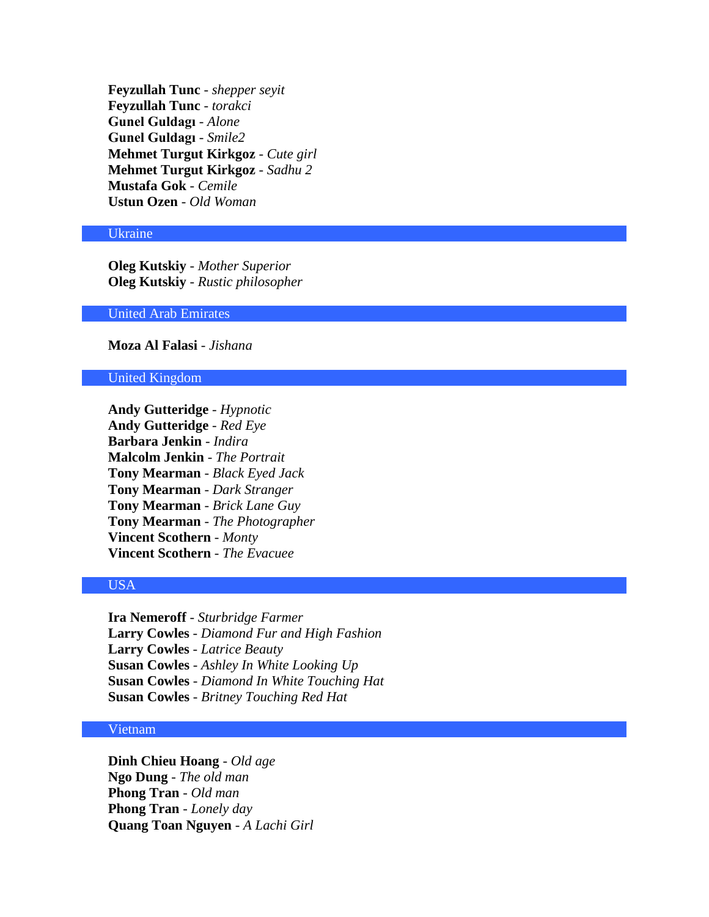**Feyzullah Tunc** - *shepper seyit*
**Feyzullah Tunc** - *torakci*
**Gunel Guldagı** - *Alone*
**Gunel Guldagı** - *Smile2*
**Mehmet Turgut Kirkgoz** - *Cute girl*
**Mehmet Turgut Kirkgoz** - *Sadhu 2*
**Mustafa Gok** - *Cemile*
**Ustun Ozen** - *Old Woman*

## Ukraine

**Oleg Kutskiy** - *Mother Superior*
**Oleg Kutskiy** - *Rustic philosopher*

## United Arab Emirates

**Moza Al Falasi** - *Jishana*

## United Kingdom

**Andy Gutteridge** - *Hypnotic*
**Andy Gutteridge** - *Red Eye*
**Barbara Jenkin** - *Indira*
**Malcolm Jenkin** - *The Portrait*
**Tony Mearman** - *Black Eyed Jack*
**Tony Mearman** - *Dark Stranger*
**Tony Mearman** - *Brick Lane Guy*
**Tony Mearman** - *The Photographer*
**Vincent Scothern** - *Monty*
**Vincent Scothern** - *The Evacuee*

## USA

**Ira Nemeroff** - *Sturbridge Farmer*
**Larry Cowles** - *Diamond Fur and High Fashion*
**Larry Cowles** - *Latrice Beauty*
**Susan Cowles** - *Ashley In White Looking Up*
**Susan Cowles** - *Diamond In White Touching Hat*
**Susan Cowles** - *Britney Touching Red Hat*

## Vietnam

**Dinh Chieu Hoang** - *Old age*
**Ngo Dung** - *The old man*
**Phong Tran** - *Old man*
**Phong Tran** - *Lonely day*
**Quang Toan Nguyen** - *A Lachi Girl*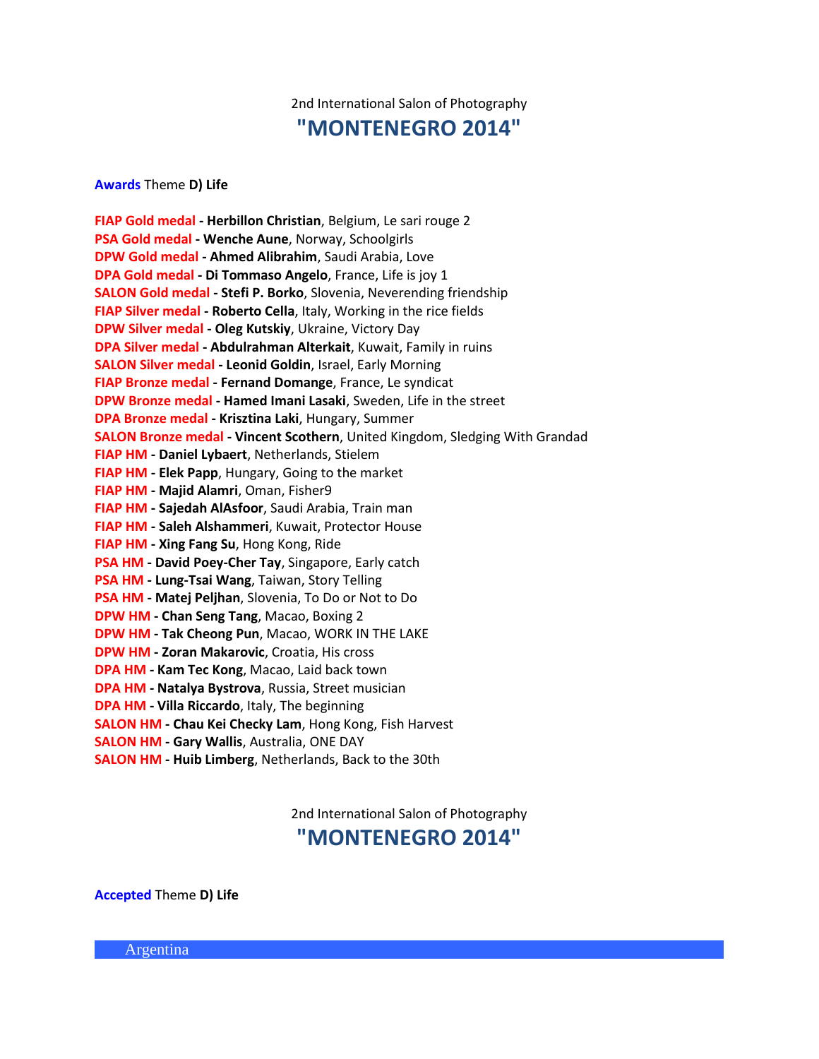2nd International Salon of Photography

# "MONTENEGRO 2014"

**Awards** Theme **D) Life**

**FIAP Gold medal - Herbillon Christian**, Belgium, Le sari rouge 2
**PSA Gold medal - Wenche Aune**, Norway, Schoolgirls
**DPW Gold medal - Ahmed Alibrahim**, Saudi Arabia, Love
**DPA Gold medal - Di Tommaso Angelo**, France, Life is joy 1
**SALON Gold medal - Stefi P. Borko**, Slovenia, Neverending friendship
**FIAP Silver medal - Roberto Cella**, Italy, Working in the rice fields
**DPW Silver medal - Oleg Kutskiy**, Ukraine, Victory Day
**DPA Silver medal - Abdulrahman Alterkait**, Kuwait, Family in ruins
**SALON Silver medal - Leonid Goldin**, Israel, Early Morning
**FIAP Bronze medal - Fernand Domange**, France, Le syndicat
**DPW Bronze medal - Hamed Imani Lasaki**, Sweden, Life in the street
**DPA Bronze medal - Krisztina Laki**, Hungary, Summer
**SALON Bronze medal - Vincent Scothern**, United Kingdom, Sledging With Grandad
**FIAP HM - Daniel Lybaert**, Netherlands, Stielem
**FIAP HM - Elek Papp**, Hungary, Going to the market
**FIAP HM - Majid Alamri**, Oman, Fisher9
**FIAP HM - Sajedah AlAsfoor**, Saudi Arabia, Train man
**FIAP HM - Saleh Alshammeri**, Kuwait, Protector House
**FIAP HM - Xing Fang Su**, Hong Kong, Ride
**PSA HM - David Poey-Cher Tay**, Singapore, Early catch
**PSA HM - Lung-Tsai Wang**, Taiwan, Story Telling
**PSA HM - Matej Peljhan**, Slovenia, To Do or Not to Do
**DPW HM - Chan Seng Tang**, Macao, Boxing 2
**DPW HM - Tak Cheong Pun**, Macao, WORK IN THE LAKE
**DPW HM - Zoran Makarovic**, Croatia, His cross
**DPA HM - Kam Tec Kong**, Macao, Laid back town
**DPA HM - Natalya Bystrova**, Russia, Street musician
**DPA HM - Villa Riccardo**, Italy, The beginning
**SALON HM - Chau Kei Checky Lam**, Hong Kong, Fish Harvest
**SALON HM - Gary Wallis**, Australia, ONE DAY
**SALON HM - Huib Limberg**, Netherlands, Back to the 30th

2nd International Salon of Photography

# "MONTENEGRO 2014"

**Accepted** Theme **D) Life**

Argentina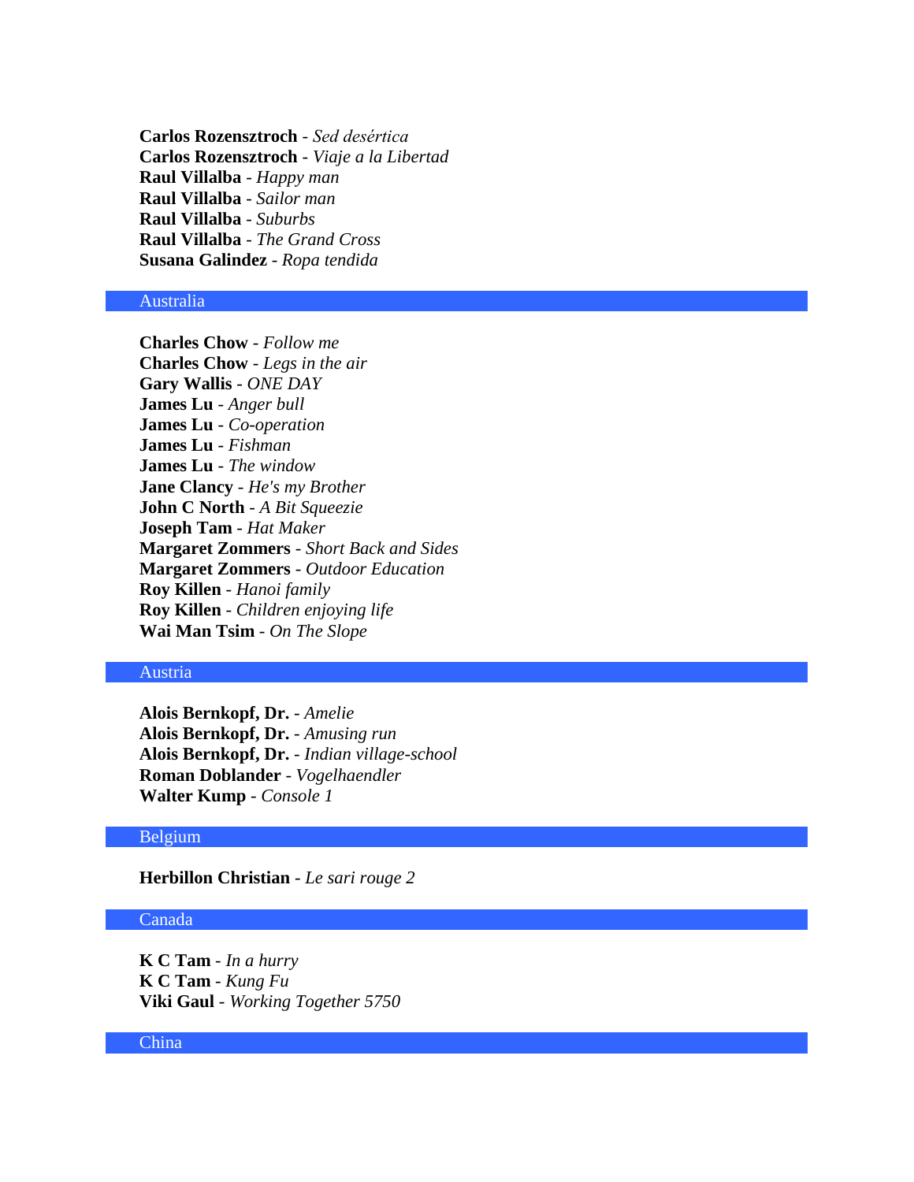**Carlos Rozensztroch** - *Sed desértica*
**Carlos Rozensztroch** - *Viaje a la Libertad*
**Raul Villalba** - *Happy man*
**Raul Villalba** - *Sailor man*
**Raul Villalba** - *Suburbs*
**Raul Villalba** - *The Grand Cross*
**Susana Galindez** - *Ropa tendida*

## Australia

**Charles Chow** - *Follow me*
**Charles Chow** - *Legs in the air*
**Gary Wallis** - *ONE DAY*
**James Lu** - *Anger bull*
**James Lu** - *Co-operation*
**James Lu** - *Fishman*
**James Lu** - *The window*
**Jane Clancy** - *He's my Brother*
**John C North** - *A Bit Squeezie*
**Joseph Tam** - *Hat Maker*
**Margaret Zommers** - *Short Back and Sides*
**Margaret Zommers** - *Outdoor Education*
**Roy Killen** - *Hanoi family*
**Roy Killen** - *Children enjoying life*
**Wai Man Tsim** - *On The Slope*

## Austria

**Alois Bernkopf, Dr.** - *Amelie*
**Alois Bernkopf, Dr.** - *Amusing run*
**Alois Bernkopf, Dr.** - *Indian village-school*
**Roman Doblander** - *Vogelhaendler*
**Walter Kump** - *Console 1*

## Belgium

**Herbillon Christian** - *Le sari rouge 2*

## Canada

**K C Tam** - *In a hurry*
**K C Tam** - *Kung Fu*
**Viki Gaul** - *Working Together 5750*

## China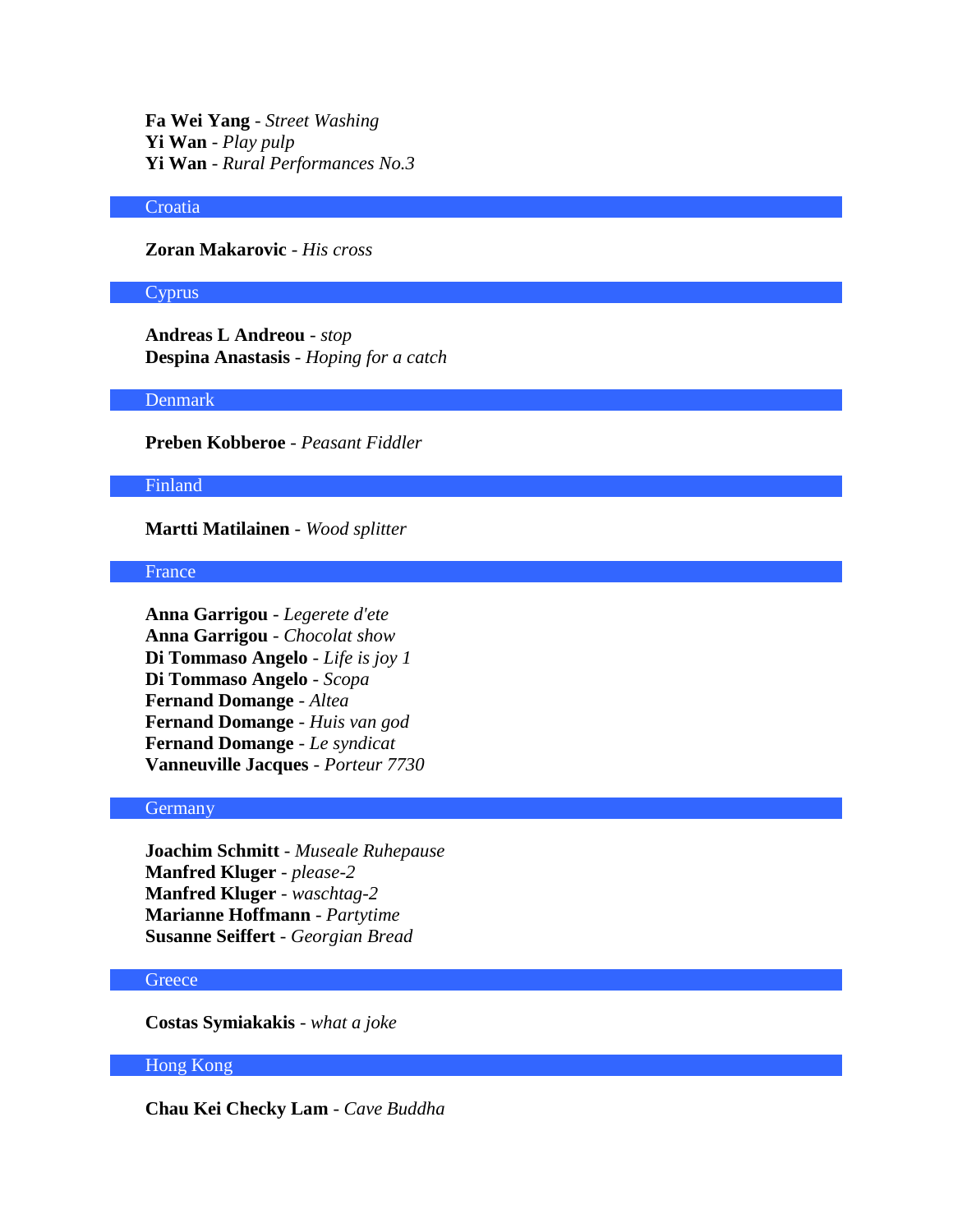**Fa Wei Yang** - *Street Washing*
**Yi Wan** - *Play pulp*
**Yi Wan** - *Rural Performances No.3*

## Croatia

**Zoran Makarovic** - *His cross*

## Cyprus

**Andreas L Andreou** - *stop*
**Despina Anastasis** - *Hoping for a catch*

## Denmark

**Preben Kobberoe** - *Peasant Fiddler*

## Finland

**Martti Matilainen** - *Wood splitter*

## France

**Anna Garrigou** - *Legerete d'ete*
**Anna Garrigou** - *Chocolat show*
**Di Tommaso Angelo** - *Life is joy 1*
**Di Tommaso Angelo** - *Scopa*
**Fernand Domange** - *Altea*
**Fernand Domange** - *Huis van god*
**Fernand Domange** - *Le syndicat*
**Vanneuville Jacques** - *Porteur 7730*

## Germany

**Joachim Schmitt** - *Museale Ruhepause*
**Manfred Kluger** - *please-2*
**Manfred Kluger** - *waschtag-2*
**Marianne Hoffmann** - *Partytime*
**Susanne Seiffert** - *Georgian Bread*

## Greece

**Costas Symiakakis** - *what a joke*

## Hong Kong

**Chau Kei Checky Lam** - *Cave Buddha*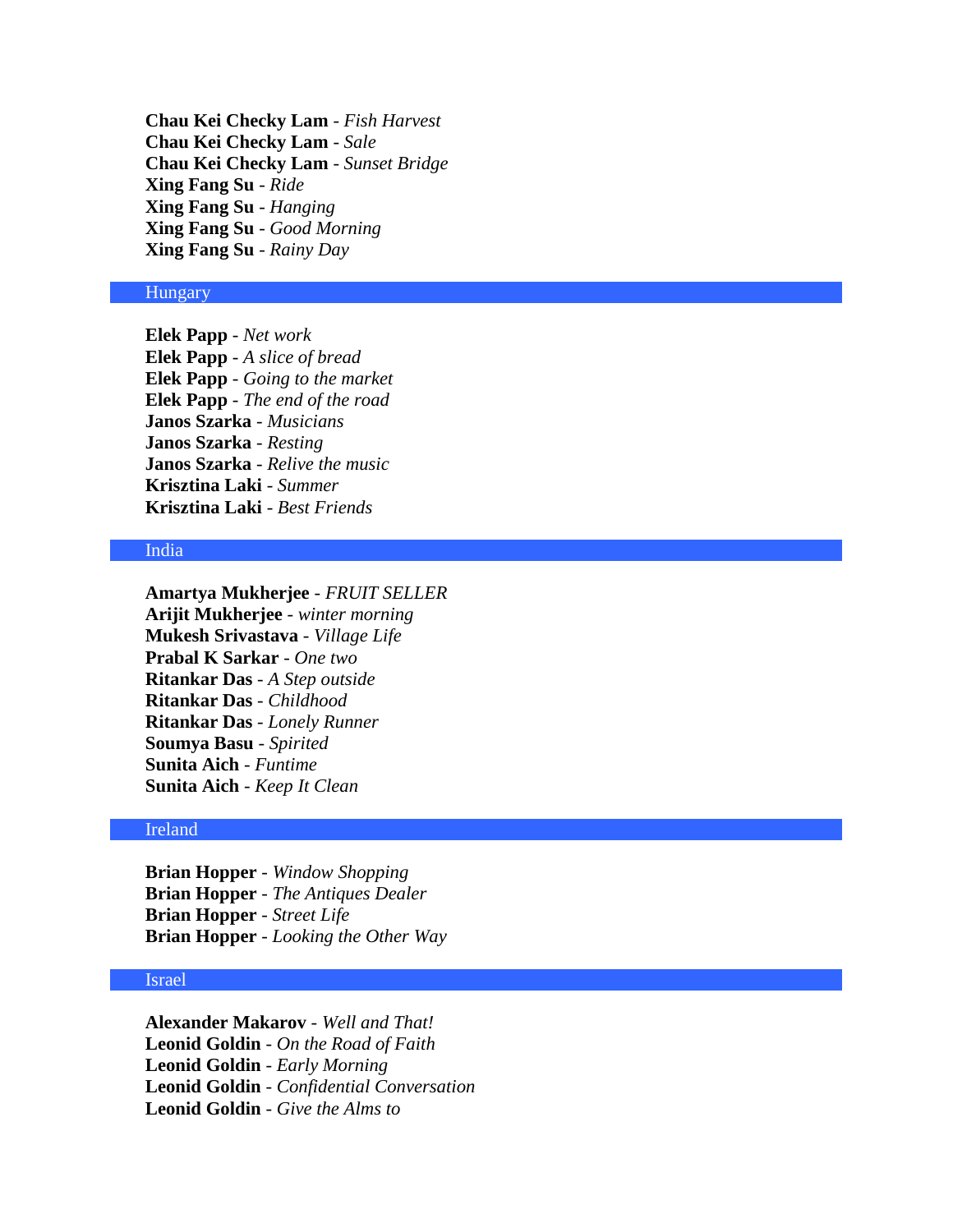**Chau Kei Checky Lam** - *Fish Harvest*
**Chau Kei Checky Lam** - *Sale*
**Chau Kei Checky Lam** - *Sunset Bridge*
**Xing Fang Su** - *Ride*
**Xing Fang Su** - *Hanging*
**Xing Fang Su** - *Good Morning*
**Xing Fang Su** - *Rainy Day*

## Hungary

**Elek Papp** - *Net work*
**Elek Papp** - *A slice of bread*
**Elek Papp** - *Going to the market*
**Elek Papp** - *The end of the road*
**Janos Szarka** - *Musicians*
**Janos Szarka** - *Resting*
**Janos Szarka** - *Relive the music*
**Krisztina Laki** - *Summer*
**Krisztina Laki** - *Best Friends*

## India

**Amartya Mukherjee** - *FRUIT SELLER*
**Arijit Mukherjee** - *winter morning*
**Mukesh Srivastava** - *Village Life*
**Prabal K Sarkar** - *One two*
**Ritankar Das** - *A Step outside*
**Ritankar Das** - *Childhood*
**Ritankar Das** - *Lonely Runner*
**Soumya Basu** - *Spirited*
**Sunita Aich** - *Funtime*
**Sunita Aich** - *Keep It Clean*

## Ireland

**Brian Hopper** - *Window Shopping*
**Brian Hopper** - *The Antiques Dealer*
**Brian Hopper** - *Street Life*
**Brian Hopper** - *Looking the Other Way*

## Israel

**Alexander Makarov** - *Well and That!*
**Leonid Goldin** - *On the Road of Faith*
**Leonid Goldin** - *Early Morning*
**Leonid Goldin** - *Confidential Conversation*
**Leonid Goldin** - *Give the Alms to*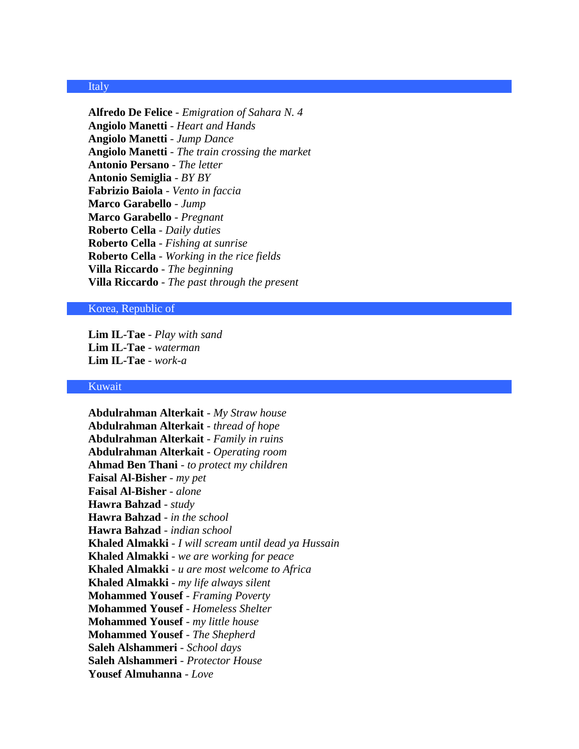## Italy

**Alfredo De Felice** - *Emigration of Sahara N. 4*
**Angiolo Manetti** - *Heart and Hands*
**Angiolo Manetti** - *Jump Dance*
**Angiolo Manetti** - *The train crossing the market*
**Antonio Persano** - *The letter*
**Antonio Semiglia** - *BY BY*
**Fabrizio Baiola** - *Vento in faccia*
**Marco Garabello** - *Jump*
**Marco Garabello** - *Pregnant*
**Roberto Cella** - *Daily duties*
**Roberto Cella** - *Fishing at sunrise*
**Roberto Cella** - *Working in the rice fields*
**Villa Riccardo** - *The beginning*
**Villa Riccardo** - *The past through the present*

## Korea, Republic of

**Lim IL-Tae** - *Play with sand*
**Lim IL-Tae** - *waterman*
**Lim IL-Tae** - *work-a*

## Kuwait

**Abdulrahman Alterkait** - *My Straw house*
**Abdulrahman Alterkait** - *thread of hope*
**Abdulrahman Alterkait** - *Family in ruins*
**Abdulrahman Alterkait** - *Operating room*
**Ahmad Ben Thani** - *to protect my children*
**Faisal Al-Bisher** - *my pet*
**Faisal Al-Bisher** - *alone*
**Hawra Bahzad** - *study*
**Hawra Bahzad** - *in the school*
**Hawra Bahzad** - *indian school*
**Khaled Almakki** - *I will scream until dead ya Hussain*
**Khaled Almakki** - *we are working for peace*
**Khaled Almakki** - *u are most welcome to Africa*
**Khaled Almakki** - *my life always silent*
**Mohammed Yousef** - *Framing Poverty*
**Mohammed Yousef** - *Homeless Shelter*
**Mohammed Yousef** - *my little house*
**Mohammed Yousef** - *The Shepherd*
**Saleh Alshammeri** - *School days*
**Saleh Alshammeri** - *Protector House*
**Yousef Almuhanna** - *Love*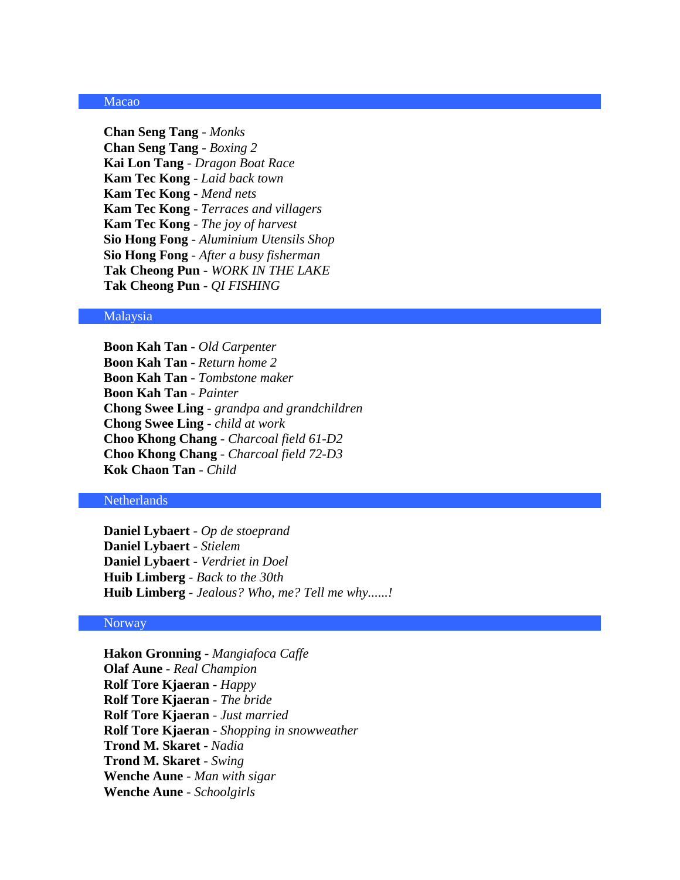## Macao

**Chan Seng Tang** - *Monks*
**Chan Seng Tang** - *Boxing 2*
**Kai Lon Tang** - *Dragon Boat Race*
**Kam Tec Kong** - *Laid back town*
**Kam Tec Kong** - *Mend nets*
**Kam Tec Kong** - *Terraces and villagers*
**Kam Tec Kong** - *The joy of harvest*
**Sio Hong Fong** - *Aluminium Utensils Shop*
**Sio Hong Fong** - *After a busy fisherman*
**Tak Cheong Pun** - *WORK IN THE LAKE*
**Tak Cheong Pun** - *QI FISHING*

## Malaysia

**Boon Kah Tan** - *Old Carpenter*
**Boon Kah Tan** - *Return home 2*
**Boon Kah Tan** - *Tombstone maker*
**Boon Kah Tan** - *Painter*
**Chong Swee Ling** - *grandpa and grandchildren*
**Chong Swee Ling** - *child at work*
**Choo Khong Chang** - *Charcoal field 61-D2*
**Choo Khong Chang** - *Charcoal field 72-D3*
**Kok Chaon Tan** - *Child*

## Netherlands

**Daniel Lybaert** - *Op de stoeprand*
**Daniel Lybaert** - *Stielem*
**Daniel Lybaert** - *Verdriet in Doel*
**Huib Limberg** - *Back to the 30th*
**Huib Limberg** - *Jealous? Who, me? Tell me why......!*

## Norway

**Hakon Gronning** - *Mangiafoca Caffe*
**Olaf Aune** - *Real Champion*
**Rolf Tore Kjaeran** - *Happy*
**Rolf Tore Kjaeran** - *The bride*
**Rolf Tore Kjaeran** - *Just married*
**Rolf Tore Kjaeran** - *Shopping in snowweather*
**Trond M. Skaret** - *Nadia*
**Trond M. Skaret** - *Swing*
**Wenche Aune** - *Man with sigar*
**Wenche Aune** - *Schoolgirls*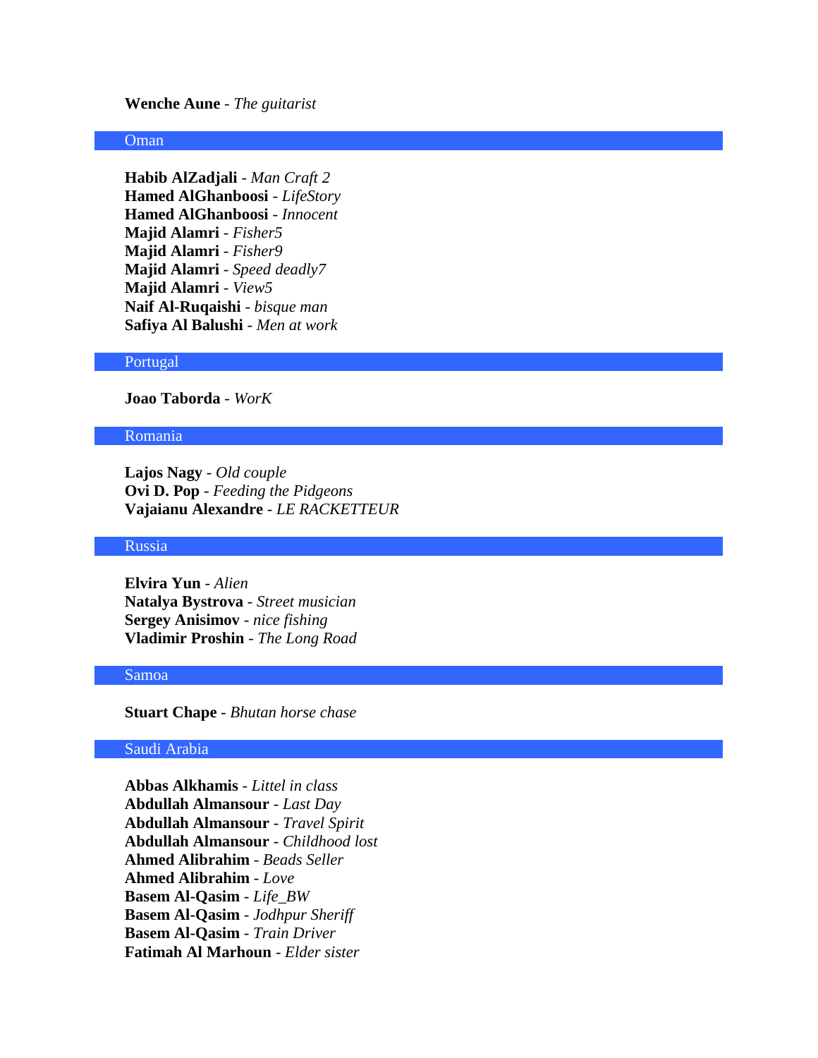**Wenche Aune** - *The guitarist*

## Oman

**Habib AlZadjali** - *Man Craft 2*
**Hamed AlGhanboosi** - *LifeStory*
**Hamed AlGhanboosi** - *Innocent*
**Majid Alamri** - *Fisher5*
**Majid Alamri** - *Fisher9*
**Majid Alamri** - *Speed deadly7*
**Majid Alamri** - *View5*
**Naif Al-Ruqaishi** - *bisque man*
**Safiya Al Balushi** - *Men at work*

## Portugal

**Joao Taborda** - *WorK*

## Romania

**Lajos Nagy** - *Old couple*
**Ovi D. Pop** - *Feeding the Pidgeons*
**Vajaianu Alexandre** - *LE RACKETTEUR*

## Russia

**Elvira Yun** - *Alien*
**Natalya Bystrova** - *Street musician*
**Sergey Anisimov** - *nice fishing*
**Vladimir Proshin** - *The Long Road*

## Samoa

**Stuart Chape** - *Bhutan horse chase*

## Saudi Arabia

**Abbas Alkhamis** - *Littel in class*
**Abdullah Almansour** - *Last Day*
**Abdullah Almansour** - *Travel Spirit*
**Abdullah Almansour** - *Childhood lost*
**Ahmed Alibrahim** - *Beads Seller*
**Ahmed Alibrahim** - *Love*
**Basem Al-Qasim** - *Life_BW*
**Basem Al-Qasim** - *Jodhpur Sheriff*
**Basem Al-Qasim** - *Train Driver*
**Fatimah Al Marhoun** - *Elder sister*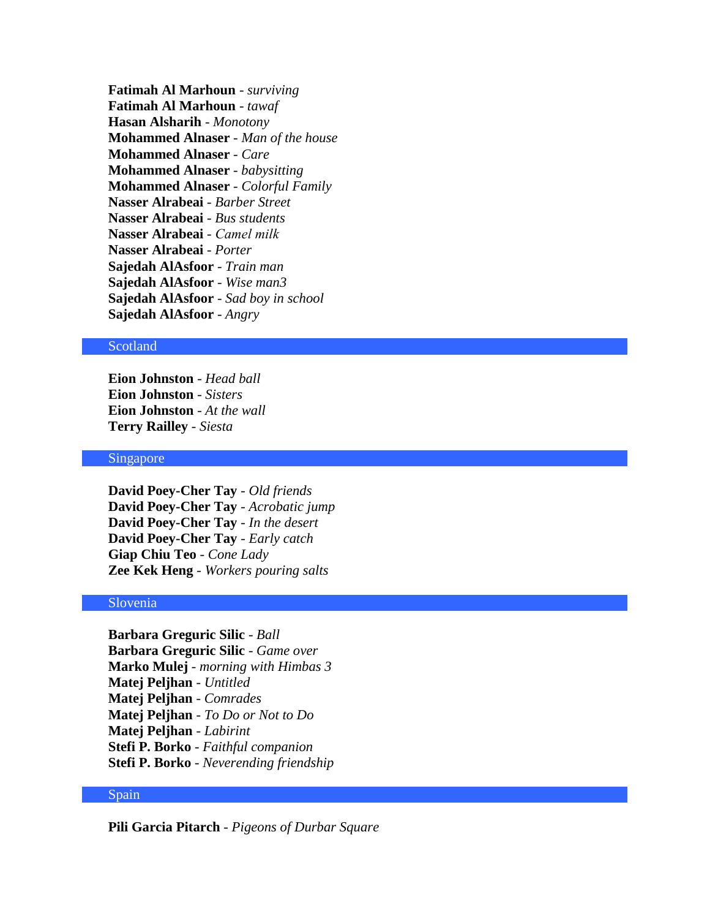**Fatimah Al Marhoun** - *surviving*
**Fatimah Al Marhoun** - *tawaf*
**Hasan Alsharih** - *Monotony*
**Mohammed Alnaser** - *Man of the house*
**Mohammed Alnaser** - *Care*
**Mohammed Alnaser** - *babysitting*
**Mohammed Alnaser** - *Colorful Family*
**Nasser Alrabeai** - *Barber Street*
**Nasser Alrabeai** - *Bus students*
**Nasser Alrabeai** - *Camel milk*
**Nasser Alrabeai** - *Porter*
**Sajedah AlAsfoor** - *Train man*
**Sajedah AlAsfoor** - *Wise man3*
**Sajedah AlAsfoor** - *Sad boy in school*
**Sajedah AlAsfoor** - *Angry*

## Scotland

**Eion Johnston** - *Head ball*
**Eion Johnston** - *Sisters*
**Eion Johnston** - *At the wall*
**Terry Railley** - *Siesta*

## Singapore

**David Poey-Cher Tay** - *Old friends*
**David Poey-Cher Tay** - *Acrobatic jump*
**David Poey-Cher Tay** - *In the desert*
**David Poey-Cher Tay** - *Early catch*
**Giap Chiu Teo** - *Cone Lady*
**Zee Kek Heng** - *Workers pouring salts*

## Slovenia

**Barbara Greguric Silic** - *Ball*
**Barbara Greguric Silic** - *Game over*
**Marko Mulej** - *morning with Himbas 3*
**Matej Peljhan** - *Untitled*
**Matej Peljhan** - *Comrades*
**Matej Peljhan** - *To Do or Not to Do*
**Matej Peljhan** - *Labirint*
**Stefi P. Borko** - *Faithful companion*
**Stefi P. Borko** - *Neverending friendship*

## Spain

**Pili Garcia Pitarch** - *Pigeons of Durbar Square*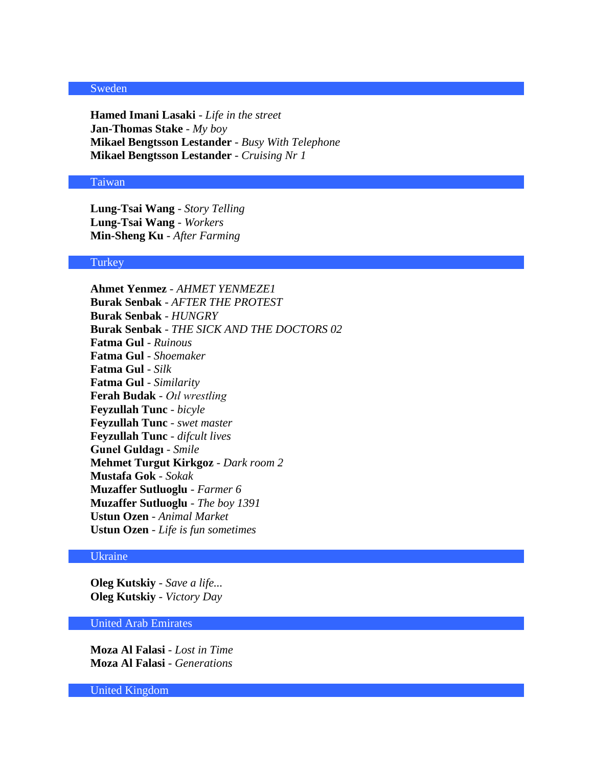## Sweden

**Hamed Imani Lasaki** - *Life in the street*
**Jan-Thomas Stake** - *My boy*
**Mikael Bengtsson Lestander** - *Busy With Telephone*
**Mikael Bengtsson Lestander** - *Cruising Nr 1*

## Taiwan

**Lung-Tsai Wang** - *Story Telling*
**Lung-Tsai Wang** - *Workers*
**Min-Sheng Ku** - *After Farming*

## Turkey

**Ahmet Yenmez** - *AHMET YENMEZE1*
**Burak Senbak** - *AFTER THE PROTEST*
**Burak Senbak** - *HUNGRY*
**Burak Senbak** - *THE SICK AND THE DOCTORS 02*
**Fatma Gul** - *Ruinous*
**Fatma Gul** - *Shoemaker*
**Fatma Gul** - *Silk*
**Fatma Gul** - *Similarity*
**Ferah Budak** - *Oıl wrestling*
**Feyzullah Tunc** - *bicyle*
**Feyzullah Tunc** - *swet master*
**Feyzullah Tunc** - *difcult lives*
**Gunel Guldagı** - *Smile*
**Mehmet Turgut Kirkgoz** - *Dark room 2*
**Mustafa Gok** - *Sokak*
**Muzaffer Sutluoglu** - *Farmer 6*
**Muzaffer Sutluoglu** - *The boy 1391*
**Ustun Ozen** - *Animal Market*
**Ustun Ozen** - *Life is fun sometimes*

## Ukraine

**Oleg Kutskiy** - *Save a life...*
**Oleg Kutskiy** - *Victory Day*

## United Arab Emirates

**Moza Al Falasi** - *Lost in Time*
**Moza Al Falasi** - *Generations*

## United Kingdom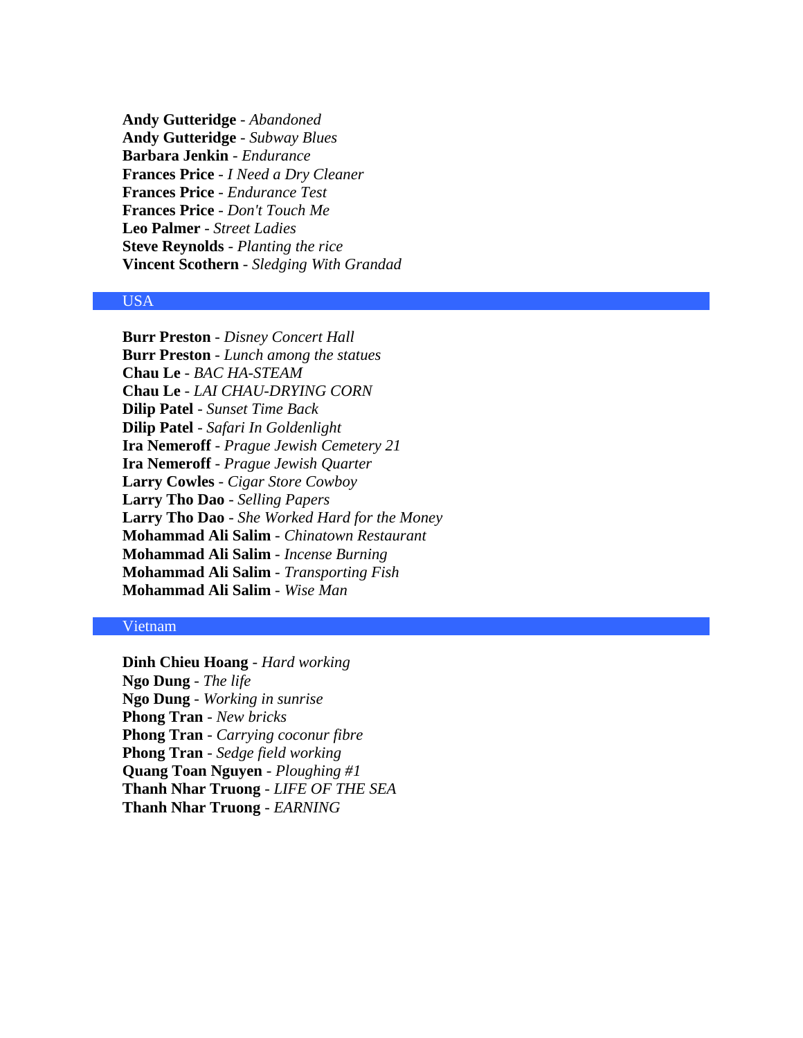**Andy Gutteridge** - *Abandoned*
**Andy Gutteridge** - *Subway Blues*
**Barbara Jenkin** - *Endurance*
**Frances Price** - *I Need a Dry Cleaner*
**Frances Price** - *Endurance Test*
**Frances Price** - *Don't Touch Me*
**Leo Palmer** - *Street Ladies*
**Steve Reynolds** - *Planting the rice*
**Vincent Scothern** - *Sledging With Grandad*

## USA

**Burr Preston** - *Disney Concert Hall*
**Burr Preston** - *Lunch among the statues*
**Chau Le** - *BAC HA-STEAM*
**Chau Le** - *LAI CHAU-DRYING CORN*
**Dilip Patel** - *Sunset Time Back*
**Dilip Patel** - *Safari In Goldenlight*
**Ira Nemeroff** - *Prague Jewish Cemetery 21*
**Ira Nemeroff** - *Prague Jewish Quarter*
**Larry Cowles** - *Cigar Store Cowboy*
**Larry Tho Dao** - *Selling Papers*
**Larry Tho Dao** - *She Worked Hard for the Money*
**Mohammad Ali Salim** - *Chinatown Restaurant*
**Mohammad Ali Salim** - *Incense Burning*
**Mohammad Ali Salim** - *Transporting Fish*
**Mohammad Ali Salim** - *Wise Man*

## Vietnam

**Dinh Chieu Hoang** - *Hard working*
**Ngo Dung** - *The life*
**Ngo Dung** - *Working in sunrise*
**Phong Tran** - *New bricks*
**Phong Tran** - *Carrying coconur fibre*
**Phong Tran** - *Sedge field working*
**Quang Toan Nguyen** - *Ploughing #1*
**Thanh Nhar Truong** - *LIFE OF THE SEA*
**Thanh Nhar Truong** - *EARNING*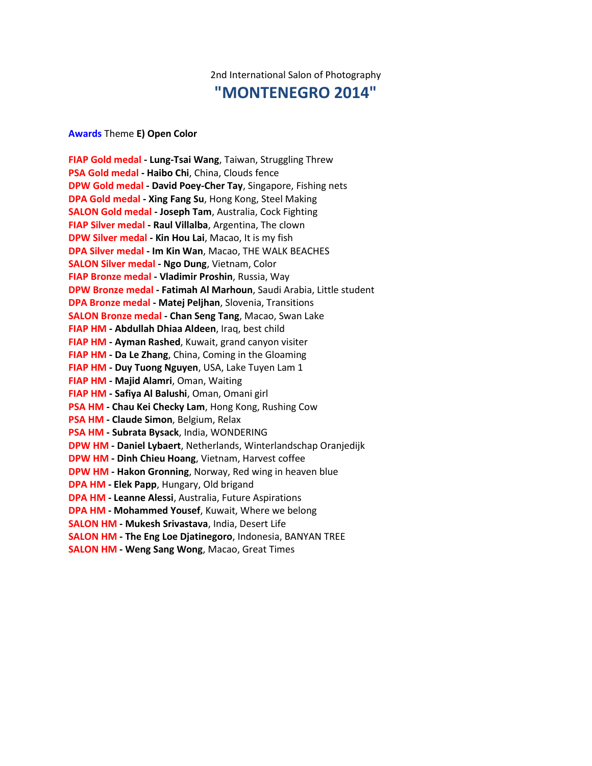2nd International Salon of Photography

# "MONTENEGRO 2014"

**Awards** Theme **E) Open Color**

**FIAP Gold medal - Lung-Tsai Wang**, Taiwan, Struggling Threw
**PSA Gold medal - Haibo Chi**, China, Clouds fence
**DPW Gold medal - David Poey-Cher Tay**, Singapore, Fishing nets
**DPA Gold medal - Xing Fang Su**, Hong Kong, Steel Making
**SALON Gold medal - Joseph Tam**, Australia, Cock Fighting
**FIAP Silver medal - Raul Villalba**, Argentina, The clown
**DPW Silver medal - Kin Hou Lai**, Macao, It is my fish
**DPA Silver medal - Im Kin Wan**, Macao, THE WALK BEACHES
**SALON Silver medal - Ngo Dung**, Vietnam, Color
**FIAP Bronze medal - Vladimir Proshin**, Russia, Way
**DPW Bronze medal - Fatimah Al Marhoun**, Saudi Arabia, Little student
**DPA Bronze medal - Matej Peljhan**, Slovenia, Transitions
**SALON Bronze medal - Chan Seng Tang**, Macao, Swan Lake
**FIAP HM - Abdullah Dhiaa Aldeen**, Iraq, best child
**FIAP HM - Ayman Rashed**, Kuwait, grand canyon visiter
**FIAP HM - Da Le Zhang**, China, Coming in the Gloaming
**FIAP HM - Duy Tuong Nguyen**, USA, Lake Tuyen Lam 1
**FIAP HM - Majid Alamri**, Oman, Waiting
**FIAP HM - Safiya Al Balushi**, Oman, Omani girl
**PSA HM - Chau Kei Checky Lam**, Hong Kong, Rushing Cow
**PSA HM - Claude Simon**, Belgium, Relax
**PSA HM - Subrata Bysack**, India, WONDERING
**DPW HM - Daniel Lybaert**, Netherlands, Winterlandschap Oranjedijk
**DPW HM - Dinh Chieu Hoang**, Vietnam, Harvest coffee
**DPW HM - Hakon Gronning**, Norway, Red wing in heaven blue
**DPA HM - Elek Papp**, Hungary, Old brigand
**DPA HM - Leanne Alessi**, Australia, Future Aspirations
**DPA HM - Mohammed Yousef**, Kuwait, Where we belong
**SALON HM - Mukesh Srivastava**, India, Desert Life
**SALON HM - The Eng Loe Djatinegoro**, Indonesia, BANYAN TREE
**SALON HM - Weng Sang Wong**, Macao, Great Times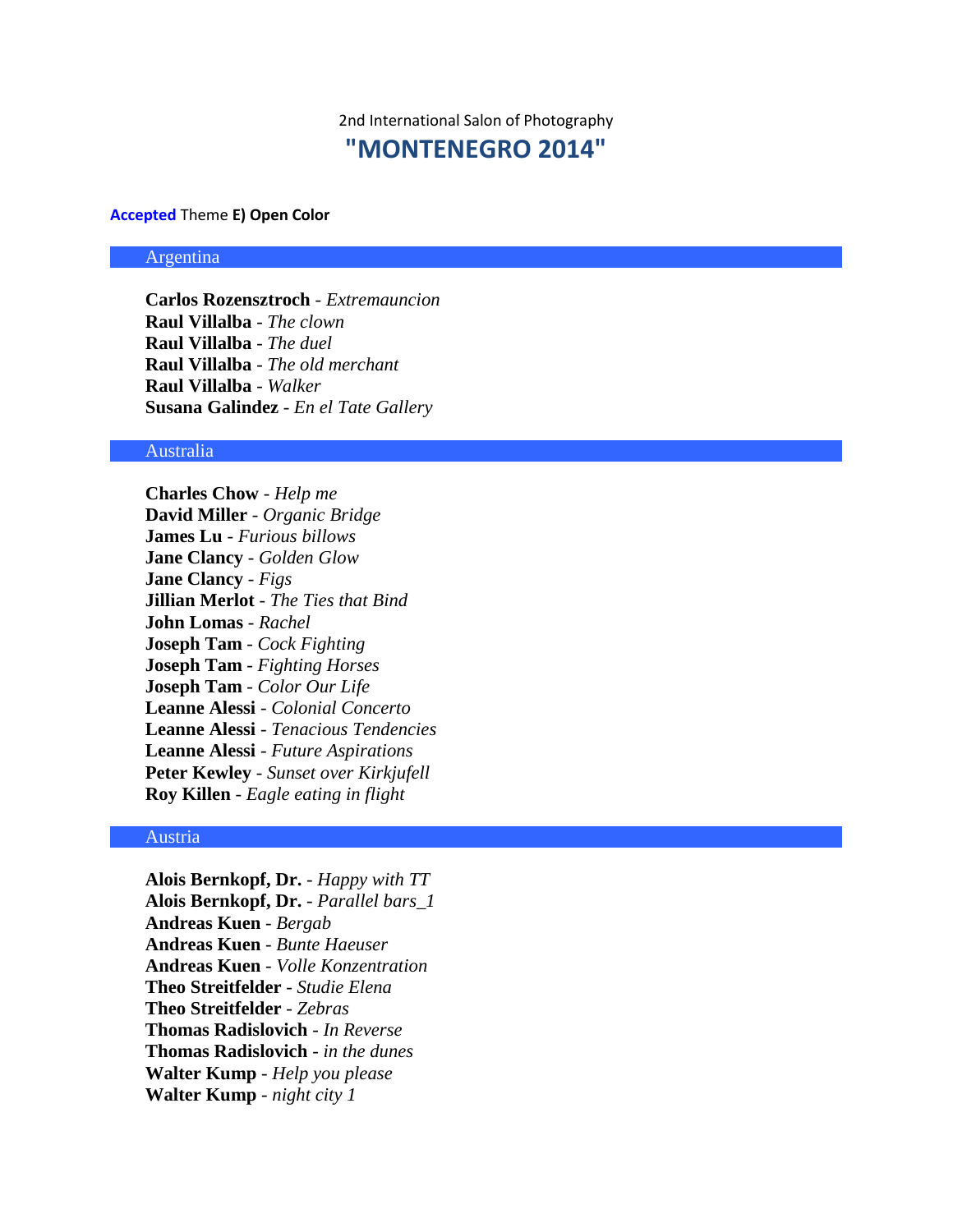2nd International Salon of Photography

# "MONTENEGRO 2014"

**Accepted** Theme **E) Open Color**

## Argentina

**Carlos Rozensztroch** - *Extremauncion*
**Raul Villalba** - *The clown*
**Raul Villalba** - *The duel*
**Raul Villalba** - *The old merchant*
**Raul Villalba** - *Walker*
**Susana Galindez** - *En el Tate Gallery*

## Australia

**Charles Chow** - *Help me*
**David Miller** - *Organic Bridge*
**James Lu** - *Furious billows*
**Jane Clancy** - *Golden Glow*
**Jane Clancy** - *Figs*
**Jillian Merlot** - *The Ties that Bind*
**John Lomas** - *Rachel*
**Joseph Tam** - *Cock Fighting*
**Joseph Tam** - *Fighting Horses*
**Joseph Tam** - *Color Our Life*
**Leanne Alessi** - *Colonial Concerto*
**Leanne Alessi** - *Tenacious Tendencies*
**Leanne Alessi** - *Future Aspirations*
**Peter Kewley** - *Sunset over Kirkjufell*
**Roy Killen** - *Eagle eating in flight*

## Austria

**Alois Bernkopf, Dr.** - *Happy with TT*
**Alois Bernkopf, Dr.** - *Parallel bars_1*
**Andreas Kuen** - *Bergab*
**Andreas Kuen** - *Bunte Haeuser*
**Andreas Kuen** - *Volle Konzentration*
**Theo Streitfelder** - *Studie Elena*
**Theo Streitfelder** - *Zebras*
**Thomas Radislovich** - *In Reverse*
**Thomas Radislovich** - *in the dunes*
**Walter Kump** - *Help you please*
**Walter Kump** - *night city 1*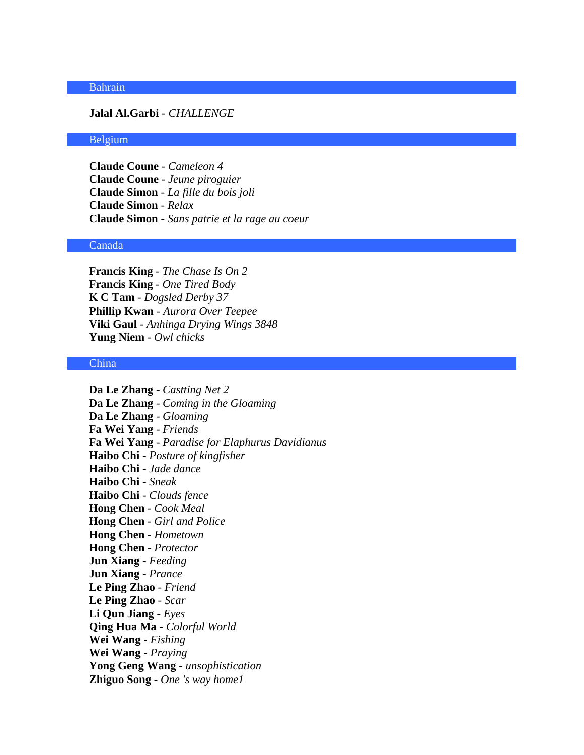## Bahrain

**Jalal Al.Garbi** - *CHALLENGE*

## Belgium

**Claude Coune** - *Cameleon 4*
**Claude Coune** - *Jeune piroguier*
**Claude Simon** - *La fille du bois joli*
**Claude Simon** - *Relax*
**Claude Simon** - *Sans patrie et la rage au coeur*

## Canada

**Francis King** - *The Chase Is On 2*
**Francis King** - *One Tired Body*
**K C Tam** - *Dogsled Derby 37*
**Phillip Kwan** - *Aurora Over Teepee*
**Viki Gaul** - *Anhinga Drying Wings 3848*
**Yung Niem** - *Owl chicks*

## China

**Da Le Zhang** - *Castting Net 2*
**Da Le Zhang** - *Coming in the Gloaming*
**Da Le Zhang** - *Gloaming*
**Fa Wei Yang** - *Friends*
**Fa Wei Yang** - *Paradise for Elaphurus Davidianus*
**Haibo Chi** - *Posture of kingfisher*
**Haibo Chi** - *Jade dance*
**Haibo Chi** - *Sneak*
**Haibo Chi** - *Clouds fence*
**Hong Chen** - *Cook Meal*
**Hong Chen** - *Girl and Police*
**Hong Chen** - *Hometown*
**Hong Chen** - *Protector*
**Jun Xiang** - *Feeding*
**Jun Xiang** - *Prance*
**Le Ping Zhao** - *Friend*
**Le Ping Zhao** - *Scar*
**Li Qun Jiang** - *Eyes*
**Qing Hua Ma** - *Colorful World*
**Wei Wang** - *Fishing*
**Wei Wang** - *Praying*
**Yong Geng Wang** - *unsophistication*
**Zhiguo Song** - *One 's way home1*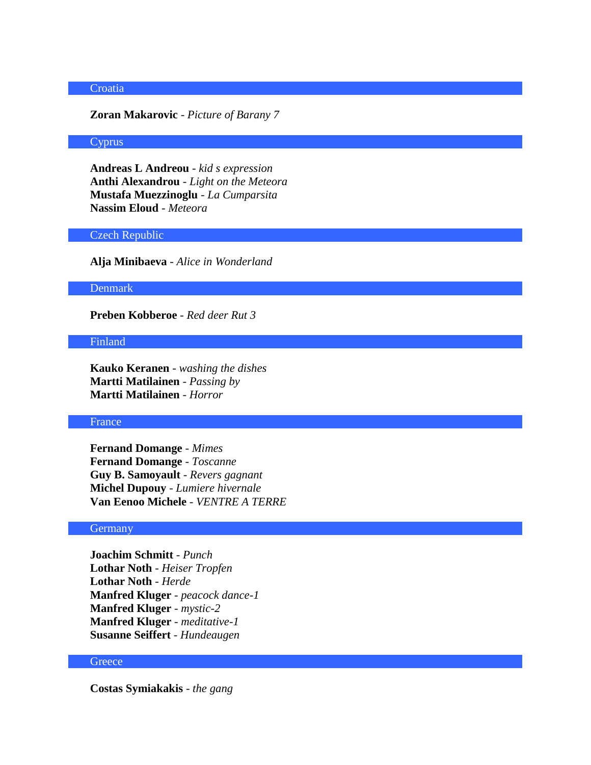## Croatia

**Zoran Makarovic** - *Picture of Barany 7*

## Cyprus

**Andreas L Andreou** - *kid s expression*
**Anthi Alexandrou** - *Light on the Meteora*
**Mustafa Muezzinoglu** - *La Cumparsita*
**Nassim Eloud** - *Meteora*

## Czech Republic

**Alja Minibaeva** - *Alice in Wonderland*

## Denmark

**Preben Kobberoe** - *Red deer Rut 3*

## Finland

**Kauko Keranen** - *washing the dishes*
**Martti Matilainen** - *Passing by*
**Martti Matilainen** - *Horror*

## France

**Fernand Domange** - *Mimes*
**Fernand Domange** - *Toscanne*
**Guy B. Samoyault** - *Revers gagnant*
**Michel Dupouy** - *Lumiere hivernale*
**Van Eenoo Michele** - *VENTRE A TERRE*

## Germany

**Joachim Schmitt** - *Punch*
**Lothar Noth** - *Heiser Tropfen*
**Lothar Noth** - *Herde*
**Manfred Kluger** - *peacock dance-1*
**Manfred Kluger** - *mystic-2*
**Manfred Kluger** - *meditative-1*
**Susanne Seiffert** - *Hundeaugen*

## Greece

**Costas Symiakakis** - *the gang*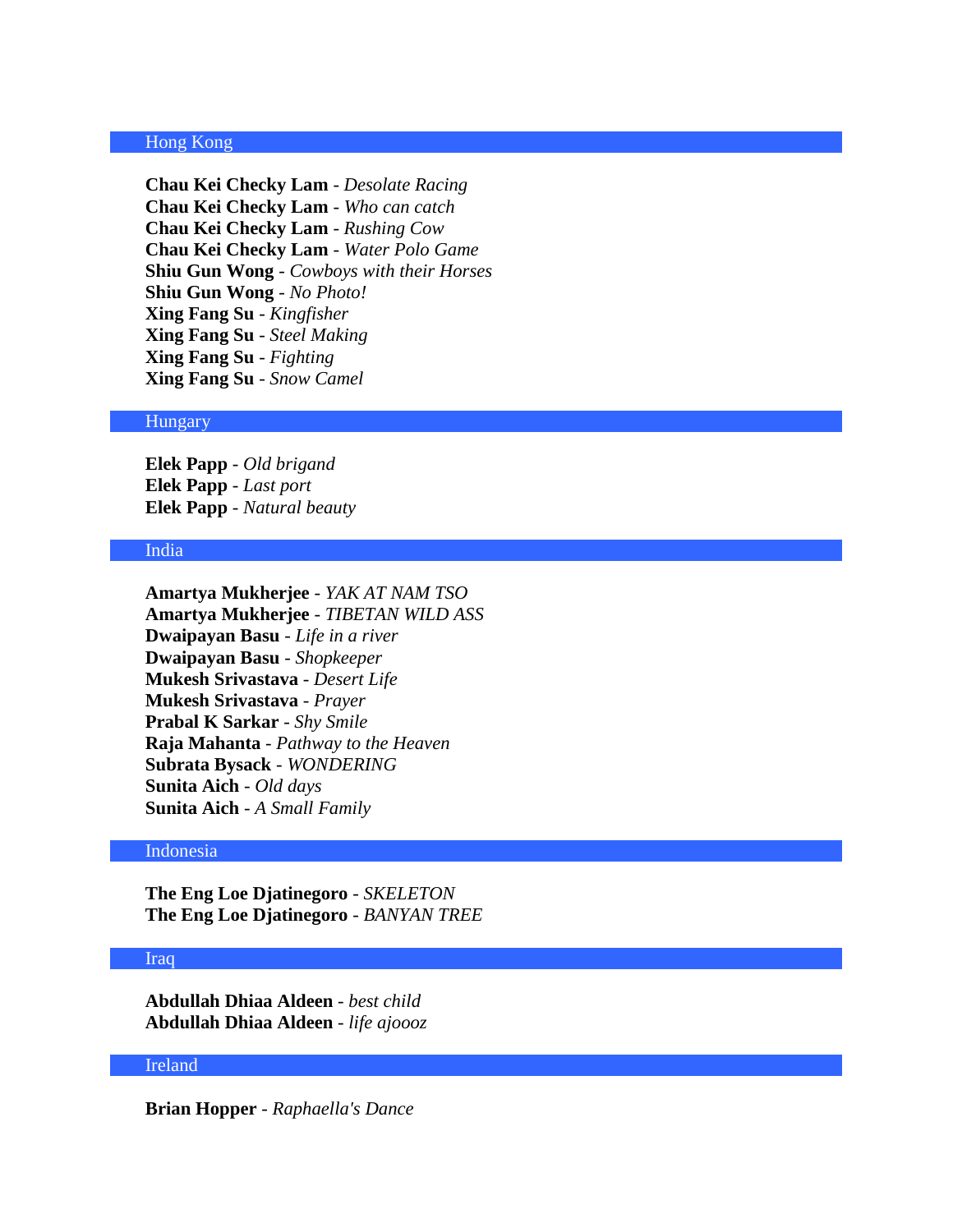## Hong Kong

**Chau Kei Checky Lam** - *Desolate Racing*
**Chau Kei Checky Lam** - *Who can catch*
**Chau Kei Checky Lam** - *Rushing Cow*
**Chau Kei Checky Lam** - *Water Polo Game*
**Shiu Gun Wong** - *Cowboys with their Horses*
**Shiu Gun Wong** - *No Photo!*
**Xing Fang Su** - *Kingfisher*
**Xing Fang Su** - *Steel Making*
**Xing Fang Su** - *Fighting*
**Xing Fang Su** - *Snow Camel*

## Hungary

**Elek Papp** - *Old brigand*
**Elek Papp** - *Last port*
**Elek Papp** - *Natural beauty*

## India

**Amartya Mukherjee** - *YAK AT NAM TSO*
**Amartya Mukherjee** - *TIBETAN WILD ASS*
**Dwaipayan Basu** - *Life in a river*
**Dwaipayan Basu** - *Shopkeeper*
**Mukesh Srivastava** - *Desert Life*
**Mukesh Srivastava** - *Prayer*
**Prabal K Sarkar** - *Shy Smile*
**Raja Mahanta** - *Pathway to the Heaven*
**Subrata Bysack** - *WONDERING*
**Sunita Aich** - *Old days*
**Sunita Aich** - *A Small Family*

## Indonesia

**The Eng Loe Djatinegoro** - *SKELETON*
**The Eng Loe Djatinegoro** - *BANYAN TREE*

## Iraq

**Abdullah Dhiaa Aldeen** - *best child*
**Abdullah Dhiaa Aldeen** - *life ajoooz*

## Ireland

**Brian Hopper** - *Raphaella's Dance*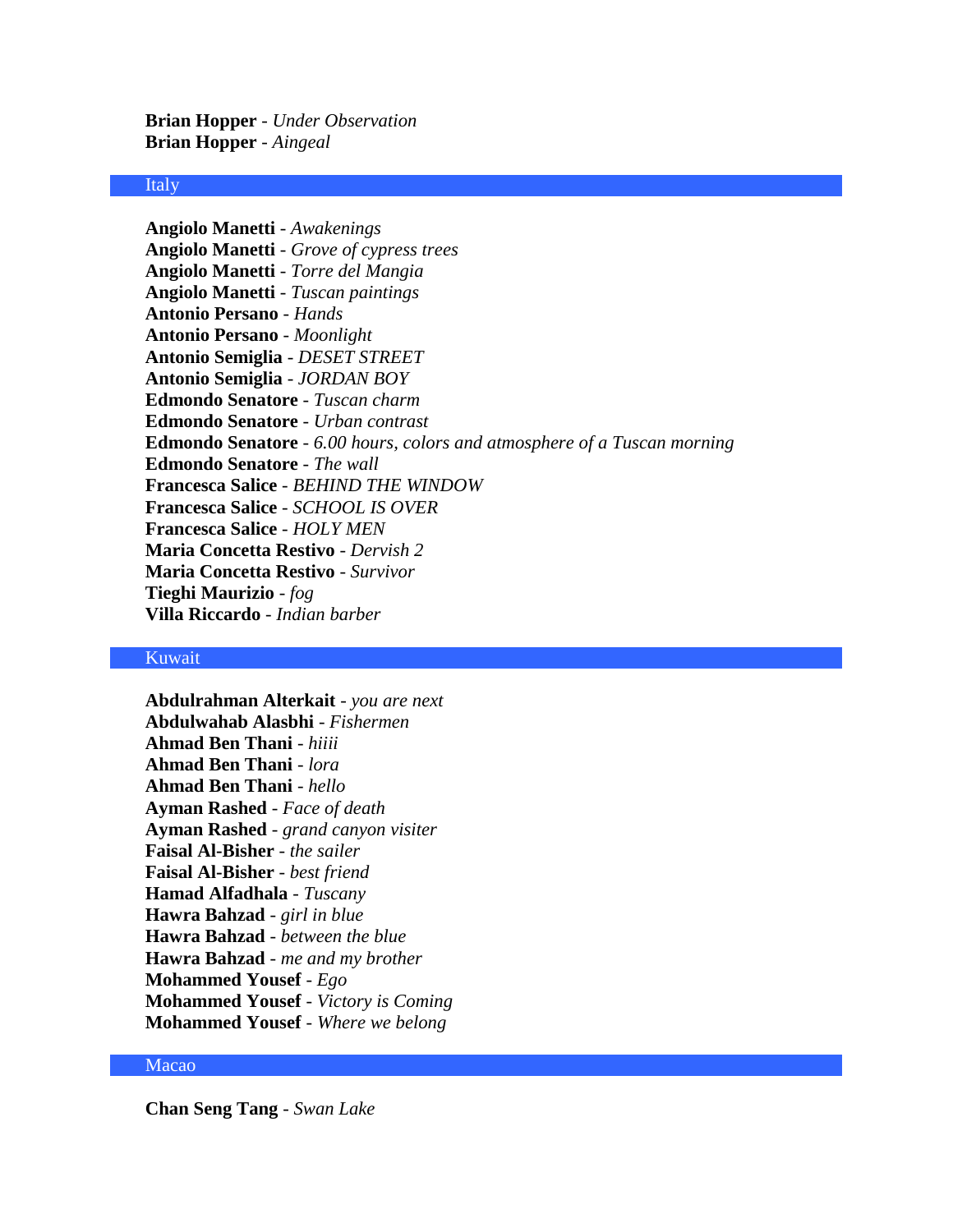**Brian Hopper** - *Under Observation*
**Brian Hopper** - *Aingeal*

## Italy

**Angiolo Manetti** - *Awakenings*
**Angiolo Manetti** - *Grove of cypress trees*
**Angiolo Manetti** - *Torre del Mangia*
**Angiolo Manetti** - *Tuscan paintings*
**Antonio Persano** - *Hands*
**Antonio Persano** - *Moonlight*
**Antonio Semiglia** - *DESET STREET*
**Antonio Semiglia** - *JORDAN BOY*
**Edmondo Senatore** - *Tuscan charm*
**Edmondo Senatore** - *Urban contrast*
**Edmondo Senatore** - *6.00 hours, colors and atmosphere of a Tuscan morning*
**Edmondo Senatore** - *The wall*
**Francesca Salice** - *BEHIND THE WINDOW*
**Francesca Salice** - *SCHOOL IS OVER*
**Francesca Salice** - *HOLY MEN*
**Maria Concetta Restivo** - *Dervish 2*
**Maria Concetta Restivo** - *Survivor*
**Tieghi Maurizio** - *fog*
**Villa Riccardo** - *Indian barber*

## Kuwait

**Abdulrahman Alterkait** - *you are next*
**Abdulwahab Alasbhi** - *Fishermen*
**Ahmad Ben Thani** - *hiiii*
**Ahmad Ben Thani** - *lora*
**Ahmad Ben Thani** - *hello*
**Ayman Rashed** - *Face of death*
**Ayman Rashed** - *grand canyon visiter*
**Faisal Al-Bisher** - *the sailer*
**Faisal Al-Bisher** - *best friend*
**Hamad Alfadhala** - *Tuscany*
**Hawra Bahzad** - *girl in blue*
**Hawra Bahzad** - *between the blue*
**Hawra Bahzad** - *me and my brother*
**Mohammed Yousef** - *Ego*
**Mohammed Yousef** - *Victory is Coming*
**Mohammed Yousef** - *Where we belong*

## Macao

**Chan Seng Tang** - *Swan Lake*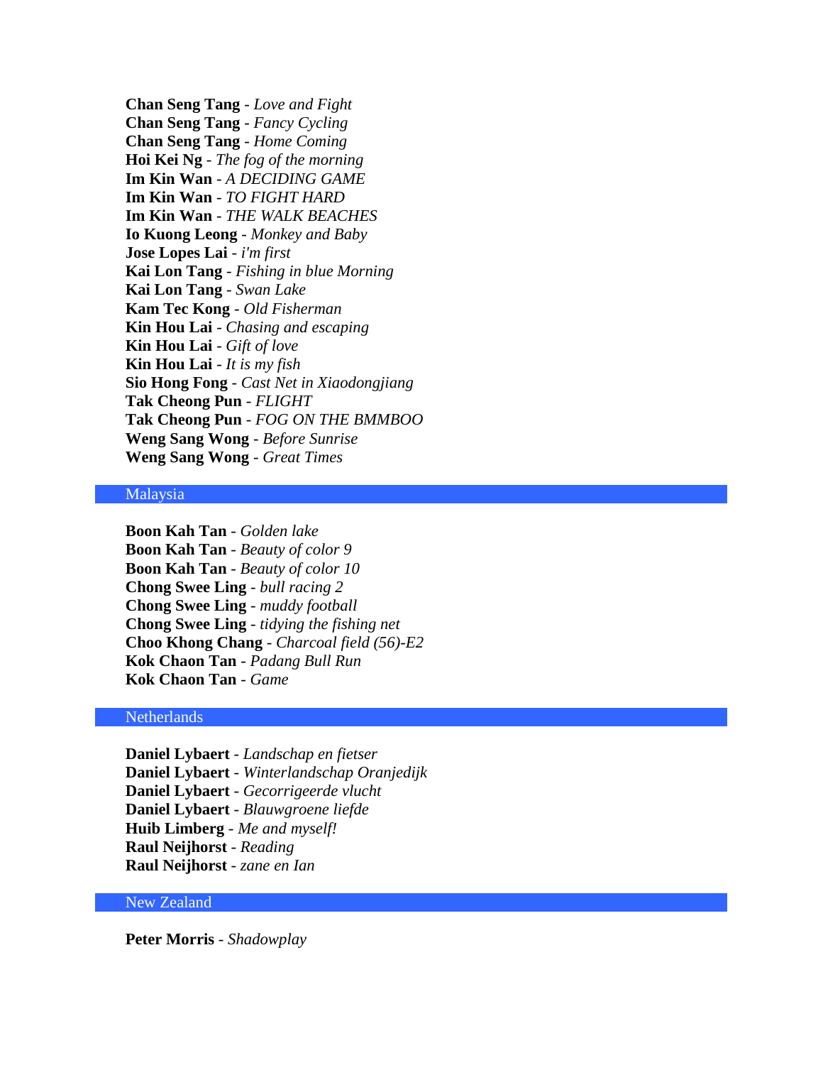**Chan Seng Tang** - *Love and Fight*
**Chan Seng Tang** - *Fancy Cycling*
**Chan Seng Tang** - *Home Coming*
**Hoi Kei Ng** - *The fog of the morning*
**Im Kin Wan** - *A DECIDING GAME*
**Im Kin Wan** - *TO FIGHT HARD*
**Im Kin Wan** - *THE WALK BEACHES*
**Io Kuong Leong** - *Monkey and Baby*
**Jose Lopes Lai** - *i'm first*
**Kai Lon Tang** - *Fishing in blue Morning*
**Kai Lon Tang** - *Swan Lake*
**Kam Tec Kong** - *Old Fisherman*
**Kin Hou Lai** - *Chasing and escaping*
**Kin Hou Lai** - *Gift of love*
**Kin Hou Lai** - *It is my fish*
**Sio Hong Fong** - *Cast Net in Xiaodongjiang*
**Tak Cheong Pun** - *FLIGHT*
**Tak Cheong Pun** - *FOG ON THE BMMBOO*
**Weng Sang Wong** - *Before Sunrise*
**Weng Sang Wong** - *Great Times*

## Malaysia

**Boon Kah Tan** - *Golden lake*
**Boon Kah Tan** - *Beauty of color 9*
**Boon Kah Tan** - *Beauty of color 10*
**Chong Swee Ling** - *bull racing 2*
**Chong Swee Ling** - *muddy football*
**Chong Swee Ling** - *tidying the fishing net*
**Choo Khong Chang** - *Charcoal field (56)-E2*
**Kok Chaon Tan** - *Padang Bull Run*
**Kok Chaon Tan** - *Game*

## Netherlands

**Daniel Lybaert** - *Landschap en fietser*
**Daniel Lybaert** - *Winterlandschap Oranjedijk*
**Daniel Lybaert** - *Gecorrigeerde vlucht*
**Daniel Lybaert** - *Blauwgroene liefde*
**Huib Limberg** - *Me and myself!*
**Raul Neijhorst** - *Reading*
**Raul Neijhorst** - *zane en Ian*

## New Zealand

**Peter Morris** - *Shadowplay*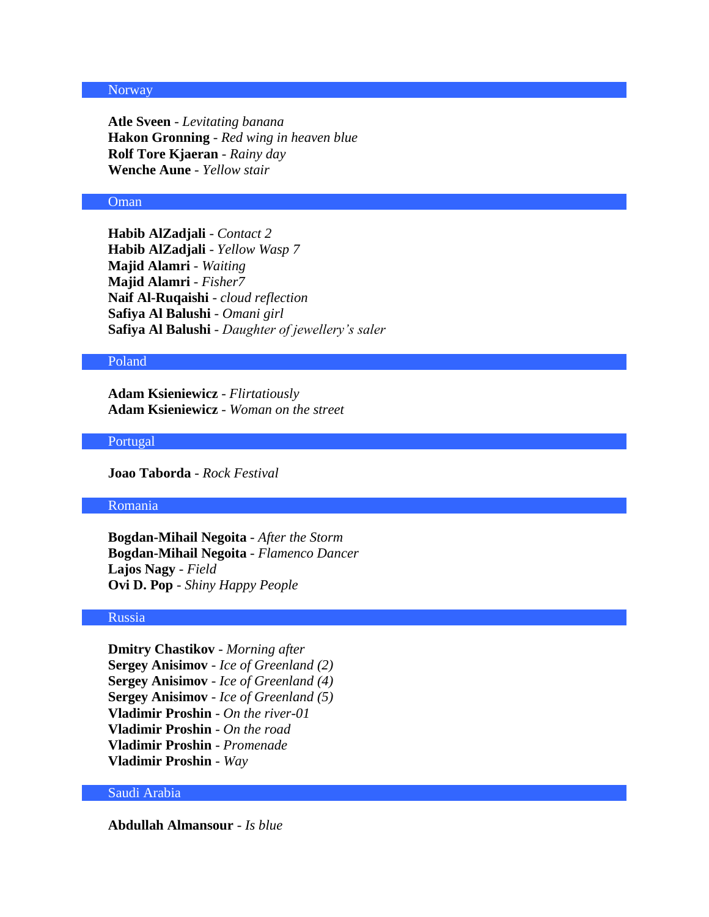## Norway

**Atle Sveen** - *Levitating banana*
**Hakon Gronning** - *Red wing in heaven blue*
**Rolf Tore Kjaeran** - *Rainy day*
**Wenche Aune** - *Yellow stair*

## Oman

**Habib AlZadjali** - *Contact 2*
**Habib AlZadjali** - *Yellow Wasp 7*
**Majid Alamri** - *Waiting*
**Majid Alamri** - *Fisher7*
**Naif Al-Ruqaishi** - *cloud reflection*
**Safiya Al Balushi** - *Omani girl*
**Safiya Al Balushi** - *Daughter of jewellery's saler*

## Poland

**Adam Ksieniewicz** - *Flirtatiously*
**Adam Ksieniewicz** - *Woman on the street*

## Portugal

**Joao Taborda** - *Rock Festival*

## Romania

**Bogdan-Mihail Negoita** - *After the Storm*
**Bogdan-Mihail Negoita** - *Flamenco Dancer*
**Lajos Nagy** - *Field*
**Ovi D. Pop** - *Shiny Happy People*

## Russia

**Dmitry Chastikov** - *Morning after*
**Sergey Anisimov** - *Ice of Greenland (2)*
**Sergey Anisimov** - *Ice of Greenland (4)*
**Sergey Anisimov** - *Ice of Greenland (5)*
**Vladimir Proshin** - *On the river-01*
**Vladimir Proshin** - *On the road*
**Vladimir Proshin** - *Promenade*
**Vladimir Proshin** - *Way*

## Saudi Arabia

**Abdullah Almansour** - *Is blue*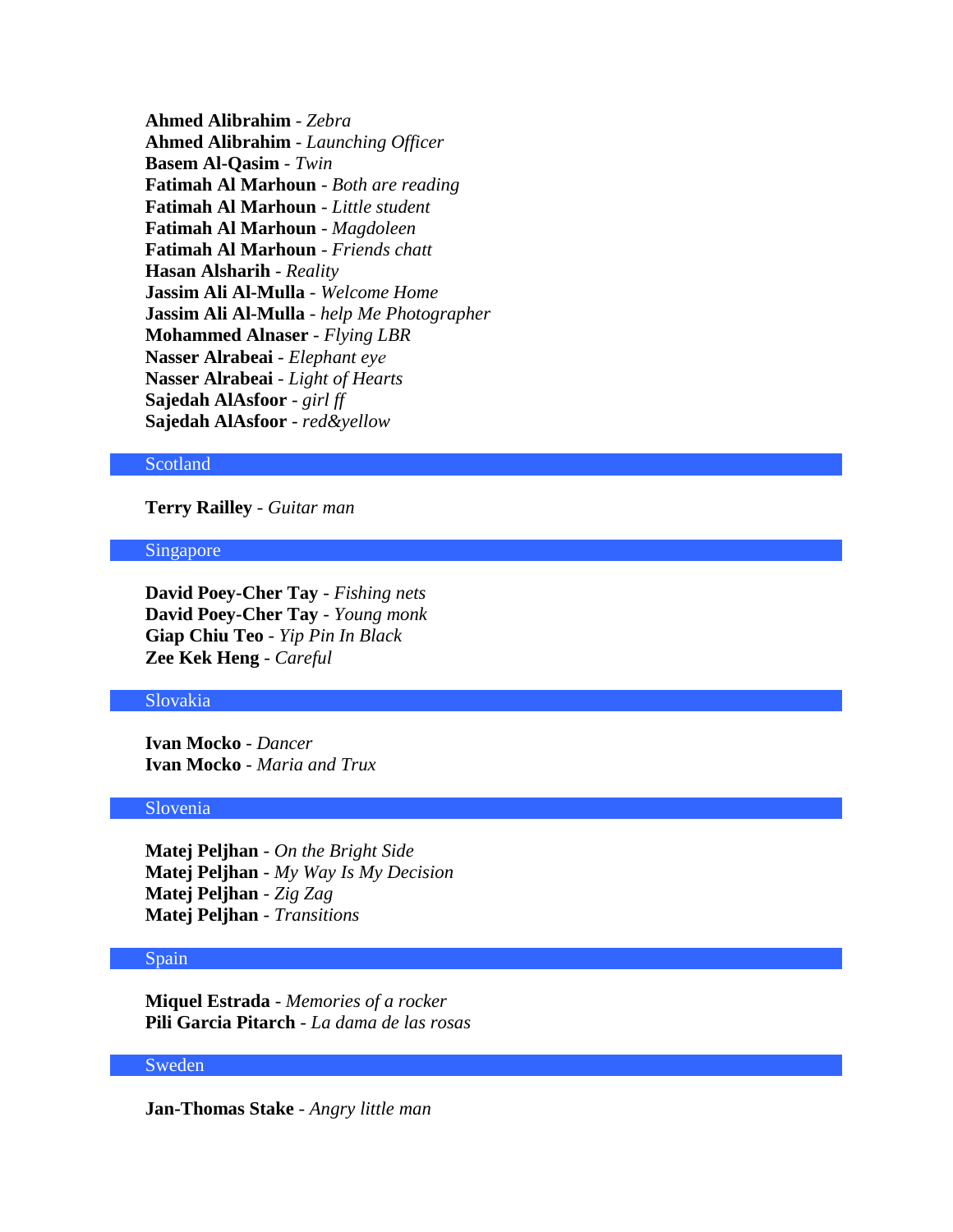**Ahmed Alibrahim** - *Zebra*
**Ahmed Alibrahim** - *Launching Officer*
**Basem Al-Qasim** - *Twin*
**Fatimah Al Marhoun** - *Both are reading*
**Fatimah Al Marhoun** - *Little student*
**Fatimah Al Marhoun** - *Magdoleen*
**Fatimah Al Marhoun** - *Friends chatt*
**Hasan Alsharih** - *Reality*
**Jassim Ali Al-Mulla** - *Welcome Home*
**Jassim Ali Al-Mulla** - *help Me Photographer*
**Mohammed Alnaser** - *Flying LBR*
**Nasser Alrabeai** - *Elephant eye*
**Nasser Alrabeai** - *Light of Hearts*
**Sajedah AlAsfoor** - *girl ff*
**Sajedah AlAsfoor** - *red&yellow*

## Scotland

**Terry Railley** - *Guitar man*

## Singapore

**David Poey-Cher Tay** - *Fishing nets*
**David Poey-Cher Tay** - *Young monk*
**Giap Chiu Teo** - *Yip Pin In Black*
**Zee Kek Heng** - *Careful*

## Slovakia

**Ivan Mocko** - *Dancer*
**Ivan Mocko** - *Maria and Trux*

## Slovenia

**Matej Peljhan** - *On the Bright Side*
**Matej Peljhan** - *My Way Is My Decision*
**Matej Peljhan** - *Zig Zag*
**Matej Peljhan** - *Transitions*

## Spain

**Miquel Estrada** - *Memories of a rocker*
**Pili Garcia Pitarch** - *La dama de las rosas*

## Sweden

**Jan-Thomas Stake** - *Angry little man*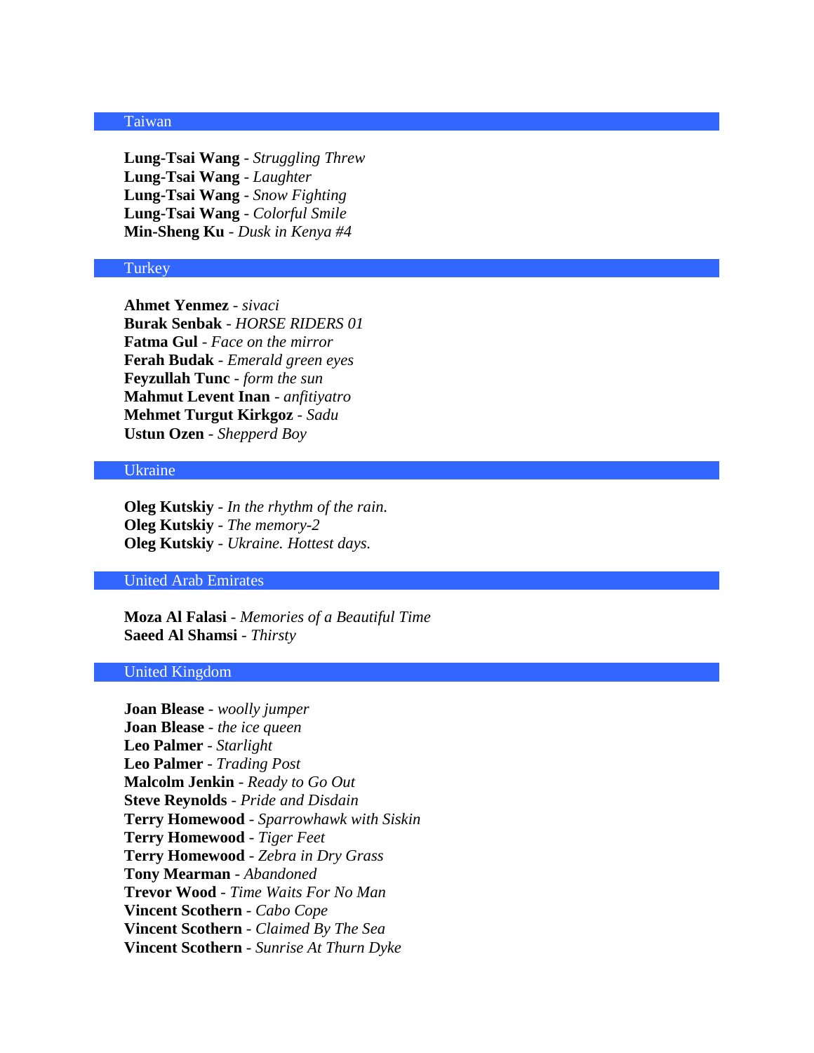## Taiwan

**Lung-Tsai Wang** - *Struggling Threw*
**Lung-Tsai Wang** - *Laughter*
**Lung-Tsai Wang** - *Snow Fighting*
**Lung-Tsai Wang** - *Colorful Smile*
**Min-Sheng Ku** - *Dusk in Kenya #4*

## Turkey

**Ahmet Yenmez** - *sivaci*
**Burak Senbak** - *HORSE RIDERS 01*
**Fatma Gul** - *Face on the mirror*
**Ferah Budak** - *Emerald green eyes*
**Feyzullah Tunc** - *form the sun*
**Mahmut Levent Inan** - *anfitiyatro*
**Mehmet Turgut Kirkgoz** - *Sadu*
**Ustun Ozen** - *Shepperd Boy*

## Ukraine

**Oleg Kutskiy** - *In the rhythm of the rain.*
**Oleg Kutskiy** - *The memory-2*
**Oleg Kutskiy** - *Ukraine. Hottest days.*

## United Arab Emirates

**Moza Al Falasi** - *Memories of a Beautiful Time*
**Saeed Al Shamsi** - *Thirsty*

## United Kingdom

**Joan Blease** - *woolly jumper*
**Joan Blease** - *the ice queen*
**Leo Palmer** - *Starlight*
**Leo Palmer** - *Trading Post*
**Malcolm Jenkin** - *Ready to Go Out*
**Steve Reynolds** - *Pride and Disdain*
**Terry Homewood** - *Sparrowhawk with Siskin*
**Terry Homewood** - *Tiger Feet*
**Terry Homewood** - *Zebra in Dry Grass*
**Tony Mearman** - *Abandoned*
**Trevor Wood** - *Time Waits For No Man*
**Vincent Scothern** - *Cabo Cope*
**Vincent Scothern** - *Claimed By The Sea*
**Vincent Scothern** - *Sunrise At Thurn Dyke*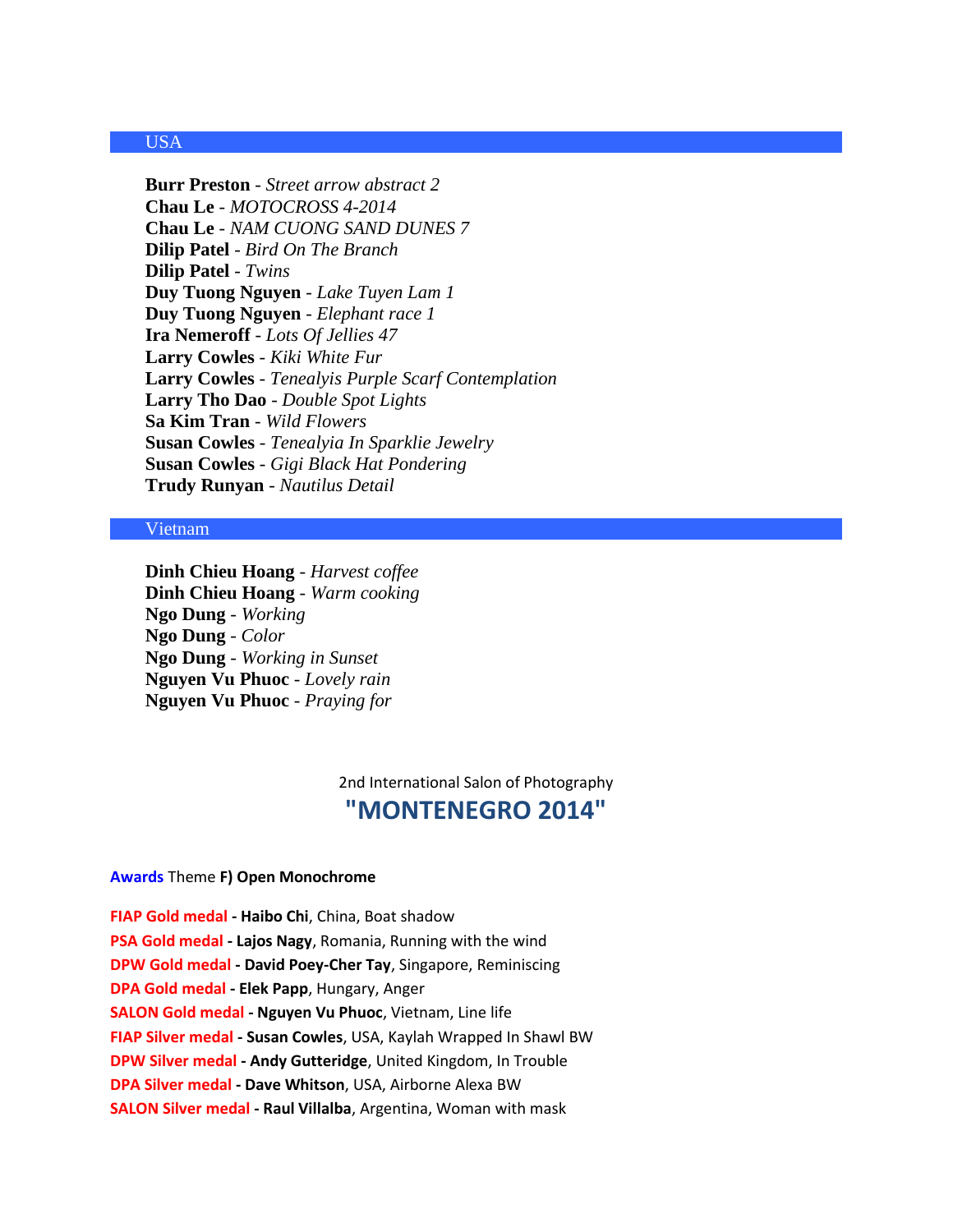## USA

**Burr Preston** - *Street arrow abstract 2*
**Chau Le** - *MOTOCROSS 4-2014*
**Chau Le** - *NAM CUONG SAND DUNES 7*
**Dilip Patel** - *Bird On The Branch*
**Dilip Patel** - *Twins*
**Duy Tuong Nguyen** - *Lake Tuyen Lam 1*
**Duy Tuong Nguyen** - *Elephant race 1*
**Ira Nemeroff** - *Lots Of Jellies 47*
**Larry Cowles** - *Kiki White Fur*
**Larry Cowles** - *Tenealyis Purple Scarf Contemplation*
**Larry Tho Dao** - *Double Spot Lights*
**Sa Kim Tran** - *Wild Flowers*
**Susan Cowles** - *Tenealyia In Sparklie Jewelry*
**Susan Cowles** - *Gigi Black Hat Pondering*
**Trudy Runyan** - *Nautilus Detail*

## Vietnam

**Dinh Chieu Hoang** - *Harvest coffee*
**Dinh Chieu Hoang** - *Warm cooking*
**Ngo Dung** - *Working*
**Ngo Dung** - *Color*
**Ngo Dung** - *Working in Sunset*
**Nguyen Vu Phuoc** - *Lovely rain*
**Nguyen Vu Phuoc** - *Praying for*

2nd International Salon of Photography

# "MONTENEGRO 2014"

**Awards** Theme **F) Open Monochrome**

**FIAP Gold medal - Haibo Chi**, China, Boat shadow
**PSA Gold medal - Lajos Nagy**, Romania, Running with the wind
**DPW Gold medal - David Poey-Cher Tay**, Singapore, Reminiscing
**DPA Gold medal - Elek Papp**, Hungary, Anger
**SALON Gold medal - Nguyen Vu Phuoc**, Vietnam, Line life
**FIAP Silver medal - Susan Cowles**, USA, Kaylah Wrapped In Shawl BW
**DPW Silver medal - Andy Gutteridge**, United Kingdom, In Trouble
**DPA Silver medal - Dave Whitson**, USA, Airborne Alexa BW
**SALON Silver medal - Raul Villalba**, Argentina, Woman with mask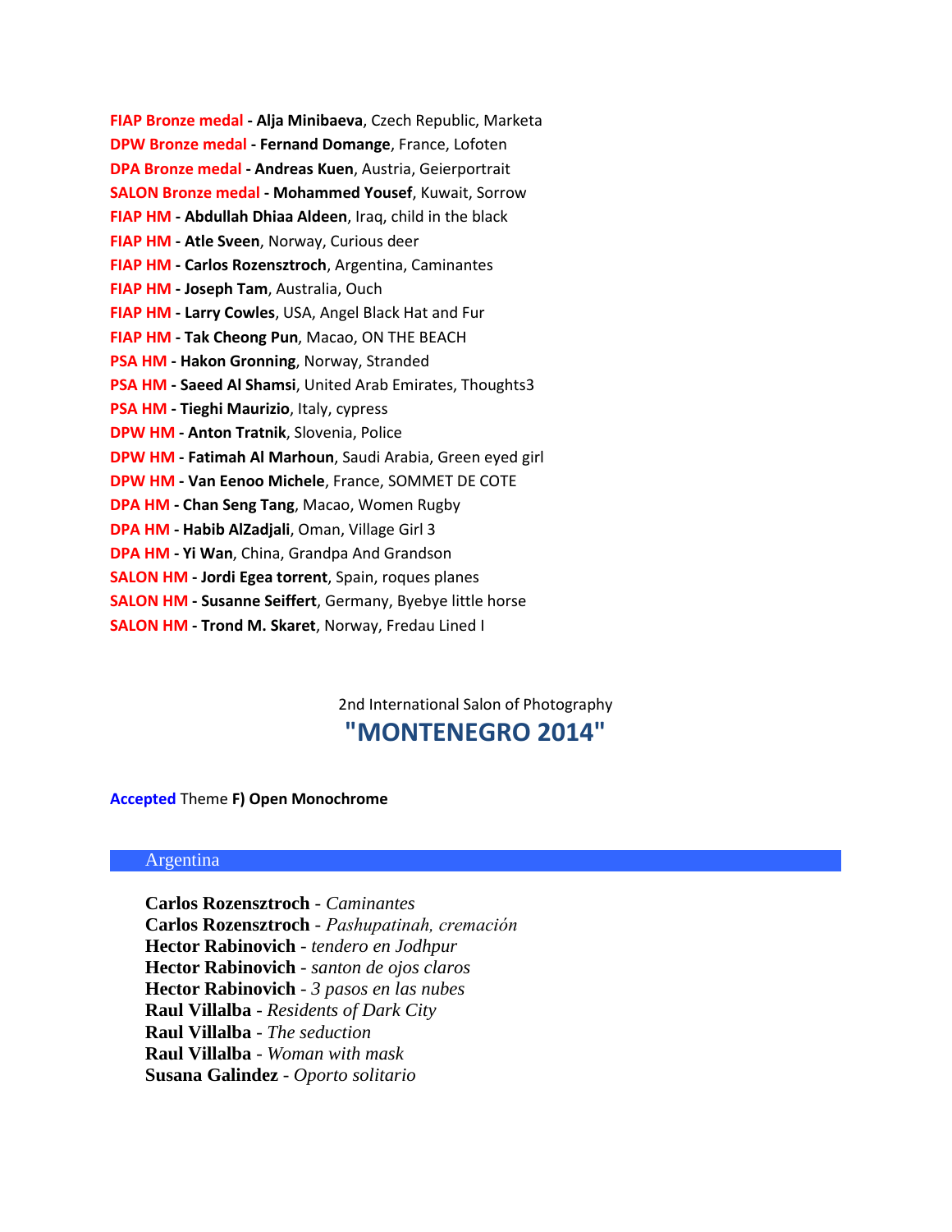**FIAP Bronze medal - Alja Minibaeva**, Czech Republic, Marketa
**DPW Bronze medal - Fernand Domange**, France, Lofoten
**DPA Bronze medal - Andreas Kuen**, Austria, Geierportrait
**SALON Bronze medal - Mohammed Yousef**, Kuwait, Sorrow
**FIAP HM - Abdullah Dhiaa Aldeen**, Iraq, child in the black
**FIAP HM - Atle Sveen**, Norway, Curious deer
**FIAP HM - Carlos Rozensztroch**, Argentina, Caminantes
**FIAP HM - Joseph Tam**, Australia, Ouch
**FIAP HM - Larry Cowles**, USA, Angel Black Hat and Fur
**FIAP HM - Tak Cheong Pun**, Macao, ON THE BEACH
**PSA HM - Hakon Gronning**, Norway, Stranded
**PSA HM - Saeed Al Shamsi**, United Arab Emirates, Thoughts3
**PSA HM - Tieghi Maurizio**, Italy, cypress
**DPW HM - Anton Tratnik**, Slovenia, Police
**DPW HM - Fatimah Al Marhoun**, Saudi Arabia, Green eyed girl
**DPW HM - Van Eenoo Michele**, France, SOMMET DE COTE
**DPA HM - Chan Seng Tang**, Macao, Women Rugby
**DPA HM - Habib AlZadjali**, Oman, Village Girl 3
**DPA HM - Yi Wan**, China, Grandpa And Grandson
**SALON HM - Jordi Egea torrent**, Spain, roques planes
**SALON HM - Susanne Seiffert**, Germany, Byebye little horse
**SALON HM - Trond M. Skaret**, Norway, Fredau Lined I

2nd International Salon of Photography

# "MONTENEGRO 2014"

Accepted Theme **F) Open Monochrome**

## Argentina

**Carlos Rozensztroch** - *Caminantes*
**Carlos Rozensztroch** - *Pashupatinah, cremación*
**Hector Rabinovich** - *tendero en Jodhpur*
**Hector Rabinovich** - *santon de ojos claros*
**Hector Rabinovich** - *3 pasos en las nubes*
**Raul Villalba** - *Residents of Dark City*
**Raul Villalba** - *The seduction*
**Raul Villalba** - *Woman with mask*
**Susana Galindez** - *Oporto solitario*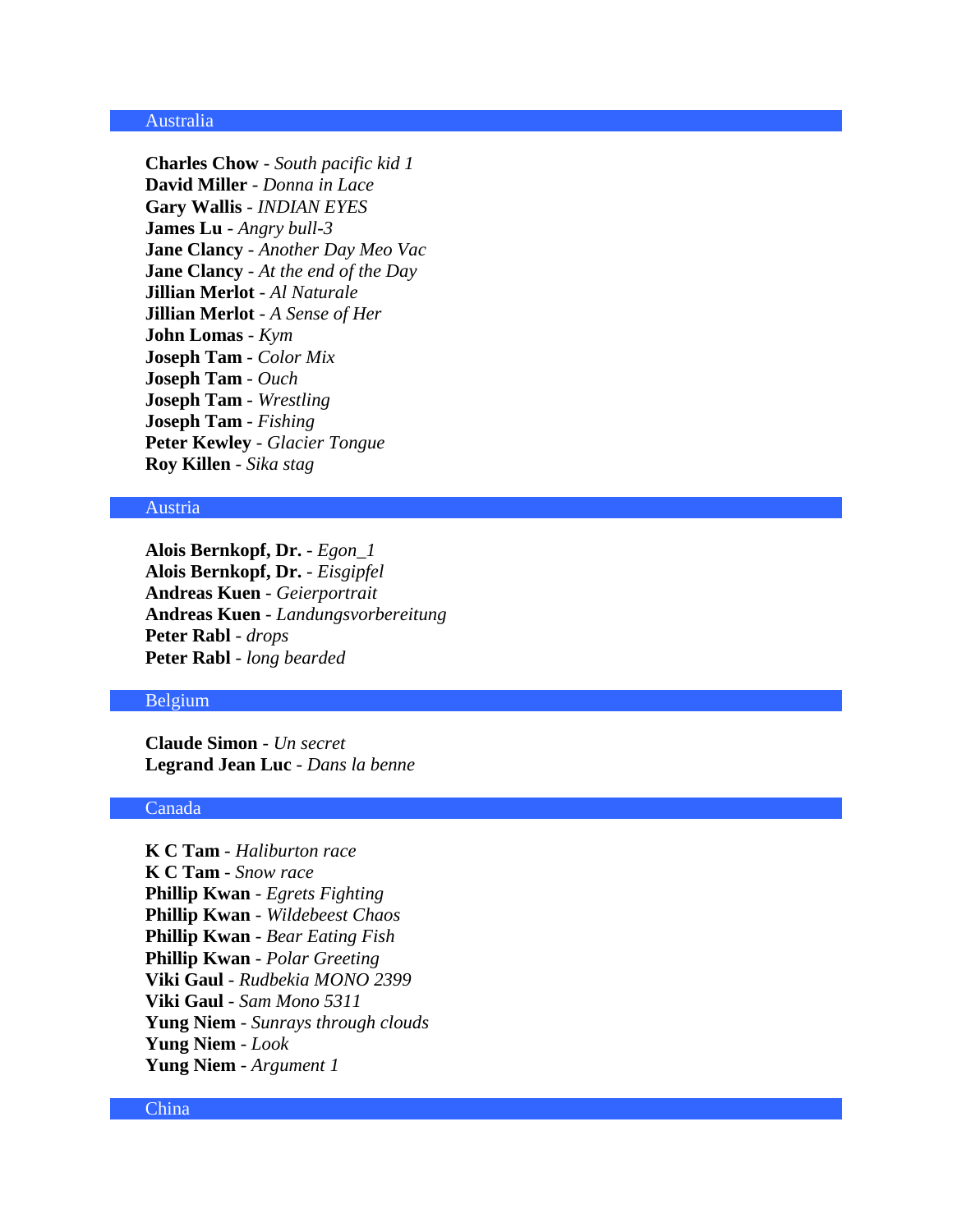## Australia

**Charles Chow** - *South pacific kid 1*
**David Miller** - *Donna in Lace*
**Gary Wallis** - *INDIAN EYES*
**James Lu** - *Angry bull-3*
**Jane Clancy** - *Another Day Meo Vac*
**Jane Clancy** - *At the end of the Day*
**Jillian Merlot** - *Al Naturale*
**Jillian Merlot** - *A Sense of Her*
**John Lomas** - *Kym*
**Joseph Tam** - *Color Mix*
**Joseph Tam** - *Ouch*
**Joseph Tam** - *Wrestling*
**Joseph Tam** - *Fishing*
**Peter Kewley** - *Glacier Tongue*
**Roy Killen** - *Sika stag*

## Austria

**Alois Bernkopf, Dr.** - *Egon_1*
**Alois Bernkopf, Dr.** - *Eisgipfel*
**Andreas Kuen** - *Geierportrait*
**Andreas Kuen** - *Landungsvorbereitung*
**Peter Rabl** - *drops*
**Peter Rabl** - *long bearded*

## Belgium

**Claude Simon** - *Un secret*
**Legrand Jean Luc** - *Dans la benne*

## Canada

**K C Tam** - *Haliburton race*
**K C Tam** - *Snow race*
**Phillip Kwan** - *Egrets Fighting*
**Phillip Kwan** - *Wildebeest Chaos*
**Phillip Kwan** - *Bear Eating Fish*
**Phillip Kwan** - *Polar Greeting*
**Viki Gaul** - *Rudbekia MONO 2399*
**Viki Gaul** - *Sam Mono 5311*
**Yung Niem** - *Sunrays through clouds*
**Yung Niem** - *Look*
**Yung Niem** - *Argument 1*

## China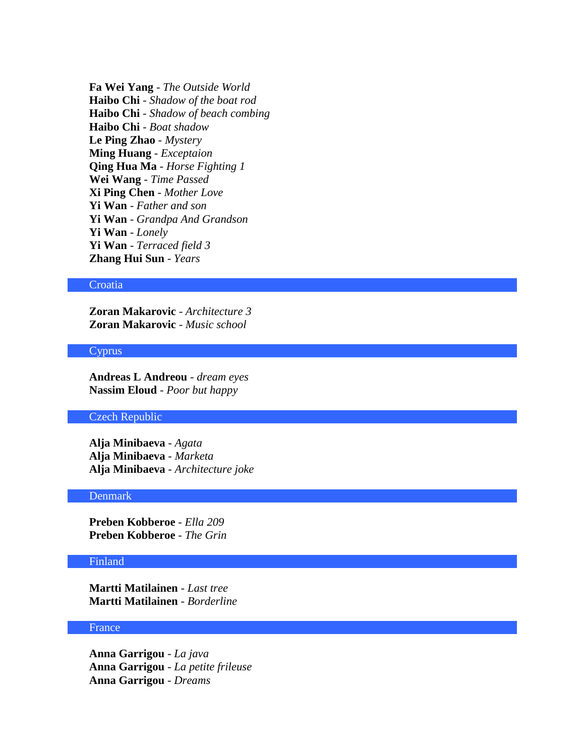**Fa Wei Yang** - *The Outside World*
**Haibo Chi** - *Shadow of the boat rod*
**Haibo Chi** - *Shadow of beach combing*
**Haibo Chi** - *Boat shadow*
**Le Ping Zhao** - *Mystery*
**Ming Huang** - *Exceptaion*
**Qing Hua Ma** - *Horse Fighting 1*
**Wei Wang** - *Time Passed*
**Xi Ping Chen** - *Mother Love*
**Yi Wan** - *Father and son*
**Yi Wan** - *Grandpa And Grandson*
**Yi Wan** - *Lonely*
**Yi Wan** - *Terraced field 3*
**Zhang Hui Sun** - *Years*

## Croatia

**Zoran Makarovic** - *Architecture 3*
**Zoran Makarovic** - *Music school*

## Cyprus

**Andreas L Andreou** - *dream eyes*
**Nassim Eloud** - *Poor but happy*

## Czech Republic

**Alja Minibaeva** - *Agata*
**Alja Minibaeva** - *Marketa*
**Alja Minibaeva** - *Architecture joke*

## Denmark

**Preben Kobberoe** - *Ella 209*
**Preben Kobberoe** - *The Grin*

## Finland

**Martti Matilainen** - *Last tree*
**Martti Matilainen** - *Borderline*

## France

**Anna Garrigou** - *La java*
**Anna Garrigou** - *La petite frileuse*
**Anna Garrigou** - *Dreams*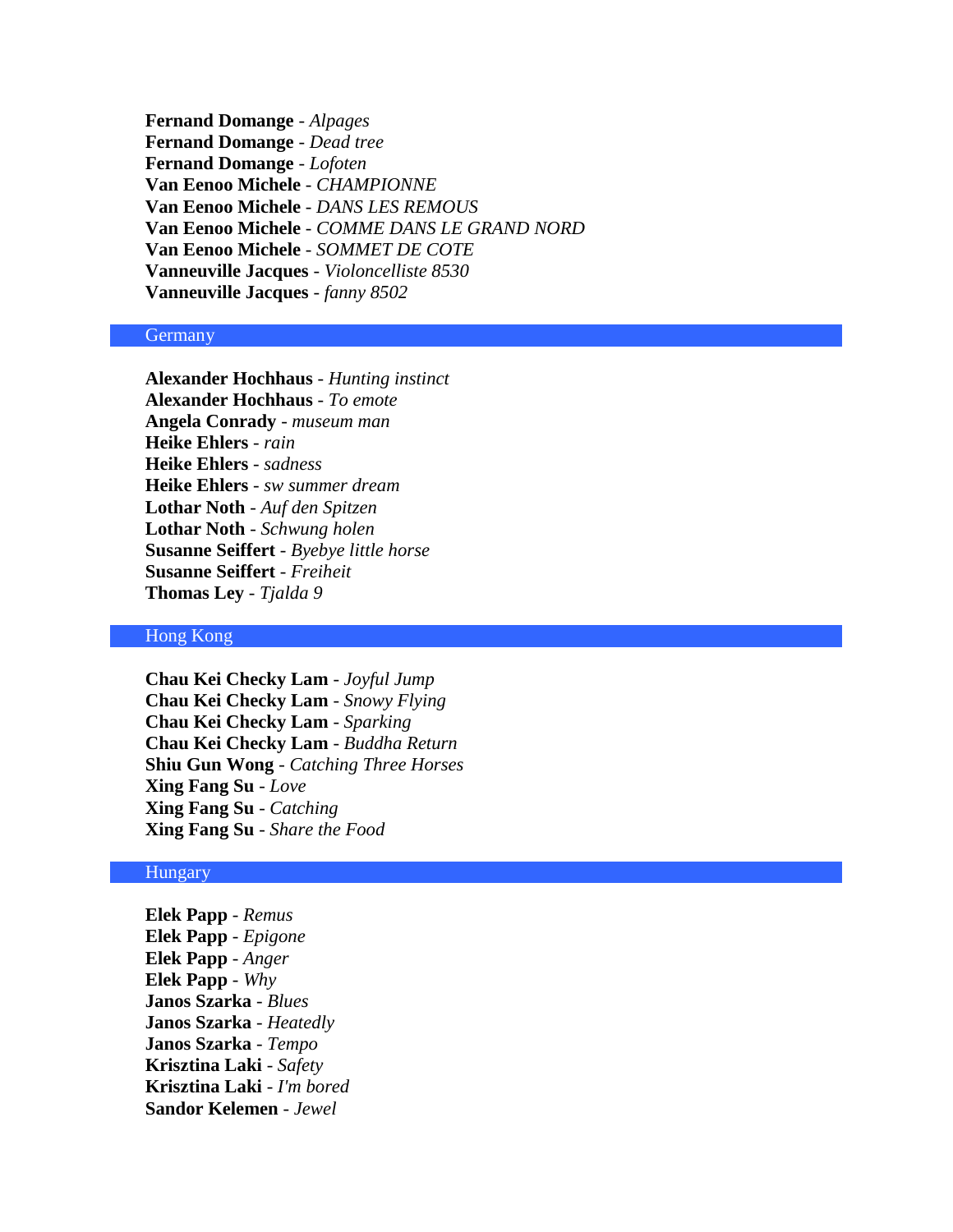**Fernand Domange** - *Alpages*
**Fernand Domange** - *Dead tree*
**Fernand Domange** - *Lofoten*
**Van Eenoo Michele** - *CHAMPIONNE*
**Van Eenoo Michele** - *DANS LES REMOUS*
**Van Eenoo Michele** - *COMME DANS LE GRAND NORD*
**Van Eenoo Michele** - *SOMMET DE COTE*
**Vanneuville Jacques** - *Violoncelliste 8530*
**Vanneuville Jacques** - *fanny 8502*

## Germany

**Alexander Hochhaus** - *Hunting instinct*
**Alexander Hochhaus** - *To emote*
**Angela Conrady** - *museum man*
**Heike Ehlers** - *rain*
**Heike Ehlers** - *sadness*
**Heike Ehlers** - *sw summer dream*
**Lothar Noth** - *Auf den Spitzen*
**Lothar Noth** - *Schwung holen*
**Susanne Seiffert** - *Byebye little horse*
**Susanne Seiffert** - *Freiheit*
**Thomas Ley** - *Tjalda 9*

## Hong Kong

**Chau Kei Checky Lam** - *Joyful Jump*
**Chau Kei Checky Lam** - *Snowy Flying*
**Chau Kei Checky Lam** - *Sparking*
**Chau Kei Checky Lam** - *Buddha Return*
**Shiu Gun Wong** - *Catching Three Horses*
**Xing Fang Su** - *Love*
**Xing Fang Su** - *Catching*
**Xing Fang Su** - *Share the Food*

## Hungary

**Elek Papp** - *Remus*
**Elek Papp** - *Epigone*
**Elek Papp** - *Anger*
**Elek Papp** - *Why*
**Janos Szarka** - *Blues*
**Janos Szarka** - *Heatedly*
**Janos Szarka** - *Tempo*
**Krisztina Laki** - *Safety*
**Krisztina Laki** - *I'm bored*
**Sandor Kelemen** - *Jewel*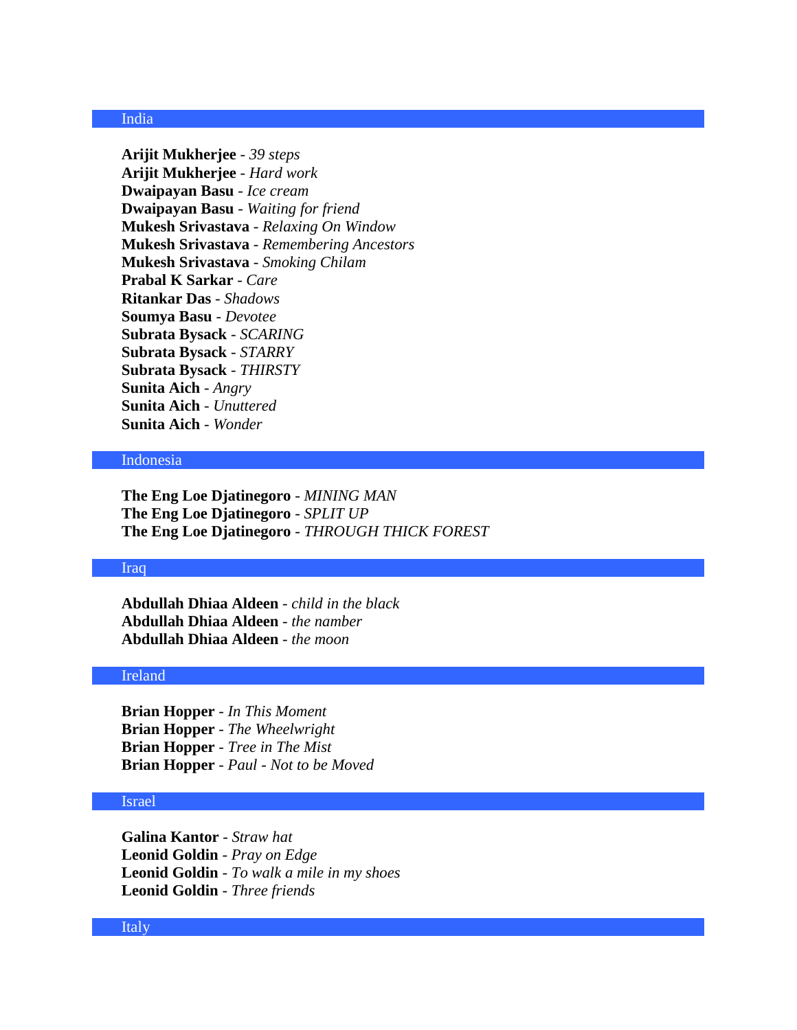## India

**Arijit Mukherjee** - *39 steps*
**Arijit Mukherjee** - *Hard work*
**Dwaipayan Basu** - *Ice cream*
**Dwaipayan Basu** - *Waiting for friend*
**Mukesh Srivastava** - *Relaxing On Window*
**Mukesh Srivastava** - *Remembering Ancestors*
**Mukesh Srivastava** - *Smoking Chilam*
**Prabal K Sarkar** - *Care*
**Ritankar Das** - *Shadows*
**Soumya Basu** - *Devotee*
**Subrata Bysack** - *SCARING*
**Subrata Bysack** - *STARRY*
**Subrata Bysack** - *THIRSTY*
**Sunita Aich** - *Angry*
**Sunita Aich** - *Unuttered*
**Sunita Aich** - *Wonder*

## Indonesia

**The Eng Loe Djatinegoro** - *MINING MAN*
**The Eng Loe Djatinegoro** - *SPLIT UP*
**The Eng Loe Djatinegoro** - *THROUGH THICK FOREST*

## Iraq

**Abdullah Dhiaa Aldeen** - *child in the black*
**Abdullah Dhiaa Aldeen** - *the number*
**Abdullah Dhiaa Aldeen** - *the moon*

## Ireland

**Brian Hopper** - *In This Moment*
**Brian Hopper** - *The Wheelwright*
**Brian Hopper** - *Tree in The Mist*
**Brian Hopper** - *Paul - Not to be Moved*

## Israel

**Galina Kantor** - *Straw hat*
**Leonid Goldin** - *Pray on Edge*
**Leonid Goldin** - *To walk a mile in my shoes*
**Leonid Goldin** - *Three friends*

## Italy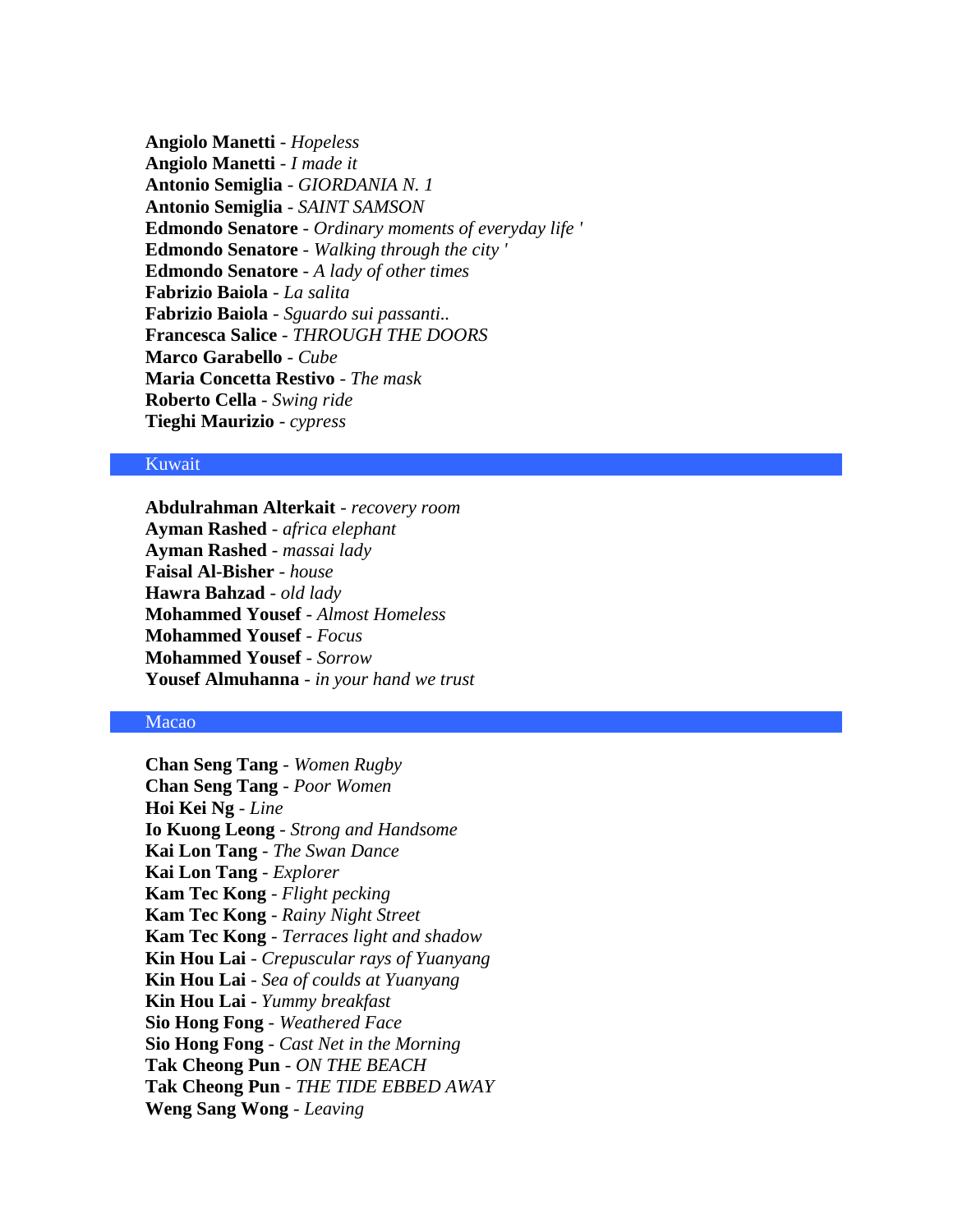**Angiolo Manetti** - *Hopeless*
**Angiolo Manetti** - *I made it*
**Antonio Semiglia** - *GIORDANIA N. 1*
**Antonio Semiglia** - *SAINT SAMSON*
**Edmondo Senatore** - *Ordinary moments of everyday life '*
**Edmondo Senatore** - *Walking through the city '*
**Edmondo Senatore** - *A lady of other times*
**Fabrizio Baiola** - *La salita*
**Fabrizio Baiola** - *Sguardo sui passanti..*
**Francesca Salice** - *THROUGH THE DOORS*
**Marco Garabello** - *Cube*
**Maria Concetta Restivo** - *The mask*
**Roberto Cella** - *Swing ride*
**Tieghi Maurizio** - *cypress*

## Kuwait

**Abdulrahman Alterkait** - *recovery room*
**Ayman Rashed** - *africa elephant*
**Ayman Rashed** - *massai lady*
**Faisal Al-Bisher** - *house*
**Hawra Bahzad** - *old lady*
**Mohammed Yousef** - *Almost Homeless*
**Mohammed Yousef** - *Focus*
**Mohammed Yousef** - *Sorrow*
**Yousef Almuhanna** - *in your hand we trust*

## Macao

**Chan Seng Tang** - *Women Rugby*
**Chan Seng Tang** - *Poor Women*
**Hoi Kei Ng** - *Line*
**Io Kuong Leong** - *Strong and Handsome*
**Kai Lon Tang** - *The Swan Dance*
**Kai Lon Tang** - *Explorer*
**Kam Tec Kong** - *Flight pecking*
**Kam Tec Kong** - *Rainy Night Street*
**Kam Tec Kong** - *Terraces light and shadow*
**Kin Hou Lai** - *Crepuscular rays of Yuanyang*
**Kin Hou Lai** - *Sea of coulds at Yuanyang*
**Kin Hou Lai** - *Yummy breakfast*
**Sio Hong Fong** - *Weathered Face*
**Sio Hong Fong** - *Cast Net in the Morning*
**Tak Cheong Pun** - *ON THE BEACH*
**Tak Cheong Pun** - *THE TIDE EBBED AWAY*
**Weng Sang Wong** - *Leaving*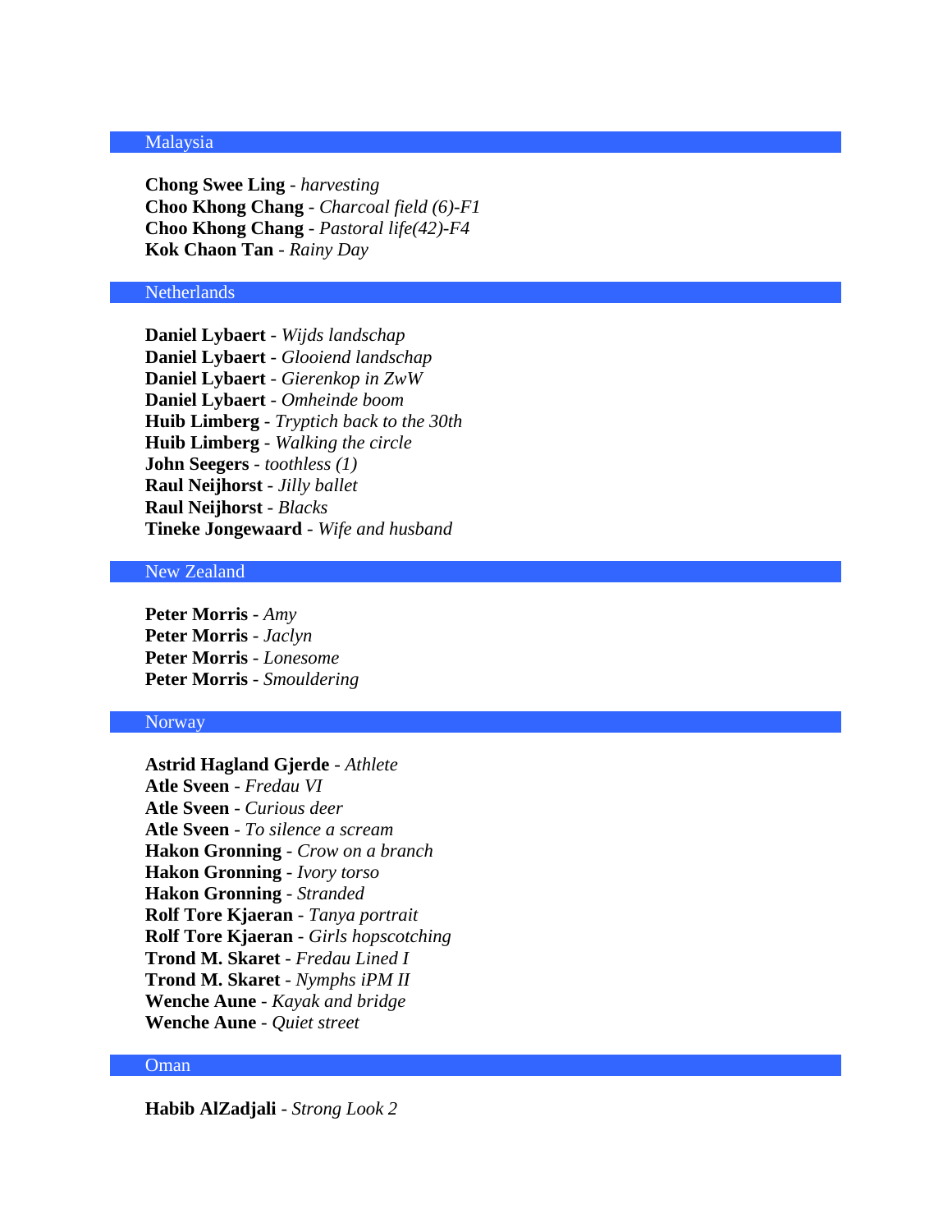## Malaysia

**Chong Swee Ling** - *harvesting*
**Choo Khong Chang** - *Charcoal field (6)-F1*
**Choo Khong Chang** - *Pastoral life(42)-F4*
**Kok Chaon Tan** - *Rainy Day*

## Netherlands

**Daniel Lybaert** - *Wijds landschap*
**Daniel Lybaert** - *Glooiend landschap*
**Daniel Lybaert** - *Gierenkop in ZwW*
**Daniel Lybaert** - *Omheinde boom*
**Huib Limberg** - *Tryptich back to the 30th*
**Huib Limberg** - *Walking the circle*
**John Seegers** - *toothless (1)*
**Raul Neijhorst** - *Jilly ballet*
**Raul Neijhorst** - *Blacks*
**Tineke Jongewaard** - *Wife and husband*

## New Zealand

**Peter Morris** - *Amy*
**Peter Morris** - *Jaclyn*
**Peter Morris** - *Lonesome*
**Peter Morris** - *Smouldering*

## Norway

**Astrid Hagland Gjerde** - *Athlete*
**Atle Sveen** - *Fredau VI*
**Atle Sveen** - *Curious deer*
**Atle Sveen** - *To silence a scream*
**Hakon Gronning** - *Crow on a branch*
**Hakon Gronning** - *Ivory torso*
**Hakon Gronning** - *Stranded*
**Rolf Tore Kjaeran** - *Tanya portrait*
**Rolf Tore Kjaeran** - *Girls hopscotching*
**Trond M. Skaret** - *Fredau Lined I*
**Trond M. Skaret** - *Nymphs iPM II*
**Wenche Aune** - *Kayak and bridge*
**Wenche Aune** - *Quiet street*

## Oman

**Habib AlZadjali** - *Strong Look 2*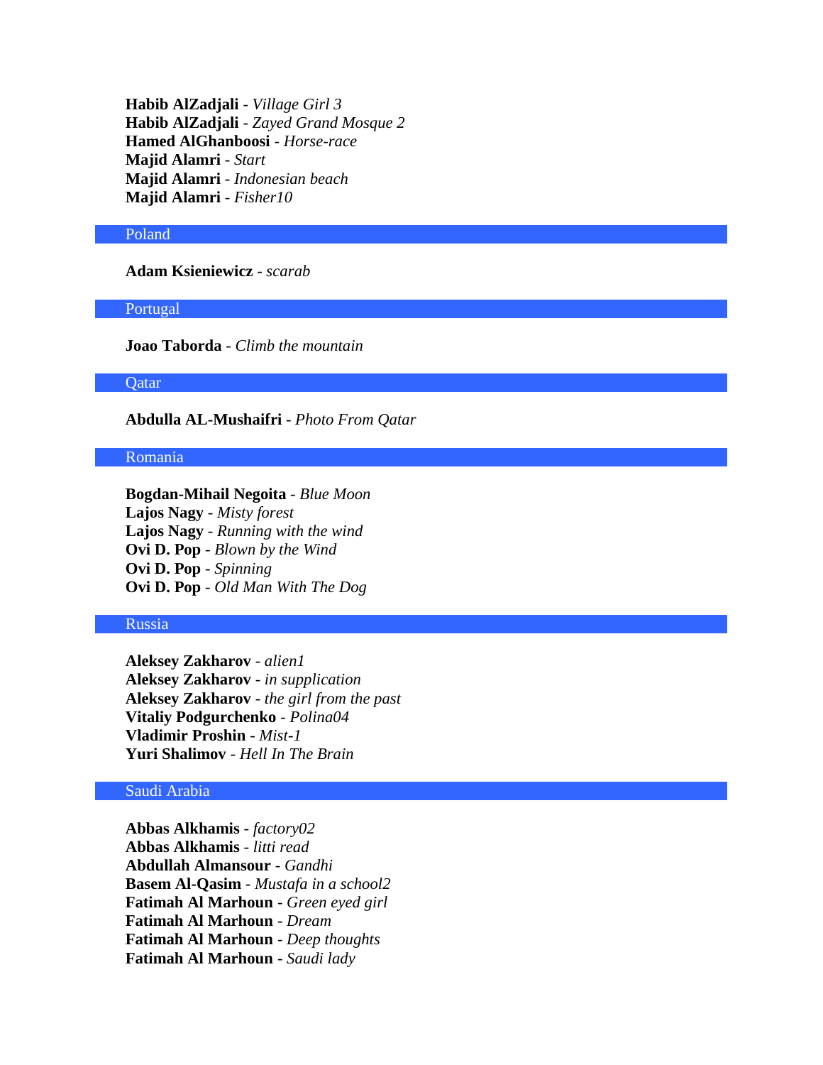**Habib AlZadjali** - *Village Girl 3*
**Habib AlZadjali** - *Zayed Grand Mosque 2*
**Hamed AlGhanboosi** - *Horse-race*
**Majid Alamri** - *Start*
**Majid Alamri** - *Indonesian beach*
**Majid Alamri** - *Fisher10*

## Poland

**Adam Ksieniewicz** - *scarab*

## Portugal

**Joao Taborda** - *Climb the mountain*

## Qatar

**Abdulla AL-Mushaifri** - *Photo From Qatar*

## Romania

**Bogdan-Mihail Negoita** - *Blue Moon*
**Lajos Nagy** - *Misty forest*
**Lajos Nagy** - *Running with the wind*
**Ovi D. Pop** - *Blown by the Wind*
**Ovi D. Pop** - *Spinning*
**Ovi D. Pop** - *Old Man With The Dog*

## Russia

**Aleksey Zakharov** - *alien1*
**Aleksey Zakharov** - *in supplication*
**Aleksey Zakharov** - *the girl from the past*
**Vitaliy Podgurchenko** - *Polina04*
**Vladimir Proshin** - *Mist-1*
**Yuri Shalimov** - *Hell In The Brain*

## Saudi Arabia

**Abbas Alkhamis** - *factory02*
**Abbas Alkhamis** - *litti read*
**Abdullah Almansour** - *Gandhi*
**Basem Al-Qasim** - *Mustafa in a school2*
**Fatimah Al Marhoun** - *Green eyed girl*
**Fatimah Al Marhoun** - *Dream*
**Fatimah Al Marhoun** - *Deep thoughts*
**Fatimah Al Marhoun** - *Saudi lady*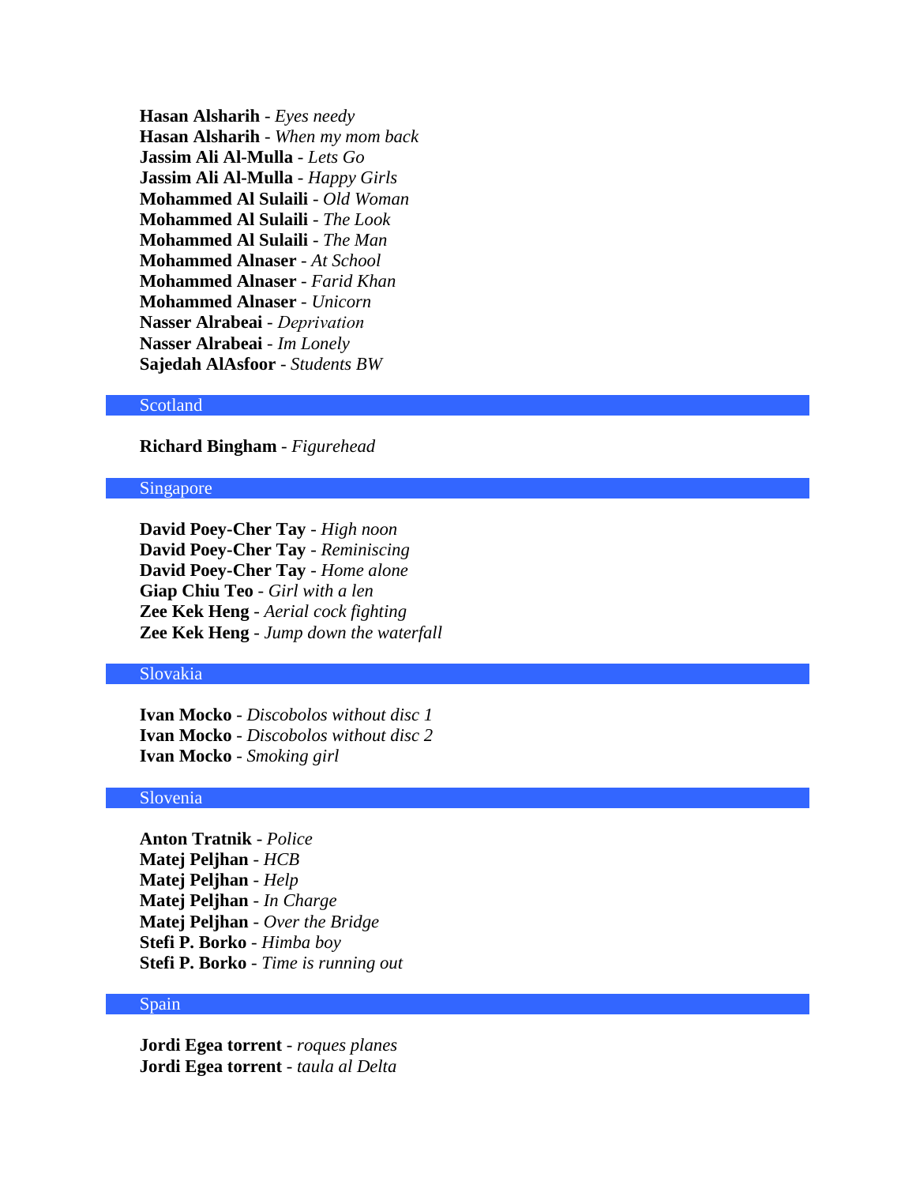**Hasan Alsharih** - *Eyes needy*
**Hasan Alsharih** - *When my mom back*
**Jassim Ali Al-Mulla** - *Lets Go*
**Jassim Ali Al-Mulla** - *Happy Girls*
**Mohammed Al Sulaili** - *Old Woman*
**Mohammed Al Sulaili** - *The Look*
**Mohammed Al Sulaili** - *The Man*
**Mohammed Alnaser** - *At School*
**Mohammed Alnaser** - *Farid Khan*
**Mohammed Alnaser** - *Unicorn*
**Nasser Alrabeai** - *Deprivation*
**Nasser Alrabeai** - *Im Lonely*
**Sajedah AlAsfoor** - *Students BW*

## Scotland

**Richard Bingham** - *Figurehead*

## Singapore

**David Poey-Cher Tay** - *High noon*
**David Poey-Cher Tay** - *Reminiscing*
**David Poey-Cher Tay** - *Home alone*
**Giap Chiu Teo** - *Girl with a len*
**Zee Kek Heng** - *Aerial cock fighting*
**Zee Kek Heng** - *Jump down the waterfall*

## Slovakia

**Ivan Mocko** - *Discobolos without disc 1*
**Ivan Mocko** - *Discobolos without disc 2*
**Ivan Mocko** - *Smoking girl*

## Slovenia

**Anton Tratnik** - *Police*
**Matej Peljhan** - *HCB*
**Matej Peljhan** - *Help*
**Matej Peljhan** - *In Charge*
**Matej Peljhan** - *Over the Bridge*
**Stefi P. Borko** - *Himba boy*
**Stefi P. Borko** - *Time is running out*

## Spain

**Jordi Egea torrent** - *roques planes*
**Jordi Egea torrent** - *taula al Delta*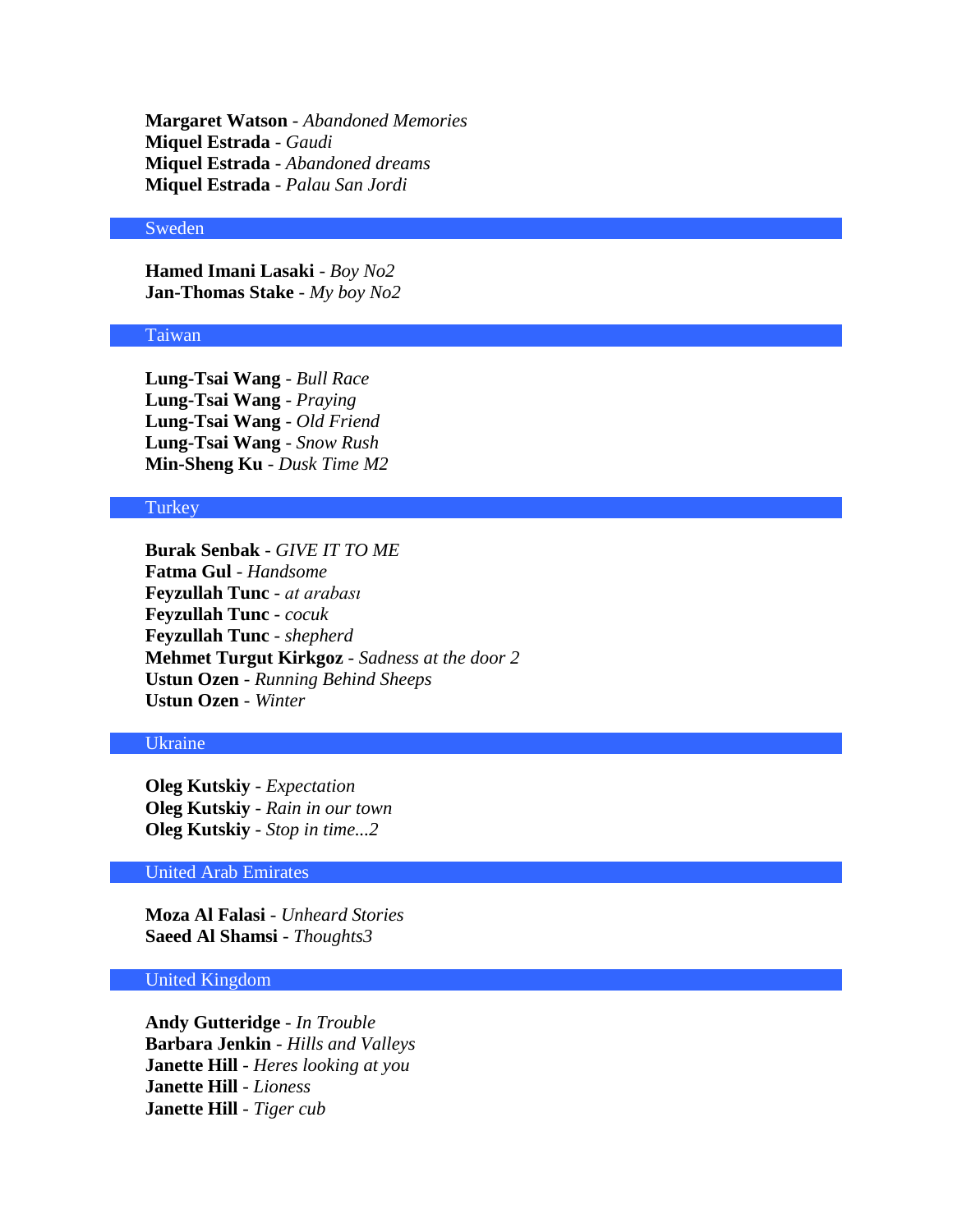**Margaret Watson** - *Abandoned Memories*
**Miquel Estrada** - *Gaudi*
**Miquel Estrada** - *Abandoned dreams*
**Miquel Estrada** - *Palau San Jordi*

## Sweden

**Hamed Imani Lasaki** - *Boy No2*
**Jan-Thomas Stake** - *My boy No2*

## Taiwan

**Lung-Tsai Wang** - *Bull Race*
**Lung-Tsai Wang** - *Praying*
**Lung-Tsai Wang** - *Old Friend*
**Lung-Tsai Wang** - *Snow Rush*
**Min-Sheng Ku** - *Dusk Time M2*

## Turkey

**Burak Senbak** - *GIVE IT TO ME*
**Fatma Gul** - *Handsome*
**Feyzullah Tunc** - *at arabası*
**Feyzullah Tunc** - *cocuk*
**Feyzullah Tunc** - *shepherd*
**Mehmet Turgut Kirkgoz** - *Sadness at the door 2*
**Ustun Ozen** - *Running Behind Sheeps*
**Ustun Ozen** - *Winter*

## Ukraine

**Oleg Kutskiy** - *Expectation*
**Oleg Kutskiy** - *Rain in our town*
**Oleg Kutskiy** - *Stop in time...2*

## United Arab Emirates

**Moza Al Falasi** - *Unheard Stories*
**Saeed Al Shamsi** - *Thoughts3*

## United Kingdom

**Andy Gutteridge** - *In Trouble*
**Barbara Jenkin** - *Hills and Valleys*
**Janette Hill** - *Heres looking at you*
**Janette Hill** - *Lioness*
**Janette Hill** - *Tiger cub*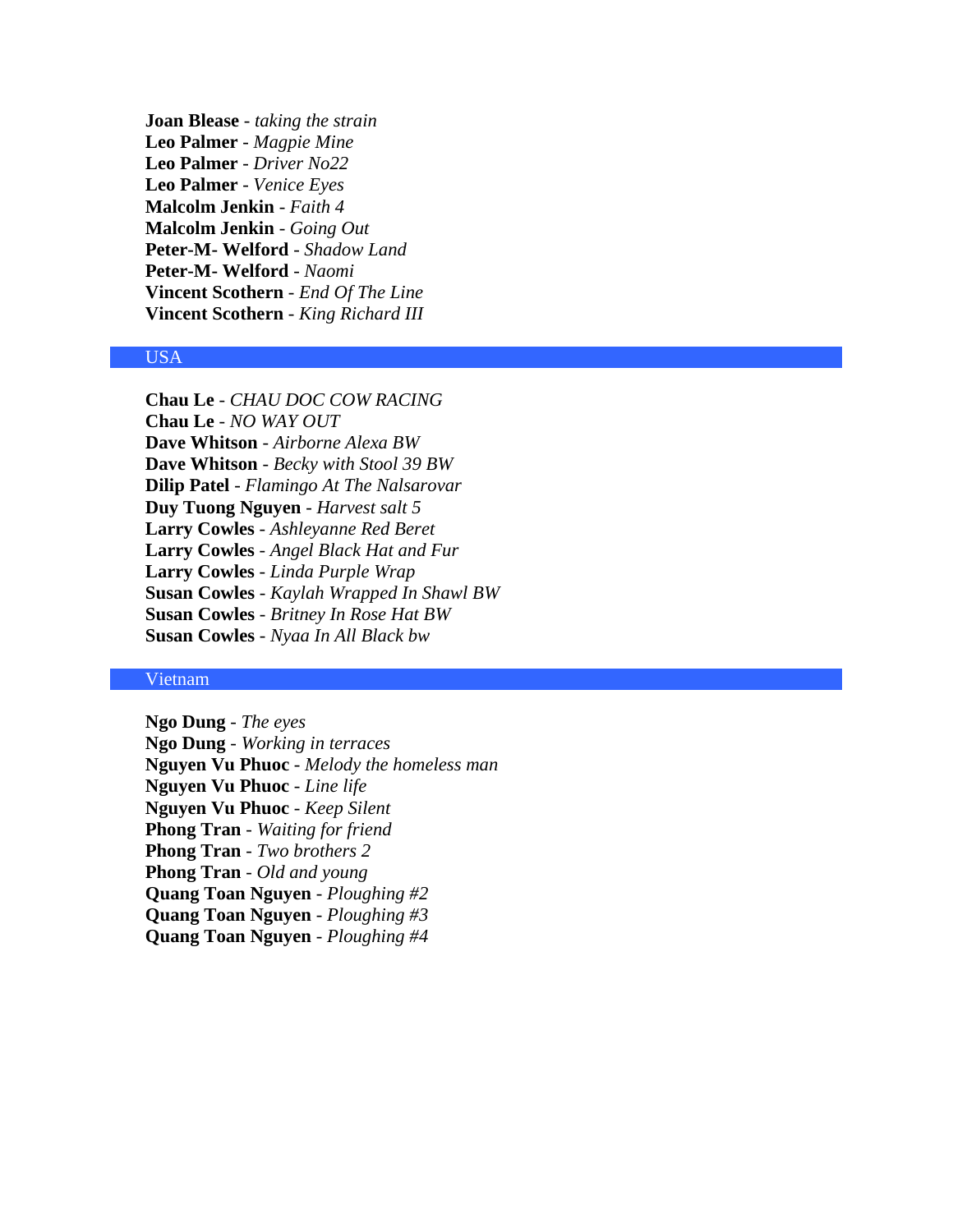**Joan Blease** - *taking the strain*
**Leo Palmer** - *Magpie Mine*
**Leo Palmer** - *Driver No22*
**Leo Palmer** - *Venice Eyes*
**Malcolm Jenkin** - *Faith 4*
**Malcolm Jenkin** - *Going Out*
**Peter-M- Welford** - *Shadow Land*
**Peter-M- Welford** - *Naomi*
**Vincent Scothern** - *End Of The Line*
**Vincent Scothern** - *King Richard III*

## USA

**Chau Le** - *CHAU DOC COW RACING*
**Chau Le** - *NO WAY OUT*
**Dave Whitson** - *Airborne Alexa BW*
**Dave Whitson** - *Becky with Stool 39 BW*
**Dilip Patel** - *Flamingo At The Nalsarovar*
**Duy Tuong Nguyen** - *Harvest salt 5*
**Larry Cowles** - *Ashleyanne Red Beret*
**Larry Cowles** - *Angel Black Hat and Fur*
**Larry Cowles** - *Linda Purple Wrap*
**Susan Cowles** - *Kaylah Wrapped In Shawl BW*
**Susan Cowles** - *Britney In Rose Hat BW*
**Susan Cowles** - *Nyaa In All Black bw*

## Vietnam

**Ngo Dung** - *The eyes*
**Ngo Dung** - *Working in terraces*
**Nguyen Vu Phuoc** - *Melody the homeless man*
**Nguyen Vu Phuoc** - *Line life*
**Nguyen Vu Phuoc** - *Keep Silent*
**Phong Tran** - *Waiting for friend*
**Phong Tran** - *Two brothers 2*
**Phong Tran** - *Old and young*
**Quang Toan Nguyen** - *Ploughing #2*
**Quang Toan Nguyen** - *Ploughing #3*
**Quang Toan Nguyen** - *Ploughing #4*